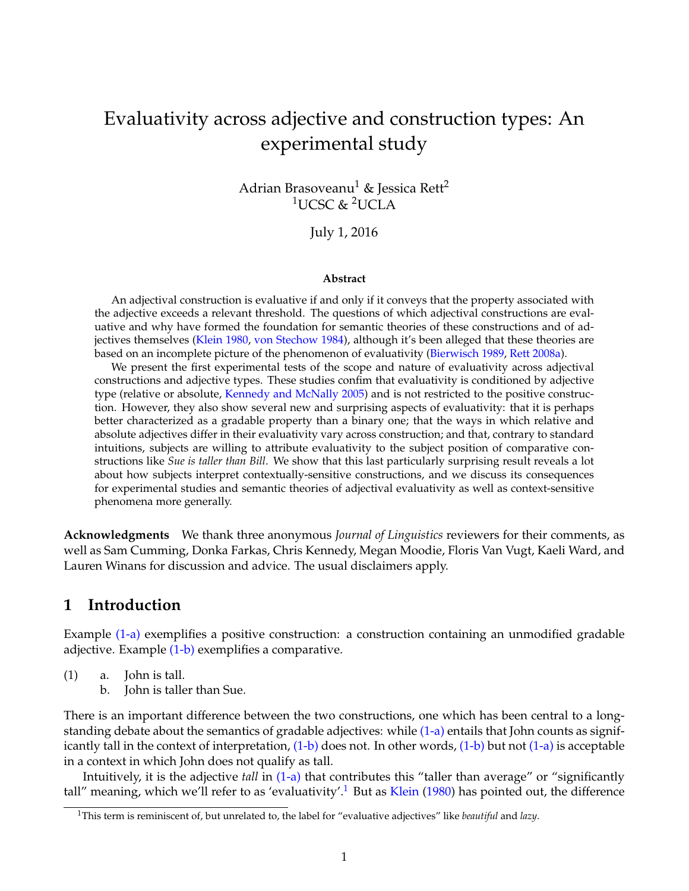# Evaluativity across adjective and construction types: An experimental study

Adrian Brasoveanu[1] & Jessica Rett[2]
[1]UCSC & [2]UCLA

July 1, 2016

### Abstract

An adjectival construction is evaluative if and only if it conveys that the property associated with the adjective exceeds a relevant threshold. The questions of which adjectival constructions are evaluative and why have formed the foundation for semantic theories of these constructions and of adjectives themselves (Klein 1980, von Stechow 1984), although it's been alleged that these theories are based on an incomplete picture of the phenomenon of evaluativity (Bierwisch 1989, Rett 2008a).

We present the first experimental tests of the scope and nature of evaluativity across adjectival constructions and adjective types. These studies confim that evaluativity is conditioned by adjective type (relative or absolute, Kennedy and McNally 2005) and is not restricted to the positive construction. However, they also show several new and surprising aspects of evaluativity: that it is perhaps better characterized as a gradable property than a binary one; that the ways in which relative and absolute adjectives differ in their evaluativity vary across construction; and that, contrary to standard intuitions, subjects are willing to attribute evaluativity to the subject position of comparative constructions like *Sue is taller than Bill*. We show that this last particularly surprising result reveals a lot about how subjects interpret contextually-sensitive constructions, and we discuss its consequences for experimental studies and semantic theories of adjectival evaluativity as well as context-sensitive phenomena more generally.

**Acknowledgments** We thank three anonymous *Journal of Linguistics* reviewers for their comments, as well as Sam Cumming, Donka Farkas, Chris Kennedy, Megan Moodie, Floris Van Vugt, Kaeli Ward, and Lauren Winans for discussion and advice. The usual disclaimers apply.

## 1 Introduction

Example (1-a) exemplifies a positive construction: a construction containing an unmodified gradable adjective. Example (1-b) exemplifies a comparative.

(1) a. John is tall.
  b. John is taller than Sue.

There is an important difference between the two constructions, one which has been central to a long-standing debate about the semantics of gradable adjectives: while (1-a) entails that John counts as significantly tall in the context of interpretation, (1-b) does not. In other words, (1-b) but not (1-a) is acceptable in a context in which John does not qualify as tall.

Intuitively, it is the adjective *tall* in (1-a) that contributes this "taller than average" or "significantly tall" meaning, which we'll refer to as 'evaluativity'.[1] But as Klein (1980) has pointed out, the difference

[1] This term is reminiscent of, but unrelated to, the label for "evaluative adjectives" like *beautiful* and *lazy*.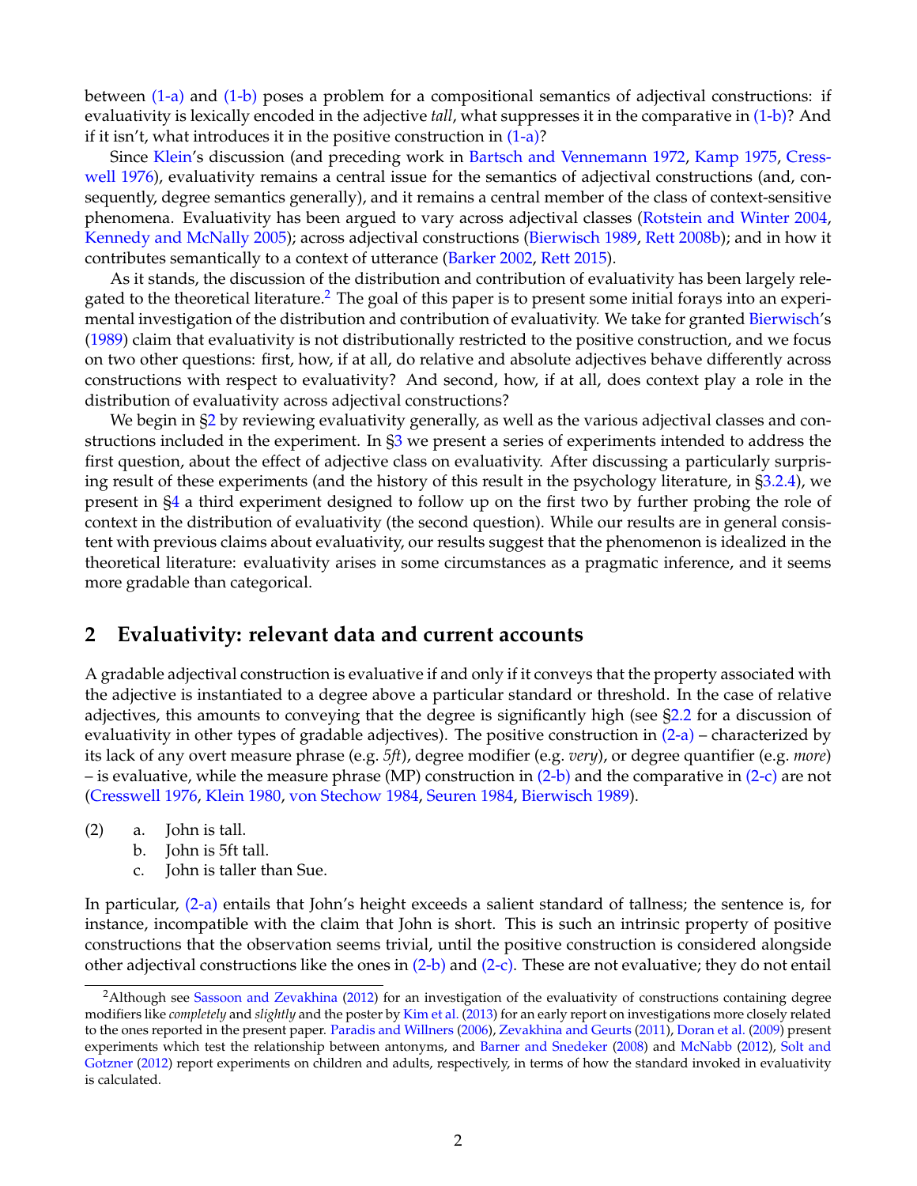between (1-a) and (1-b) poses a problem for a compositional semantics of adjectival constructions: if evaluativity is lexically encoded in the adjective *tall*, what suppresses it in the comparative in (1-b)? And if it isn't, what introduces it in the positive construction in (1-a)?

Since Klein's discussion (and preceding work in Bartsch and Vennemann 1972, Kamp 1975, Cresswell 1976), evaluativity remains a central issue for the semantics of adjectival constructions (and, consequently, degree semantics generally), and it remains a central member of the class of context-sensitive phenomena. Evaluativity has been argued to vary across adjectival classes (Rotstein and Winter 2004, Kennedy and McNally 2005); across adjectival constructions (Bierwisch 1989, Rett 2008b); and in how it contributes semantically to a context of utterance (Barker 2002, Rett 2015).

As it stands, the discussion of the distribution and contribution of evaluativity has been largely relegated to the theoretical literature.[2] The goal of this paper is to present some initial forays into an experimental investigation of the distribution and contribution of evaluativity. We take for granted Bierwisch's (1989) claim that evaluativity is not distributionally restricted to the positive construction, and we focus on two other questions: first, how, if at all, do relative and absolute adjectives behave differently across constructions with respect to evaluativity? And second, how, if at all, does context play a role in the distribution of evaluativity across adjectival constructions?

We begin in §2 by reviewing evaluativity generally, as well as the various adjectival classes and constructions included in the experiment. In §3 we present a series of experiments intended to address the first question, about the effect of adjective class on evaluativity. After discussing a particularly surprising result of these experiments (and the history of this result in the psychology literature, in §3.2.4), we present in §4 a third experiment designed to follow up on the first two by further probing the role of context in the distribution of evaluativity (the second question). While our results are in general consistent with previous claims about evaluativity, our results suggest that the phenomenon is idealized in the theoretical literature: evaluativity arises in some circumstances as a pragmatic inference, and it seems more gradable than categorical.

## 2 Evaluativity: relevant data and current accounts

A gradable adjectival construction is evaluative if and only if it conveys that the property associated with the adjective is instantiated to a degree above a particular standard or threshold. In the case of relative adjectives, this amounts to conveying that the degree is significantly high (see §2.2 for a discussion of evaluativity in other types of gradable adjectives). The positive construction in (2-a) – characterized by its lack of any overt measure phrase (e.g. *5ft*), degree modifier (e.g. *very*), or degree quantifier (e.g. *more*) – is evaluative, while the measure phrase (MP) construction in (2-b) and the comparative in (2-c) are not (Cresswell 1976, Klein 1980, von Stechow 1984, Seuren 1984, Bierwisch 1989).

(2) a. John is tall.
 b. John is 5ft tall.
 c. John is taller than Sue.

In particular, (2-a) entails that John's height exceeds a salient standard of tallness; the sentence is, for instance, incompatible with the claim that John is short. This is such an intrinsic property of positive constructions that the observation seems trivial, until the positive construction is considered alongside other adjectival constructions like the ones in (2-b) and (2-c). These are not evaluative; they do not entail

[2] Although see Sassoon and Zevakhina (2012) for an investigation of the evaluativity of constructions containing degree modifiers like *completely* and *slightly* and the poster by Kim et al. (2013) for an early report on investigations more closely related to the ones reported in the present paper. Paradis and Willners (2006), Zevakhina and Geurts (2011), Doran et al. (2009) present experiments which test the relationship between antonyms, and Barner and Snedeker (2008) and McNabb (2012), Solt and Gotzner (2012) report experiments on children and adults, respectively, in terms of how the standard invoked in evaluativity is calculated.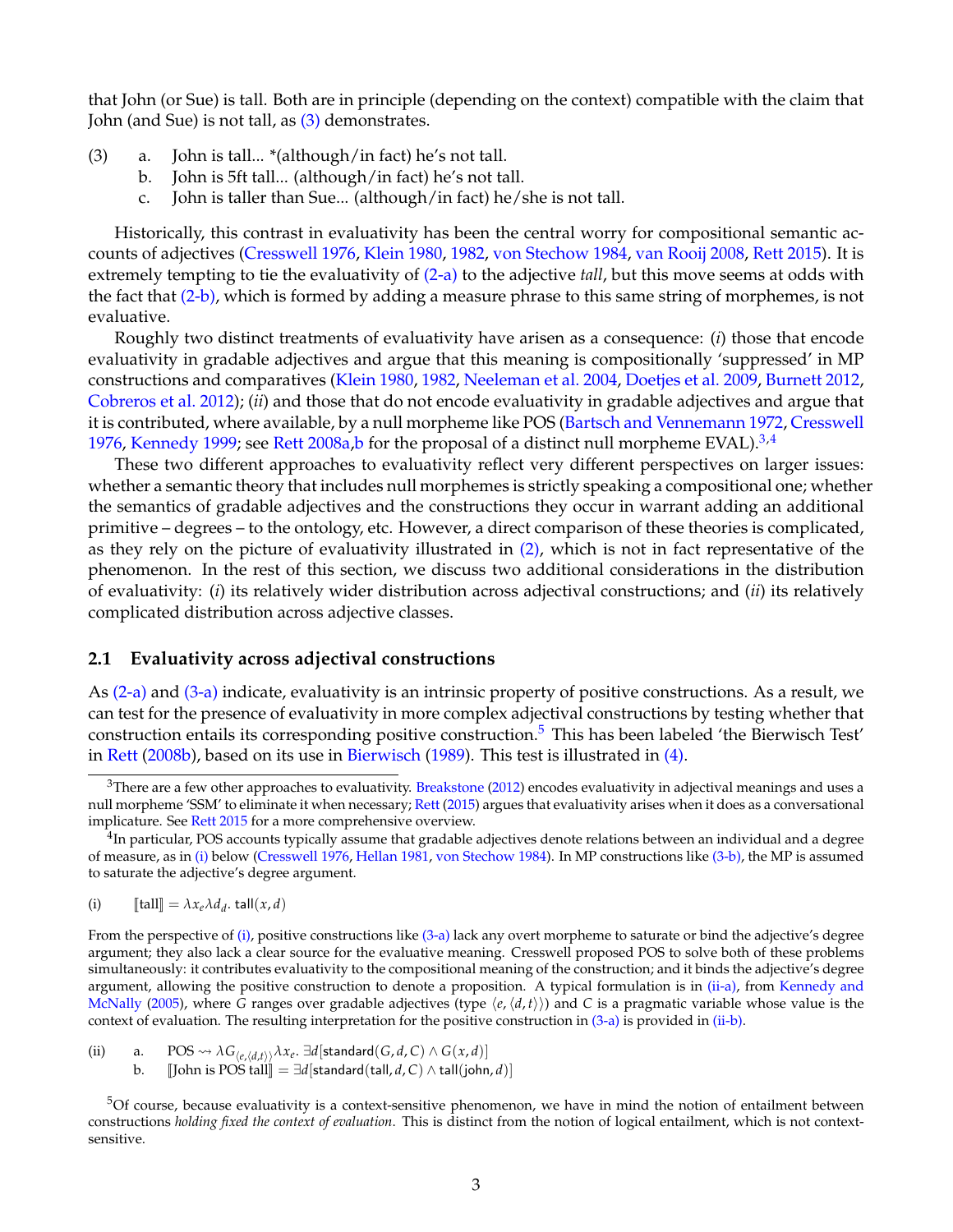that John (or Sue) is tall. Both are in principle (depending on the context) compatible with the claim that John (and Sue) is not tall, as (3) demonstrates.

(3) a. John is tall... *(although/in fact) he's not tall.
 b. John is 5ft tall... (although/in fact) he's not tall.
 c. John is taller than Sue... (although/in fact) he/she is not tall.

Historically, this contrast in evaluativity has been the central worry for compositional semantic accounts of adjectives (Cresswell 1976, Klein 1980, 1982, von Stechow 1984, van Rooij 2008, Rett 2015). It is extremely tempting to tie the evaluativity of (2-a) to the adjective *tall*, but this move seems at odds with the fact that (2-b), which is formed by adding a measure phrase to this same string of morphemes, is not evaluative.

Roughly two distinct treatments of evaluativity have arisen as a consequence: (*i*) those that encode evaluativity in gradable adjectives and argue that this meaning is compositionally 'suppressed' in MP constructions and comparatives (Klein 1980, 1982, Neeleman et al. 2004, Doetjes et al. 2009, Burnett 2012, Cobreros et al. 2012); (*ii*) and those that do not encode evaluativity in gradable adjectives and argue that it is contributed, where available, by a null morpheme like POS (Bartsch and Vennemann 1972, Cresswell 1976, Kennedy 1999; see Rett 2008a,b for the proposal of a distinct null morpheme EVAL).[3,4]

These two different approaches to evaluativity reflect very different perspectives on larger issues: whether a semantic theory that includes null morphemes is strictly speaking a compositional one; whether the semantics of gradable adjectives and the constructions they occur in warrant adding an additional primitive – degrees – to the ontology, etc. However, a direct comparison of these theories is complicated, as they rely on the picture of evaluativity illustrated in (2), which is not in fact representative of the phenomenon. In the rest of this section, we discuss two additional considerations in the distribution of evaluativity: (*i*) its relatively wider distribution across adjectival constructions; and (*ii*) its relatively complicated distribution across adjective classes.

## 2.1 Evaluativity across adjectival constructions

As (2-a) and (3-a) indicate, evaluativity is an intrinsic property of positive constructions. As a result, we can test for the presence of evaluativity in more complex adjectival constructions by testing whether that construction entails its corresponding positive construction.[5] This has been labeled 'the Bierwisch Test' in Rett (2008b), based on its use in Bierwisch (1989). This test is illustrated in (4).

---

[3] There are a few other approaches to evaluativity. Breakstone (2012) encodes evaluativity in adjectival meanings and uses a null morpheme 'SSM' to eliminate it when necessary; Rett (2015) argues that evaluativity arises when it does as a conversational implicature. See Rett 2015 for a more comprehensive overview.

[4] In particular, POS accounts typically assume that gradable adjectives denote relations between an individual and a degree of measure, as in (i) below (Cresswell 1976, Hellan 1981, von Stechow 1984). In MP constructions like (3-b), the MP is assumed to saturate the adjective's degree argument.

(i) $[\![\text{tall}]\!] = \lambda x_e \lambda d_d.\ \mathsf{tall}(x,d)$

From the perspective of (i), positive constructions like (3-a) lack any overt morpheme to saturate or bind the adjective's degree argument; they also lack a clear source for the evaluative meaning. Cresswell proposed POS to solve both of these problems simultaneously: it contributes evaluativity to the compositional meaning of the construction; and it binds the adjective's degree argument, allowing the positive construction to denote a proposition. A typical formulation is in (ii-a), from Kennedy and McNally (2005), where $G$ ranges over gradable adjectives (type $\langle e,\langle d,t\rangle\rangle$) and $C$ is a pragmatic variable whose value is the context of evaluation. The resulting interpretation for the positive construction in (3-a) is provided in (ii-b).

(ii) a. POS $\rightsquigarrow \lambda G_{\langle e,\langle d,t\rangle\rangle} \lambda x_e.\ \exists d[\mathsf{standard}(G,d,C) \wedge G(x,d)]$
 b. $[\![\text{John is POS tall}]\!] = \exists d[\mathsf{standard}(\mathsf{tall},d,C) \wedge \mathsf{tall}(\mathsf{john},d)]$

[5] Of course, because evaluativity is a context-sensitive phenomenon, we have in mind the notion of entailment between constructions *holding fixed the context of evaluation*. This is distinct from the notion of logical entailment, which is not context-sensitive.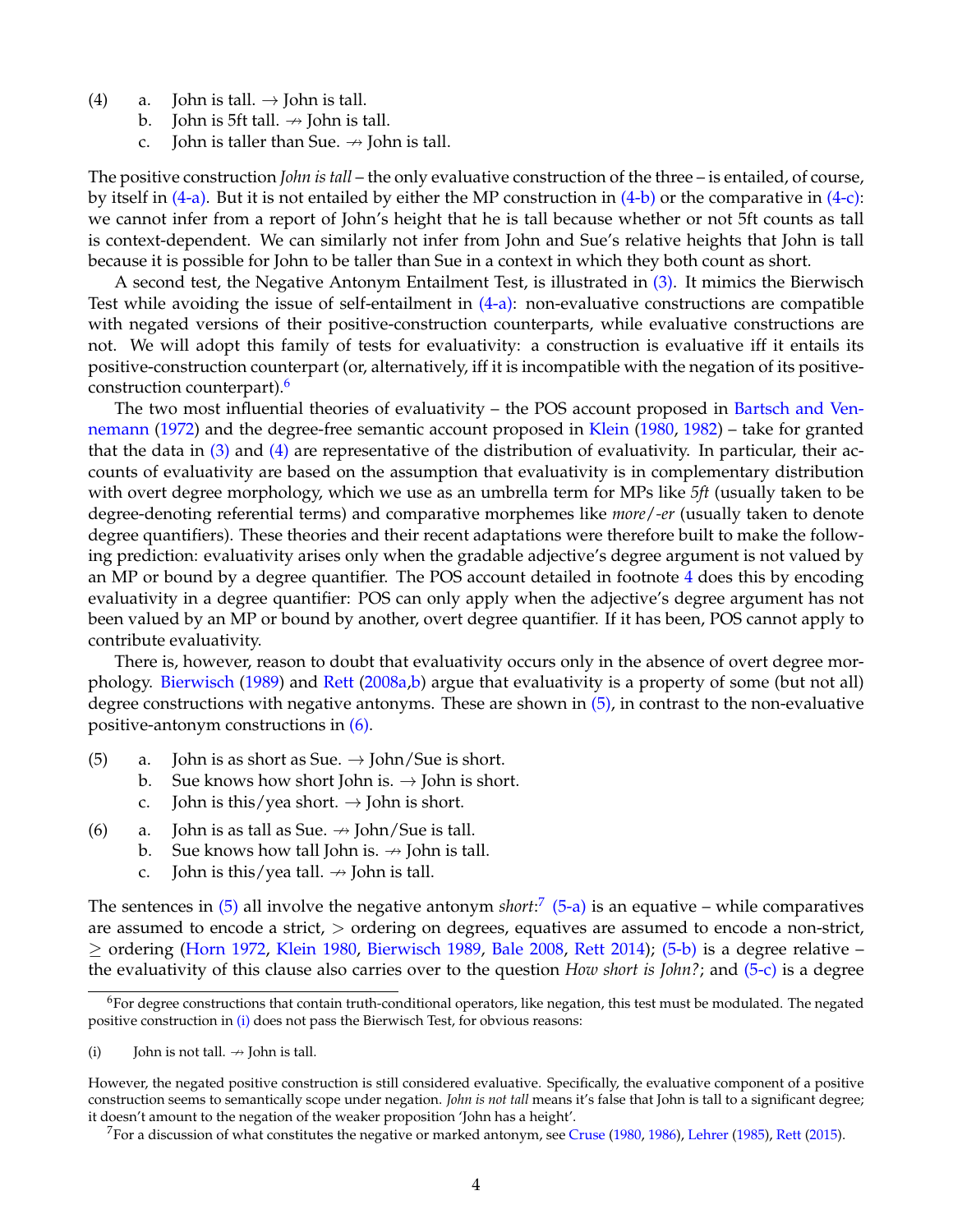(4) a. John is tall. → John is tall.
  b. John is 5ft tall. ↛ John is tall.
  c. John is taller than Sue. ↛ John is tall.

The positive construction *John is tall* – the only evaluative construction of the three – is entailed, of course, by itself in (4-a). But it is not entailed by either the MP construction in (4-b) or the comparative in (4-c): we cannot infer from a report of John's height that he is tall because whether or not 5ft counts as tall is context-dependent. We can similarly not infer from John and Sue's relative heights that John is tall because it is possible for John to be taller than Sue in a context in which they both count as short.

A second test, the Negative Antonym Entailment Test, is illustrated in (3). It mimics the Bierwisch Test while avoiding the issue of self-entailment in (4-a): non-evaluative constructions are compatible with negated versions of their positive-construction counterparts, while evaluative constructions are not. We will adopt this family of tests for evaluativity: a construction is evaluative iff it entails its positive-construction counterpart (or, alternatively, iff it is incompatible with the negation of its positive-construction counterpart).[6]

The two most influential theories of evaluativity – the POS account proposed in Bartsch and Vennemann (1972) and the degree-free semantic account proposed in Klein (1980, 1982) – take for granted that the data in (3) and (4) are representative of the distribution of evaluativity. In particular, their accounts of evaluativity are based on the assumption that evaluativity is in complementary distribution with overt degree morphology, which we use as an umbrella term for MPs like *5ft* (usually taken to be degree-denoting referential terms) and comparative morphemes like *more*/*-er* (usually taken to denote degree quantifiers). These theories and their recent adaptations were therefore built to make the following prediction: evaluativity arises only when the gradable adjective's degree argument is not valued by an MP or bound by a degree quantifier. The POS account detailed in footnote 4 does this by encoding evaluativity in a degree quantifier: POS can only apply when the adjective's degree argument has not been valued by an MP or bound by another, overt degree quantifier. If it has been, POS cannot apply to contribute evaluativity.

There is, however, reason to doubt that evaluativity occurs only in the absence of overt degree morphology. Bierwisch (1989) and Rett (2008a,b) argue that evaluativity is a property of some (but not all) degree constructions with negative antonyms. These are shown in (5), in contrast to the non-evaluative positive-antonym constructions in (6).

(5) a. John is as short as Sue. → John/Sue is short.
  b. Sue knows how short John is. → John is short.
  c. John is this/yea short. → John is short.

(6) a. John is as tall as Sue. ↛ John/Sue is tall.
  b. Sue knows how tall John is. ↛ John is tall.
  c. John is this/yea tall. ↛ John is tall.

The sentences in (5) all involve the negative antonym *short*:[7] (5-a) is an equative – while comparatives are assumed to encode a strict, $>$ ordering on degrees, equatives are assumed to encode a non-strict, $\geq$ ordering (Horn 1972, Klein 1980, Bierwisch 1989, Bale 2008, Rett 2014); (5-b) is a degree relative – the evaluativity of this clause also carries over to the question *How short is John?*; and (5-c) is a degree

---

[6] For degree constructions that contain truth-conditional operators, like negation, this test must be modulated. The negated positive construction in (i) does not pass the Bierwisch Test, for obvious reasons:

(i) John is not tall. ↛ John is tall.

However, the negated positive construction is still considered evaluative. Specifically, the evaluative component of a positive construction seems to semantically scope under negation. *John is not tall* means it's false that John is tall to a significant degree; it doesn't amount to the negation of the weaker proposition 'John has a height'.

[7] For a discussion of what constitutes the negative or marked antonym, see Cruse (1980, 1986), Lehrer (1985), Rett (2015).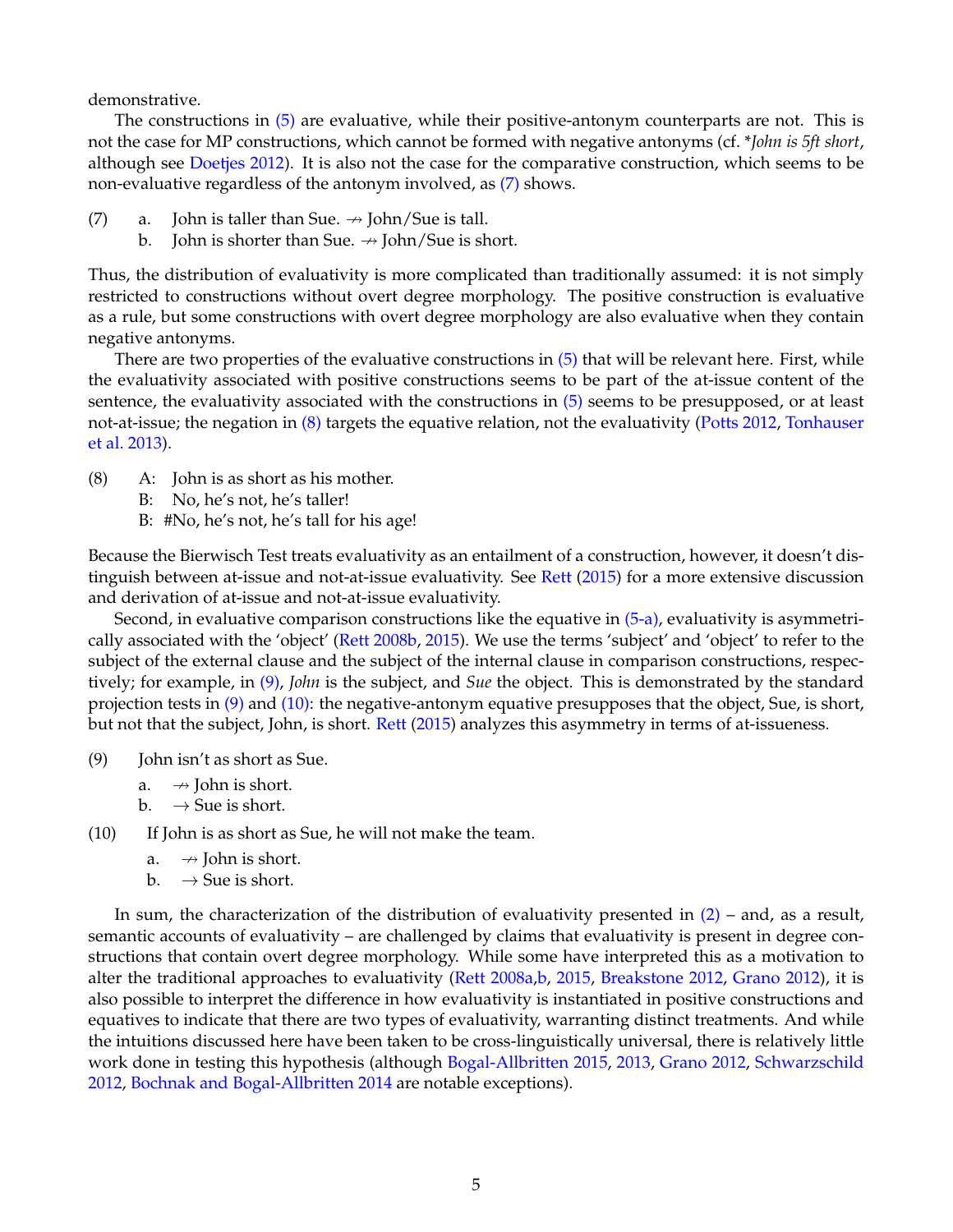demonstrative.

The constructions in (5) are evaluative, while their positive-antonym counterparts are not. This is not the case for MP constructions, which cannot be formed with negative antonyms (cf. **John is 5ft short*, although see Doetjes 2012). It is also not the case for the comparative construction, which seems to be non-evaluative regardless of the antonym involved, as (7) shows.

(7) a. John is taller than Sue. $\nrightarrow$ John/Sue is tall.
    b. John is shorter than Sue. $\nrightarrow$ John/Sue is short.

Thus, the distribution of evaluativity is more complicated than traditionally assumed: it is not simply restricted to constructions without overt degree morphology. The positive construction is evaluative as a rule, but some constructions with overt degree morphology are also evaluative when they contain negative antonyms.

There are two properties of the evaluative constructions in (5) that will be relevant here. First, while the evaluativity associated with positive constructions seems to be part of the at-issue content of the sentence, the evaluativity associated with the constructions in (5) seems to be presupposed, or at least not-at-issue; the negation in (8) targets the equative relation, not the evaluativity (Potts 2012, Tonhauser et al. 2013).

(8) A: John is as short as his mother.
    B: No, he's not, he's taller!
    B: #No, he's not, he's tall for his age!

Because the Bierwisch Test treats evaluativity as an entailment of a construction, however, it doesn't distinguish between at-issue and not-at-issue evaluativity. See Rett (2015) for a more extensive discussion and derivation of at-issue and not-at-issue evaluativity.

Second, in evaluative comparison constructions like the equative in (5-a), evaluativity is asymmetrically associated with the 'object' (Rett 2008b, 2015). We use the terms 'subject' and 'object' to refer to the subject of the external clause and the subject of the internal clause in comparison constructions, respectively; for example, in (9), *John* is the subject, and *Sue* the object. This is demonstrated by the standard projection tests in (9) and (10): the negative-antonym equative presupposes that the object, Sue, is short, but not that the subject, John, is short. Rett (2015) analyzes this asymmetry in terms of at-issueness.

(9) John isn't as short as Sue.
    a. $\nrightarrow$ John is short.
    b. $\rightarrow$ Sue is short.

(10) If John is as short as Sue, he will not make the team.
    a. $\nrightarrow$ John is short.
    b. $\rightarrow$ Sue is short.

In sum, the characterization of the distribution of evaluativity presented in (2) – and, as a result, semantic accounts of evaluativity – are challenged by claims that evaluativity is present in degree constructions that contain overt degree morphology. While some have interpreted this as a motivation to alter the traditional approaches to evaluativity (Rett 2008a,b, 2015, Breakstone 2012, Grano 2012), it is also possible to interpret the difference in how evaluativity is instantiated in positive constructions and equatives to indicate that there are two types of evaluativity, warranting distinct treatments. And while the intuitions discussed here have been taken to be cross-linguistically universal, there is relatively little work done in testing this hypothesis (although Bogal-Allbritten 2015, 2013, Grano 2012, Schwarzschild 2012, Bochnak and Bogal-Allbritten 2014 are notable exceptions).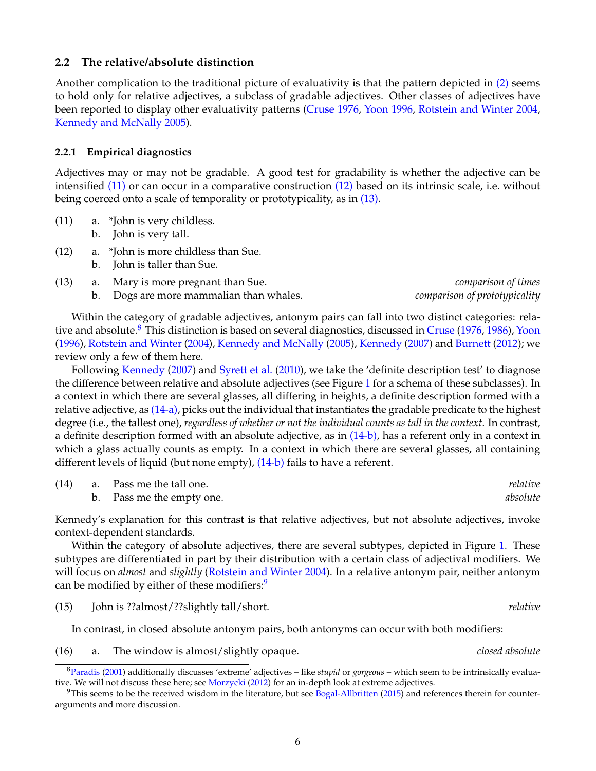## 2.2 The relative/absolute distinction

Another complication to the traditional picture of evaluativity is that the pattern depicted in (2) seems to hold only for relative adjectives, a subclass of gradable adjectives. Other classes of adjectives have been reported to display other evaluativity patterns (Cruse 1976, Yoon 1996, Rotstein and Winter 2004, Kennedy and McNally 2005).

### 2.2.1 Empirical diagnostics

Adjectives may or may not be gradable. A good test for gradability is whether the adjective can be intensified (11) or can occur in a comparative construction (12) based on its intrinsic scale, i.e. without being coerced onto a scale of temporality or prototypicality, as in (13).

(11) a. *John is very childless.
b. John is very tall.

(12) a. *John is more childless than Sue.
b. John is taller than Sue.

(13) a. Mary is more pregnant than Sue. *comparison of times*
b. Dogs are more mammalian than whales. *comparison of prototypicality*

Within the category of gradable adjectives, antonym pairs can fall into two distinct categories: relative and absolute.[8] This distinction is based on several diagnostics, discussed in Cruse (1976, 1986), Yoon (1996), Rotstein and Winter (2004), Kennedy and McNally (2005), Kennedy (2007) and Burnett (2012); we review only a few of them here.

Following Kennedy (2007) and Syrett et al. (2010), we take the 'definite description test' to diagnose the difference between relative and absolute adjectives (see Figure 1 for a schema of these subclasses). In a context in which there are several glasses, all differing in heights, a definite description formed with a relative adjective, as (14-a), picks out the individual that instantiates the gradable predicate to the highest degree (i.e., the tallest one), *regardless of whether or not the individual counts as tall in the context*. In contrast, a definite description formed with an absolute adjective, as in (14-b), has a referent only in a context in which a glass actually counts as empty. In a context in which there are several glasses, all containing different levels of liquid (but none empty), (14-b) fails to have a referent.

(14) a. Pass me the tall one. *relative*
b. Pass me the empty one. *absolute*

Kennedy's explanation for this contrast is that relative adjectives, but not absolute adjectives, invoke context-dependent standards.

Within the category of absolute adjectives, there are several subtypes, depicted in Figure 1. These subtypes are differentiated in part by their distribution with a certain class of adjectival modifiers. We will focus on *almost* and *slightly* (Rotstein and Winter 2004). In a relative antonym pair, neither antonym can be modified by either of these modifiers:[9]

(15) John is ??almost/??slightly tall/short. *relative*

In contrast, in closed absolute antonym pairs, both antonyms can occur with both modifiers:

(16) a. The window is almost/slightly opaque. *closed absolute*

[8] Paradis (2001) additionally discusses 'extreme' adjectives – like *stupid* or *gorgeous* – which seem to be intrinsically evaluative. We will not discuss these here; see Morzycki (2012) for an in-depth look at extreme adjectives.

[9] This seems to be the received wisdom in the literature, but see Bogal-Allbritten (2015) and references therein for counter-arguments and more discussion.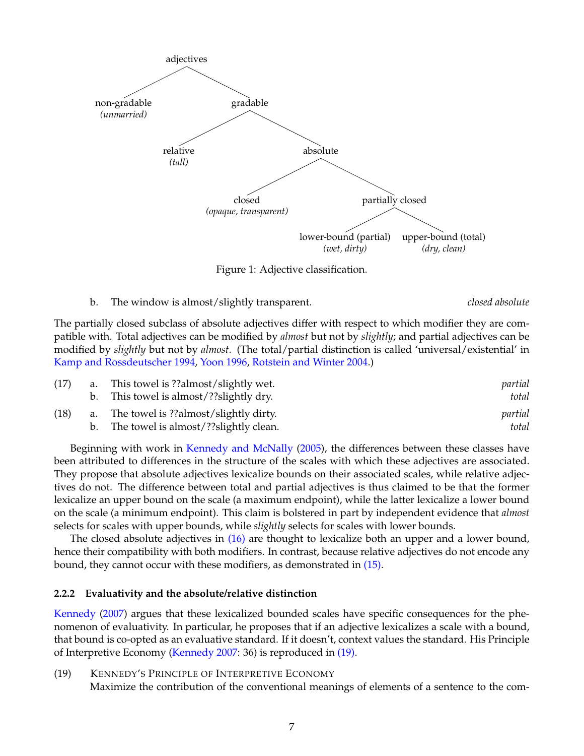```
adjectives
├── non-gradable (unmarried)
└── gradable
    ├── relative (tall)
    └── absolute
        ├── closed (opaque, transparent)
        └── partially closed
            ├── lower-bound (partial) (wet, dirty)
            └── upper-bound (total) (dry, clean)
```

Figure 1: Adjective classification.

b. The window is almost/slightly transparent. *closed absolute*

The partially closed subclass of absolute adjectives differ with respect to which modifier they are compatible with. Total adjectives can be modified by *almost* but not by *slightly*; and partial adjectives can be modified by *slightly* but not by *almost*. (The total/partial distinction is called 'universal/existential' in Kamp and Rossdeutscher 1994, Yoon 1996, Rotstein and Winter 2004.)

(17) a. This towel is ??almost/slightly wet. *partial*
b. This towel is almost/??slightly dry. *total*

(18) a. The towel is ??almost/slightly dirty. *partial*
b. The towel is almost/??slightly clean. *total*

Beginning with work in Kennedy and McNally (2005), the differences between these classes have been attributed to differences in the structure of the scales with which these adjectives are associated. They propose that absolute adjectives lexicalize bounds on their associated scales, while relative adjectives do not. The difference between total and partial adjectives is thus claimed to be that the former lexicalize an upper bound on the scale (a maximum endpoint), while the latter lexicalize a lower bound on the scale (a minimum endpoint). This claim is bolstered in part by independent evidence that *almost* selects for scales with upper bounds, while *slightly* selects for scales with lower bounds.

The closed absolute adjectives in (16) are thought to lexicalize both an upper and a lower bound, hence their compatibility with both modifiers. In contrast, because relative adjectives do not encode any bound, they cannot occur with these modifiers, as demonstrated in (15).

#### 2.2.2 Evaluativity and the absolute/relative distinction

Kennedy (2007) argues that these lexicalized bounded scales have specific consequences for the phenomenon of evaluativity. In particular, he proposes that if an adjective lexicalizes a scale with a bound, that bound is co-opted as an evaluative standard. If it doesn't, context values the standard. His Principle of Interpretive Economy (Kennedy 2007: 36) is reproduced in (19).

(19) KENNEDY'S PRINCIPLE OF INTERPRETIVE ECONOMY
Maximize the contribution of the conventional meanings of elements of a sentence to the com-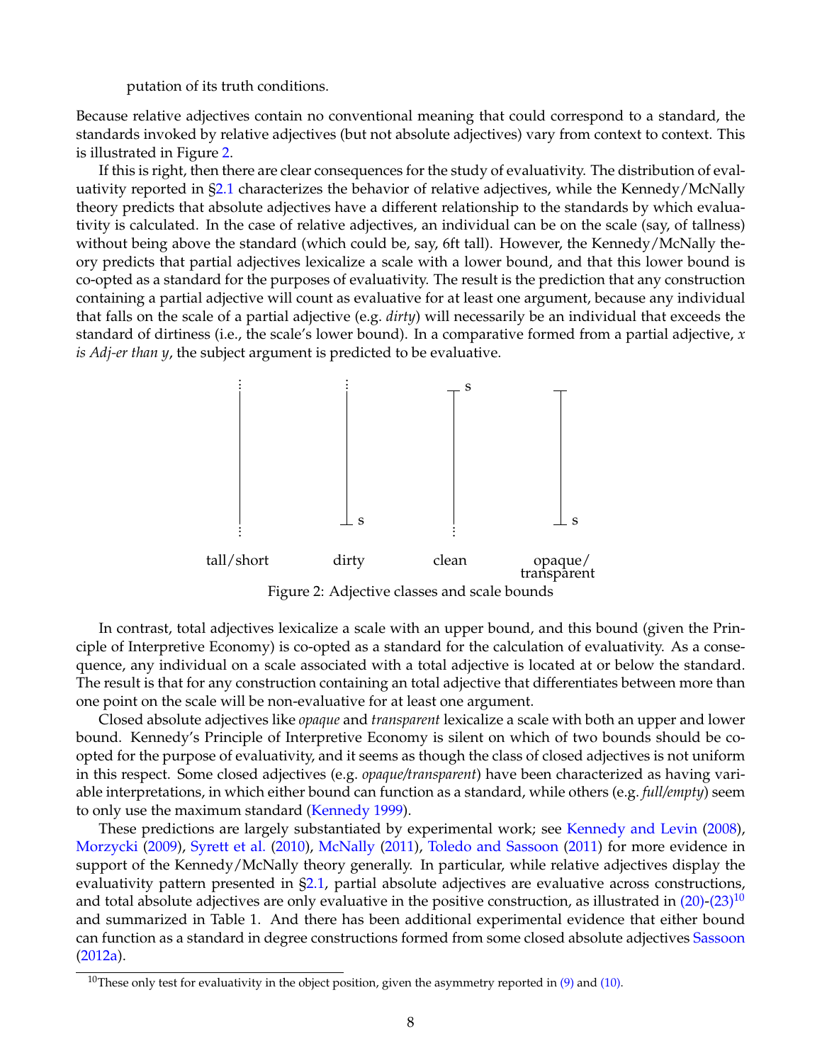putation of its truth conditions.

Because relative adjectives contain no conventional meaning that could correspond to a standard, the standards invoked by relative adjectives (but not absolute adjectives) vary from context to context. This is illustrated in Figure 2.

If this is right, then there are clear consequences for the study of evaluativity. The distribution of evaluativity reported in §2.1 characterizes the behavior of relative adjectives, while the Kennedy/McNally theory predicts that absolute adjectives have a different relationship to the standards by which evaluativity is calculated. In the case of relative adjectives, an individual can be on the scale (say, of tallness) without being above the standard (which could be, say, 6ft tall). However, the Kennedy/McNally theory predicts that partial adjectives lexicalize a scale with a lower bound, and that this lower bound is co-opted as a standard for the purposes of evaluativity. The result is the prediction that any construction containing a partial adjective will count as evaluative for at least one argument, because any individual that falls on the scale of a partial adjective (e.g. *dirty*) will necessarily be an individual that exceeds the standard of dirtiness (i.e., the scale's lower bound). In a comparative formed from a partial adjective, *x is Adj-er than y*, the subject argument is predicted to be evaluative.

tall/short &nbsp;&nbsp;&nbsp; dirty &nbsp;&nbsp;&nbsp; clean &nbsp;&nbsp;&nbsp; opaque/transparent

Figure 2: Adjective classes and scale bounds

In contrast, total adjectives lexicalize a scale with an upper bound, and this bound (given the Principle of Interpretive Economy) is co-opted as a standard for the calculation of evaluativity. As a consequence, any individual on a scale associated with a total adjective is located at or below the standard. The result is that for any construction containing an total adjective that differentiates between more than one point on the scale will be non-evaluative for at least one argument.

Closed absolute adjectives like *opaque* and *transparent* lexicalize a scale with both an upper and lower bound. Kennedy's Principle of Interpretive Economy is silent on which of two bounds should be coopted for the purpose of evaluativity, and it seems as though the class of closed adjectives is not uniform in this respect. Some closed adjectives (e.g. *opaque/transparent*) have been characterized as having variable interpretations, in which either bound can function as a standard, while others (e.g. *full/empty*) seem to only use the maximum standard (Kennedy 1999).

These predictions are largely substantiated by experimental work; see Kennedy and Levin (2008), Morzycki (2009), Syrett et al. (2010), McNally (2011), Toledo and Sassoon (2011) for more evidence in support of the Kennedy/McNally theory generally. In particular, while relative adjectives display the evaluativity pattern presented in §2.1, partial absolute adjectives are evaluative across constructions, and total absolute adjectives are only evaluative in the positive construction, as illustrated in (20)-(23)[10] and summarized in Table 1. And there has been additional experimental evidence that either bound can function as a standard in degree constructions formed from some closed absolute adjectives Sassoon (2012a).

[10]These only test for evaluativity in the object position, given the asymmetry reported in (9) and (10).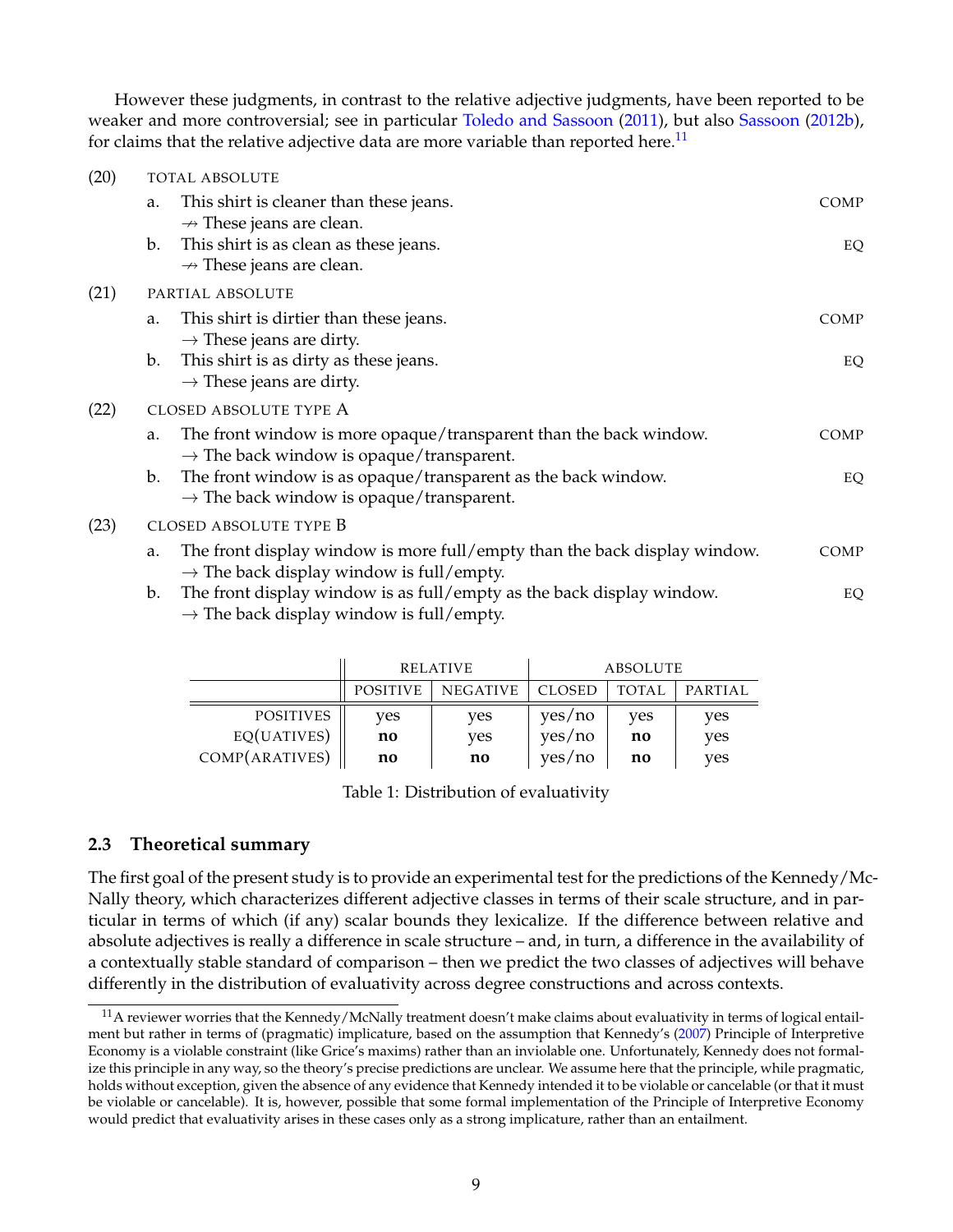However these judgments, in contrast to the relative adjective judgments, have been reported to be weaker and more controversial; see in particular Toledo and Sassoon (2011), but also Sassoon (2012b), for claims that the relative adjective data are more variable than reported here.[11]

(20) TOTAL ABSOLUTE

a. This shirt is cleaner than these jeans. — COMP
   $\nrightarrow$ These jeans are clean.

b. This shirt is as clean as these jeans. — EQ
   $\nrightarrow$ These jeans are clean.

(21) PARTIAL ABSOLUTE

a. This shirt is dirtier than these jeans. — COMP
   $\rightarrow$ These jeans are dirty.

b. This shirt is as dirty as these jeans. — EQ
   $\rightarrow$ These jeans are dirty.

(22) CLOSED ABSOLUTE TYPE A

a. The front window is more opaque/transparent than the back window. — COMP
   $\rightarrow$ The back window is opaque/transparent.

b. The front window is as opaque/transparent as the back window. — EQ
   $\rightarrow$ The back window is opaque/transparent.

(23) CLOSED ABSOLUTE TYPE B

a. The front display window is more full/empty than the back display window. — COMP
   $\rightarrow$ The back display window is full/empty.

b. The front display window is as full/empty as the back display window. — EQ
   $\rightarrow$ The back display window is full/empty.

| | RELATIVE | | ABSOLUTE | | |
|---|---|---|---|---|---|
| | POSITIVE | NEGATIVE | CLOSED | TOTAL | PARTIAL |
| POSITIVES | yes | yes | yes/no | yes | yes |
| EQ(UATIVES) | **no** | yes | yes/no | **no** | yes |
| COMP(ARATIVES) | **no** | **no** | yes/no | **no** | yes |

Table 1: Distribution of evaluativity

### 2.3 Theoretical summary

The first goal of the present study is to provide an experimental test for the predictions of the Kennedy/McNally theory, which characterizes different adjective classes in terms of their scale structure, and in particular in terms of which (if any) scalar bounds they lexicalize. If the difference between relative and absolute adjectives is really a difference in scale structure – and, in turn, a difference in the availability of a contextually stable standard of comparison – then we predict the two classes of adjectives will behave differently in the distribution of evaluativity across degree constructions and across contexts.

[11] A reviewer worries that the Kennedy/McNally treatment doesn't make claims about evaluativity in terms of logical entailment but rather in terms of (pragmatic) implicature, based on the assumption that Kennedy's (2007) Principle of Interpretive Economy is a violable constraint (like Grice's maxims) rather than an inviolable one. Unfortunately, Kennedy does not formalize this principle in any way, so the theory's precise predictions are unclear. We assume here that the principle, while pragmatic, holds without exception, given the absence of any evidence that Kennedy intended it to be violable or cancelable (or that it must be violable or cancelable). It is, however, possible that some formal implementation of the Principle of Interpretive Economy would predict that evaluativity arises in these cases only as a strong implicature, rather than an entailment.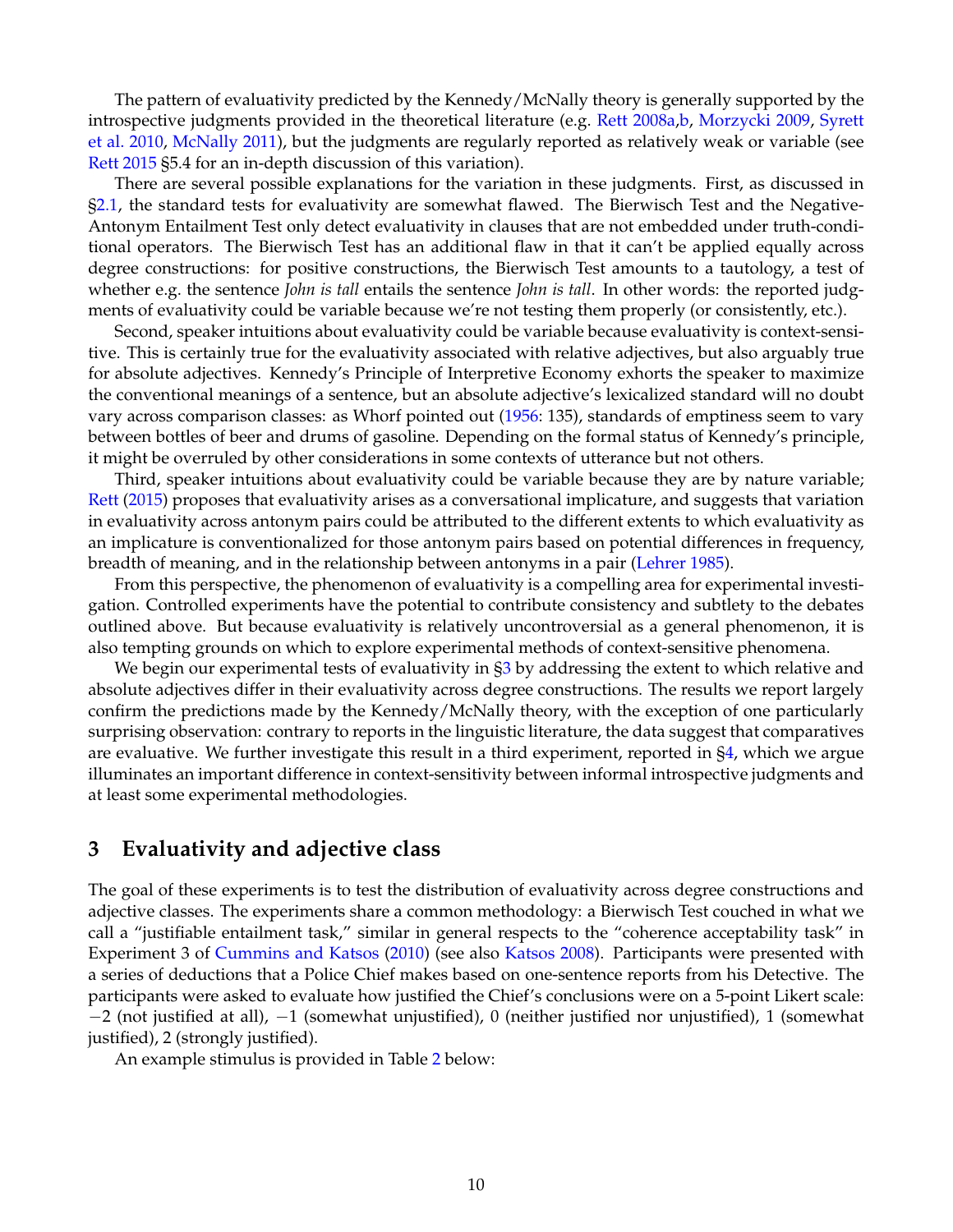The pattern of evaluativity predicted by the Kennedy/McNally theory is generally supported by the introspective judgments provided in the theoretical literature (e.g. Rett 2008a,b, Morzycki 2009, Syrett et al. 2010, McNally 2011), but the judgments are regularly reported as relatively weak or variable (see Rett 2015 §5.4 for an in-depth discussion of this variation).

There are several possible explanations for the variation in these judgments. First, as discussed in §2.1, the standard tests for evaluativity are somewhat flawed. The Bierwisch Test and the Negative-Antonym Entailment Test only detect evaluativity in clauses that are not embedded under truth-conditional operators. The Bierwisch Test has an additional flaw in that it can't be applied equally across degree constructions: for positive constructions, the Bierwisch Test amounts to a tautology, a test of whether e.g. the sentence *John is tall* entails the sentence *John is tall*. In other words: the reported judgments of evaluativity could be variable because we're not testing them properly (or consistently, etc.).

Second, speaker intuitions about evaluativity could be variable because evaluativity is context-sensitive. This is certainly true for the evaluativity associated with relative adjectives, but also arguably true for absolute adjectives. Kennedy's Principle of Interpretive Economy exhorts the speaker to maximize the conventional meanings of a sentence, but an absolute adjective's lexicalized standard will no doubt vary across comparison classes: as Whorf pointed out (1956: 135), standards of emptiness seem to vary between bottles of beer and drums of gasoline. Depending on the formal status of Kennedy's principle, it might be overruled by other considerations in some contexts of utterance but not others.

Third, speaker intuitions about evaluativity could be variable because they are by nature variable; Rett (2015) proposes that evaluativity arises as a conversational implicature, and suggests that variation in evaluativity across antonym pairs could be attributed to the different extents to which evaluativity as an implicature is conventionalized for those antonym pairs based on potential differences in frequency, breadth of meaning, and in the relationship between antonyms in a pair (Lehrer 1985).

From this perspective, the phenomenon of evaluativity is a compelling area for experimental investigation. Controlled experiments have the potential to contribute consistency and subtlety to the debates outlined above. But because evaluativity is relatively uncontroversial as a general phenomenon, it is also tempting grounds on which to explore experimental methods of context-sensitive phenomena.

We begin our experimental tests of evaluativity in §3 by addressing the extent to which relative and absolute adjectives differ in their evaluativity across degree constructions. The results we report largely confirm the predictions made by the Kennedy/McNally theory, with the exception of one particularly surprising observation: contrary to reports in the linguistic literature, the data suggest that comparatives are evaluative. We further investigate this result in a third experiment, reported in §4, which we argue illuminates an important difference in context-sensitivity between informal introspective judgments and at least some experimental methodologies.

## 3 Evaluativity and adjective class

The goal of these experiments is to test the distribution of evaluativity across degree constructions and adjective classes. The experiments share a common methodology: a Bierwisch Test couched in what we call a "justifiable entailment task," similar in general respects to the "coherence acceptability task" in Experiment 3 of Cummins and Katsos (2010) (see also Katsos 2008). Participants were presented with a series of deductions that a Police Chief makes based on one-sentence reports from his Detective. The participants were asked to evaluate how justified the Chief's conclusions were on a 5-point Likert scale: $-2$ (not justified at all), $-1$ (somewhat unjustified), 0 (neither justified nor unjustified), 1 (somewhat justified), 2 (strongly justified).

An example stimulus is provided in Table 2 below: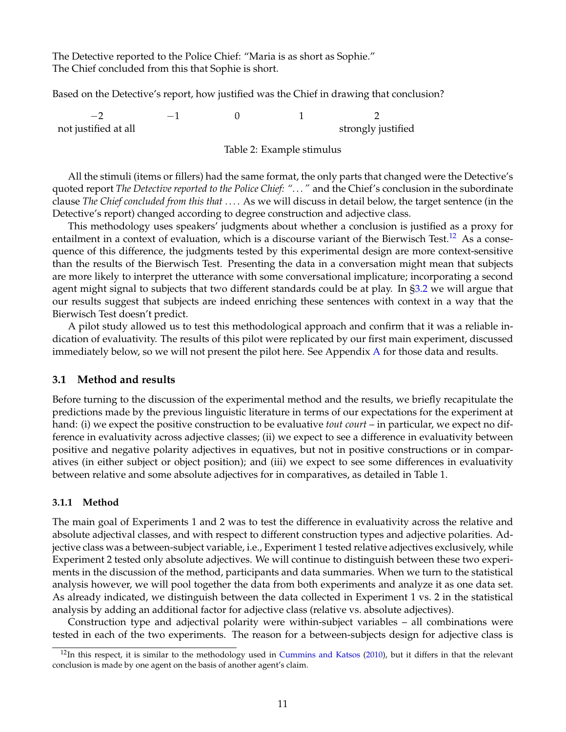The Detective reported to the Police Chief: "Maria is as short as Sophie."
The Chief concluded from this that Sophie is short.

Based on the Detective's report, how justified was the Chief in drawing that conclusion?

| −2 | −1 | 0 | 1 | 2 |
|---|---|---|---|---|
| not justified at all | | | | strongly justified |

Table 2: Example stimulus

All the stimuli (items or fillers) had the same format, the only parts that changed were the Detective's quoted report *The Detective reported to the Police Chief: ". . . "* and the Chief's conclusion in the subordinate clause *The Chief concluded from this that . . .* . As we will discuss in detail below, the target sentence (in the Detective's report) changed according to degree construction and adjective class.

This methodology uses speakers' judgments about whether a conclusion is justified as a proxy for entailment in a context of evaluation, which is a discourse variant of the Bierwisch Test.[12] As a consequence of this difference, the judgments tested by this experimental design are more context-sensitive than the results of the Bierwisch Test. Presenting the data in a conversation might mean that subjects are more likely to interpret the utterance with some conversational implicature; incorporating a second agent might signal to subjects that two different standards could be at play. In §3.2 we will argue that our results suggest that subjects are indeed enriching these sentences with context in a way that the Bierwisch Test doesn't predict.

A pilot study allowed us to test this methodological approach and confirm that it was a reliable indication of evaluativity. The results of this pilot were replicated by our first main experiment, discussed immediately below, so we will not present the pilot here. See Appendix A for those data and results.

### 3.1 Method and results

Before turning to the discussion of the experimental method and the results, we briefly recapitulate the predictions made by the previous linguistic literature in terms of our expectations for the experiment at hand: (i) we expect the positive construction to be evaluative *tout court* – in particular, we expect no difference in evaluativity across adjective classes; (ii) we expect to see a difference in evaluativity between positive and negative polarity adjectives in equatives, but not in positive constructions or in comparatives (in either subject or object position); and (iii) we expect to see some differences in evaluativity between relative and some absolute adjectives for in comparatives, as detailed in Table 1.

#### 3.1.1 Method

The main goal of Experiments 1 and 2 was to test the difference in evaluativity across the relative and absolute adjectival classes, and with respect to different construction types and adjective polarities. Adjective class was a between-subject variable, i.e., Experiment 1 tested relative adjectives exclusively, while Experiment 2 tested only absolute adjectives. We will continue to distinguish between these two experiments in the discussion of the method, participants and data summaries. When we turn to the statistical analysis however, we will pool together the data from both experiments and analyze it as one data set. As already indicated, we distinguish between the data collected in Experiment 1 vs. 2 in the statistical analysis by adding an additional factor for adjective class (relative vs. absolute adjectives).

Construction type and adjectival polarity were within-subject variables – all combinations were tested in each of the two experiments. The reason for a between-subjects design for adjective class is

[12] In this respect, it is similar to the methodology used in Cummins and Katsos (2010), but it differs in that the relevant conclusion is made by one agent on the basis of another agent's claim.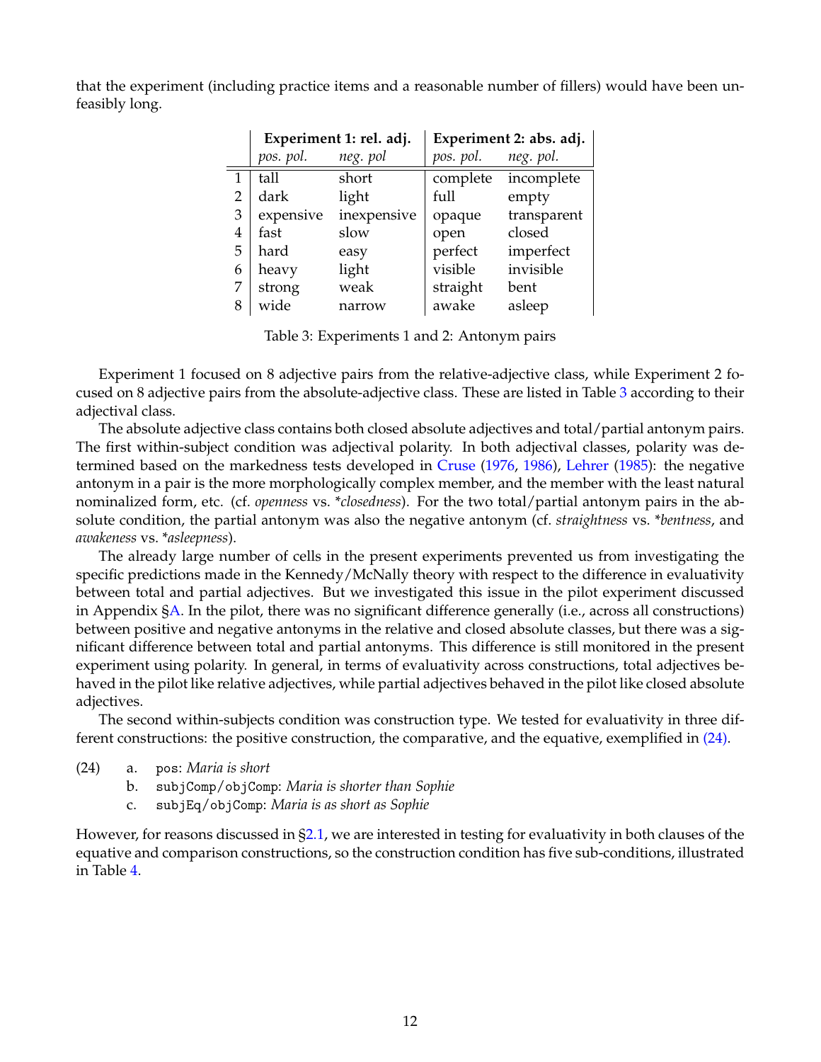that the experiment (including practice items and a reasonable number of fillers) would have been unfeasibly long.

| | **Experiment 1: rel. adj.** | | **Experiment 2: abs. adj.** | |
|---|---|---|---|---|
| | *pos. pol.* | *neg. pol* | *pos. pol.* | *neg. pol.* |
| 1 | tall | short | complete | incomplete |
| 2 | dark | light | full | empty |
| 3 | expensive | inexpensive | opaque | transparent |
| 4 | fast | slow | open | closed |
| 5 | hard | easy | perfect | imperfect |
| 6 | heavy | light | visible | invisible |
| 7 | strong | weak | straight | bent |
| 8 | wide | narrow | awake | asleep |

Table 3: Experiments 1 and 2: Antonym pairs

Experiment 1 focused on 8 adjective pairs from the relative-adjective class, while Experiment 2 focused on 8 adjective pairs from the absolute-adjective class. These are listed in Table 3 according to their adjectival class.

The absolute adjective class contains both closed absolute adjectives and total/partial antonym pairs. The first within-subject condition was adjectival polarity. In both adjectival classes, polarity was determined based on the markedness tests developed in Cruse (1976, 1986), Lehrer (1985): the negative antonym in a pair is the more morphologically complex member, and the member with the least natural nominalized form, etc. (cf. *openness* vs. \**closedness*). For the two total/partial antonym pairs in the absolute condition, the partial antonym was also the negative antonym (cf. *straightness* vs. \**bentness*, and *awakeness* vs. \**asleepness*).

The already large number of cells in the present experiments prevented us from investigating the specific predictions made in the Kennedy/McNally theory with respect to the difference in evaluativity between total and partial adjectives. But we investigated this issue in the pilot experiment discussed in Appendix §A. In the pilot, there was no significant difference generally (i.e., across all constructions) between positive and negative antonyms in the relative and closed absolute classes, but there was a significant difference between total and partial antonyms. This difference is still monitored in the present experiment using polarity. In general, in terms of evaluativity across constructions, total adjectives behaved in the pilot like relative adjectives, while partial adjectives behaved in the pilot like closed absolute adjectives.

The second within-subjects condition was construction type. We tested for evaluativity in three different constructions: the positive construction, the comparative, and the equative, exemplified in (24).

(24)
  a. `pos`: *Maria is short*
  b. `subjComp/objComp`: *Maria is shorter than Sophie*
  c. `subjEq/objComp`: *Maria is as short as Sophie*

However, for reasons discussed in §2.1, we are interested in testing for evaluativity in both clauses of the equative and comparison constructions, so the construction condition has five sub-conditions, illustrated in Table 4.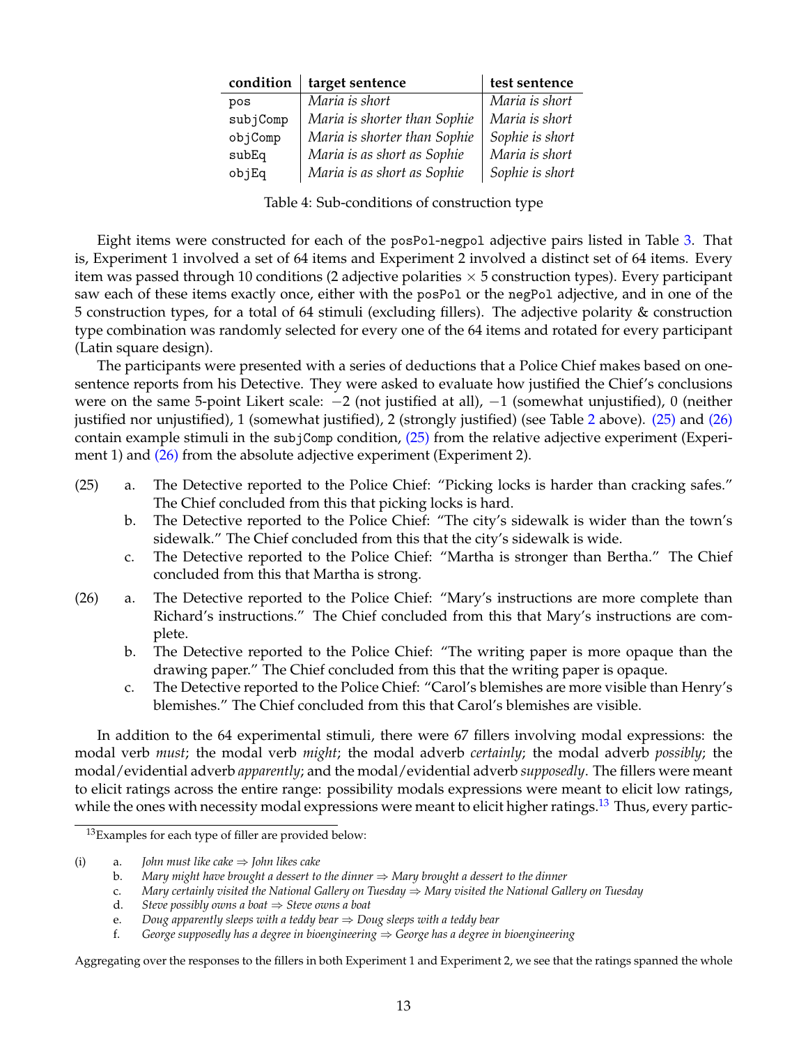| condition | target sentence | test sentence |
|---|---|---|
| `pos` | *Maria is short* | *Maria is short* |
| `subjComp` | *Maria is shorter than Sophie* | *Maria is short* |
| `objComp` | *Maria is shorter than Sophie* | *Sophie is short* |
| `subEq` | *Maria is as short as Sophie* | *Maria is short* |
| `objEq` | *Maria is as short as Sophie* | *Sophie is short* |

Table 4: Sub-conditions of construction type

Eight items were constructed for each of the `posPol`-`negpol` adjective pairs listed in Table 3. That is, Experiment 1 involved a set of 64 items and Experiment 2 involved a distinct set of 64 items. Every item was passed through 10 conditions (2 adjective polarities $\times$ 5 construction types). Every participant saw each of these items exactly once, either with the `posPol` or the `negPol` adjective, and in one of the 5 construction types, for a total of 64 stimuli (excluding fillers). The adjective polarity & construction type combination was randomly selected for every one of the 64 items and rotated for every participant (Latin square design).

The participants were presented with a series of deductions that a Police Chief makes based on one-sentence reports from his Detective. They were asked to evaluate how justified the Chief's conclusions were on the same 5-point Likert scale: $-2$ (not justified at all), $-1$ (somewhat unjustified), 0 (neither justified nor unjustified), 1 (somewhat justified), 2 (strongly justified) (see Table 2 above). (25) and (26) contain example stimuli in the `subjComp` condition, (25) from the relative adjective experiment (Experiment 1) and (26) from the absolute adjective experiment (Experiment 2).

(25) a. The Detective reported to the Police Chief: "Picking locks is harder than cracking safes." The Chief concluded from this that picking locks is hard.
  b. The Detective reported to the Police Chief: "The city's sidewalk is wider than the town's sidewalk." The Chief concluded from this that the city's sidewalk is wide.
  c. The Detective reported to the Police Chief: "Martha is stronger than Bertha." The Chief concluded from this that Martha is strong.

(26) a. The Detective reported to the Police Chief: "Mary's instructions are more complete than Richard's instructions." The Chief concluded from this that Mary's instructions are complete.
  b. The Detective reported to the Police Chief: "The writing paper is more opaque than the drawing paper." The Chief concluded from this that the writing paper is opaque.
  c. The Detective reported to the Police Chief: "Carol's blemishes are more visible than Henry's blemishes." The Chief concluded from this that Carol's blemishes are visible.

In addition to the 64 experimental stimuli, there were 67 fillers involving modal expressions: the modal verb *must*; the modal verb *might*; the modal adverb *certainly*; the modal adverb *possibly*; the modal/evidential adverb *apparently*; and the modal/evidential adverb *supposedly*. The fillers were meant to elicit ratings across the entire range: possibility modals expressions were meant to elicit low ratings, while the ones with necessity modal expressions were meant to elicit higher ratings.[13] Thus, every partic-

[13] Examples for each type of filler are provided below:

(i) a. *John must like cake* $\Rightarrow$ *John likes cake*
  b. *Mary might have brought a dessert to the dinner* $\Rightarrow$ *Mary brought a dessert to the dinner*
  c. *Mary certainly visited the National Gallery on Tuesday* $\Rightarrow$ *Mary visited the National Gallery on Tuesday*
  d. *Steve possibly owns a boat* $\Rightarrow$ *Steve owns a boat*
  e. *Doug apparently sleeps with a teddy bear* $\Rightarrow$ *Doug sleeps with a teddy bear*
  f. *George supposedly has a degree in bioengineering* $\Rightarrow$ *George has a degree in bioengineering*

Aggregating over the responses to the fillers in both Experiment 1 and Experiment 2, we see that the ratings spanned the whole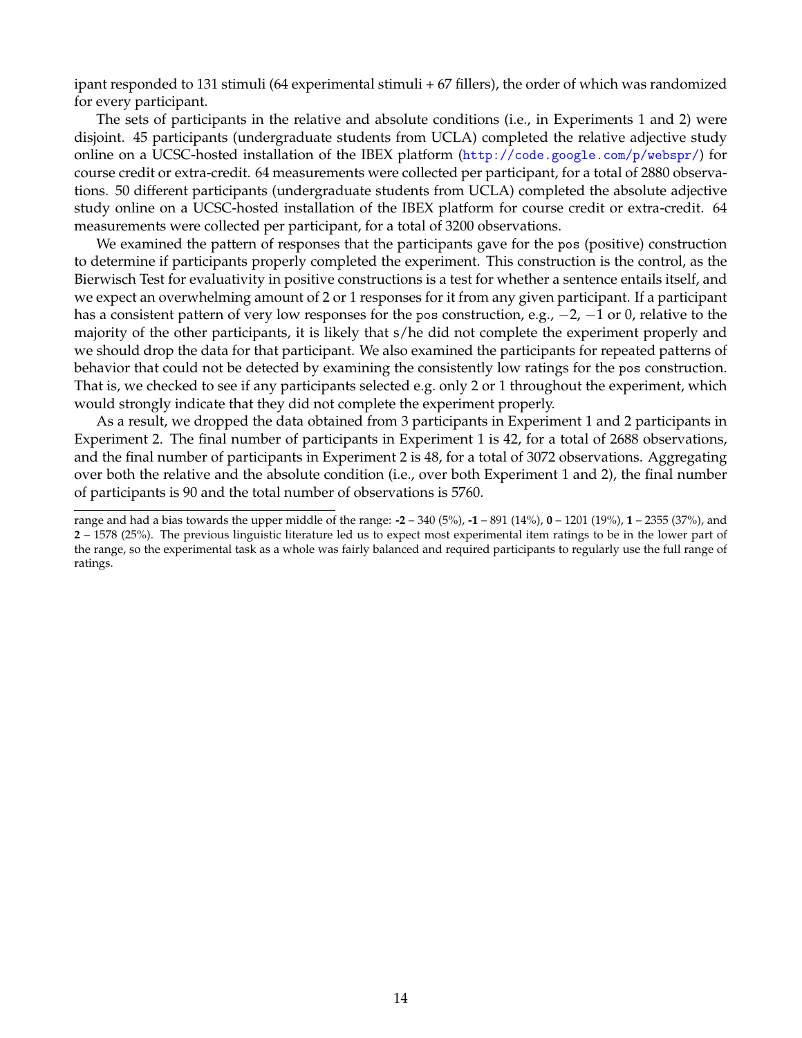ipant responded to 131 stimuli (64 experimental stimuli + 67 fillers), the order of which was randomized for every participant.

The sets of participants in the relative and absolute conditions (i.e., in Experiments 1 and 2) were disjoint. 45 participants (undergraduate students from UCLA) completed the relative adjective study online on a UCSC-hosted installation of the IBEX platform (http://code.google.com/p/webspr/) for course credit or extra-credit. 64 measurements were collected per participant, for a total of 2880 observations. 50 different participants (undergraduate students from UCLA) completed the absolute adjective study online on a UCSC-hosted installation of the IBEX platform for course credit or extra-credit. 64 measurements were collected per participant, for a total of 3200 observations.

We examined the pattern of responses that the participants gave for the `pos` (positive) construction to determine if participants properly completed the experiment. This construction is the control, as the Bierwisch Test for evaluativity in positive constructions is a test for whether a sentence entails itself, and we expect an overwhelming amount of 2 or 1 responses for it from any given participant. If a participant has a consistent pattern of very low responses for the `pos` construction, e.g., $-2$, $-1$ or 0, relative to the majority of the other participants, it is likely that s/he did not complete the experiment properly and we should drop the data for that participant. We also examined the participants for repeated patterns of behavior that could not be detected by examining the consistently low ratings for the `pos` construction. That is, we checked to see if any participants selected e.g. only 2 or 1 throughout the experiment, which would strongly indicate that they did not complete the experiment properly.

As a result, we dropped the data obtained from 3 participants in Experiment 1 and 2 participants in Experiment 2. The final number of participants in Experiment 1 is 42, for a total of 2688 observations, and the final number of participants in Experiment 2 is 48, for a total of 3072 observations. Aggregating over both the relative and the absolute condition (i.e., over both Experiment 1 and 2), the final number of participants is 90 and the total number of observations is 5760.

---

range and had a bias towards the upper middle of the range: **-2** – 340 (5%), **-1** – 891 (14%), **0** – 1201 (19%), **1** – 2355 (37%), and **2** – 1578 (25%). The previous linguistic literature led us to expect most experimental item ratings to be in the lower part of the range, so the experimental task as a whole was fairly balanced and required participants to regularly use the full range of ratings.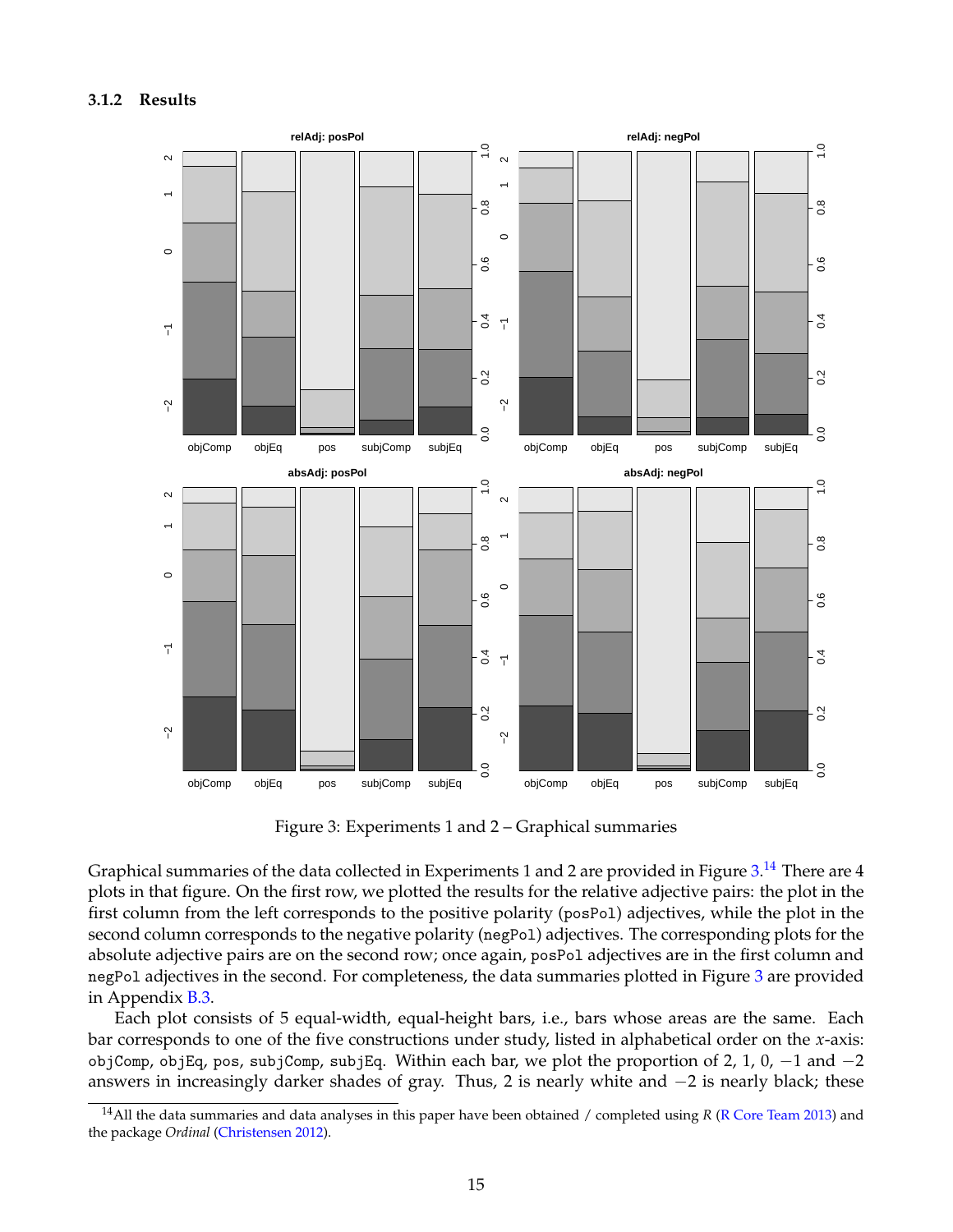### 3.1.2 Results

Figure 3: Experiments 1 and 2 – Graphical summaries

Graphical summaries of the data collected in Experiments 1 and 2 are provided in Figure 3.[14] There are 4 plots in that figure. On the first row, we plotted the results for the relative adjective pairs: the plot in the first column from the left corresponds to the positive polarity (`posPol`) adjectives, while the plot in the second column corresponds to the negative polarity (`negPol`) adjectives. The corresponding plots for the absolute adjective pairs are on the second row; once again, `posPol` adjectives are in the first column and `negPol` adjectives in the second. For completeness, the data summaries plotted in Figure 3 are provided in Appendix B.3.

Each plot consists of 5 equal-width, equal-height bars, i.e., bars whose areas are the same. Each bar corresponds to one of the five constructions under study, listed in alphabetical order on the $x$-axis: `objComp`, `objEq`, `pos`, `subjComp`, `subjEq`. Within each bar, we plot the proportion of 2, 1, 0, $-1$ and $-2$ answers in increasingly darker shades of gray. Thus, 2 is nearly white and $-2$ is nearly black; these

[14] All the data summaries and data analyses in this paper have been obtained / completed using *R* (R Core Team 2013) and the package *Ordinal* (Christensen 2012).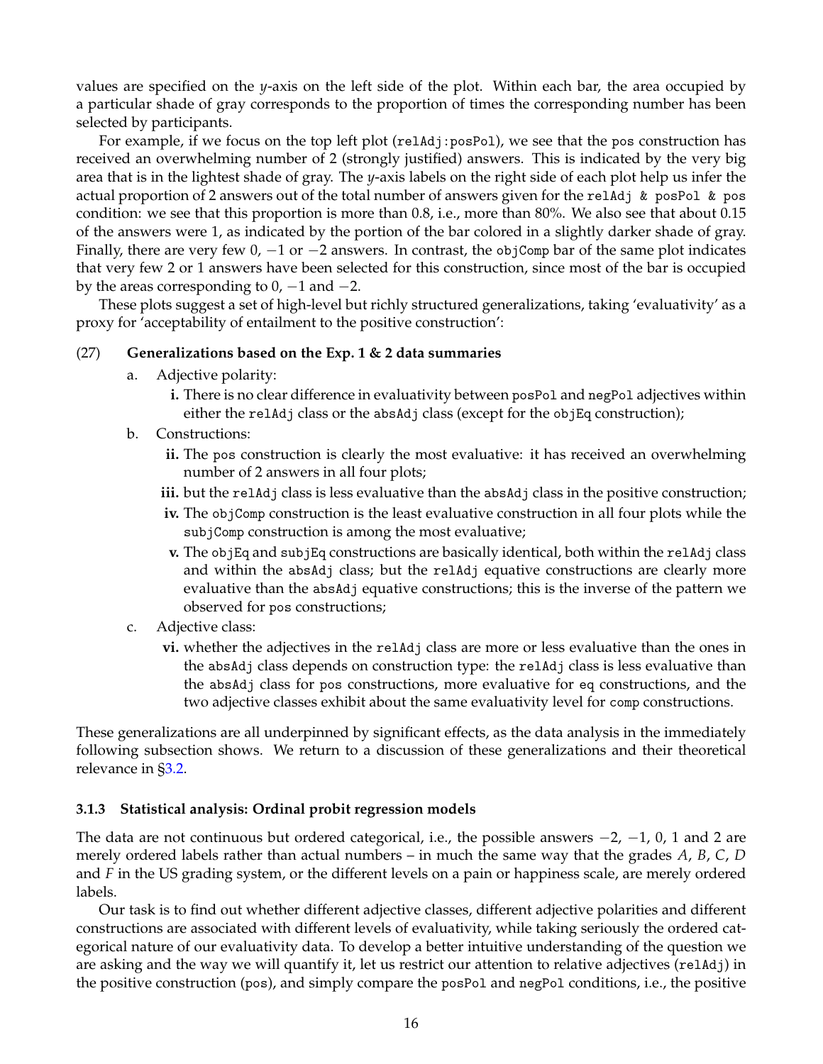values are specified on the $y$-axis on the left side of the plot. Within each bar, the area occupied by a particular shade of gray corresponds to the proportion of times the corresponding number has been selected by participants.

For example, if we focus on the top left plot (relAdj:posPol), we see that the pos construction has received an overwhelming number of 2 (strongly justified) answers. This is indicated by the very big area that is in the lightest shade of gray. The $y$-axis labels on the right side of each plot help us infer the actual proportion of 2 answers out of the total number of answers given for the relAdj & posPol & pos condition: we see that this proportion is more than 0.8, i.e., more than 80%. We also see that about 0.15 of the answers were 1, as indicated by the portion of the bar colored in a slightly darker shade of gray. Finally, there are very few 0, $-1$ or $-2$ answers. In contrast, the objComp bar of the same plot indicates that very few 2 or 1 answers have been selected for this construction, since most of the bar is occupied by the areas corresponding to 0, $-1$ and $-2$.

These plots suggest a set of high-level but richly structured generalizations, taking 'evaluativity' as a proxy for 'acceptability of entailment to the positive construction':

(27) **Generalizations based on the Exp. 1 & 2 data summaries**

a. Adjective polarity:
   - **i.** There is no clear difference in evaluativity between posPol and negPol adjectives within either the relAdj class or the absAdj class (except for the objEq construction);

b. Constructions:
   - **ii.** The pos construction is clearly the most evaluative: it has received an overwhelming number of 2 answers in all four plots;
   - **iii.** but the relAdj class is less evaluative than the absAdj class in the positive construction;
   - **iv.** The objComp construction is the least evaluative construction in all four plots while the subjComp construction is among the most evaluative;
   - **v.** The objEq and subjEq constructions are basically identical, both within the relAdj class and within the absAdj class; but the relAdj equative constructions are clearly more evaluative than the absAdj equative constructions; this is the inverse of the pattern we observed for pos constructions;

c. Adjective class:
   - **vi.** whether the adjectives in the relAdj class are more or less evaluative than the ones in the absAdj class depends on construction type: the relAdj class is less evaluative than the absAdj class for pos constructions, more evaluative for eq constructions, and the two adjective classes exhibit about the same evaluativity level for comp constructions.

These generalizations are all underpinned by significant effects, as the data analysis in the immediately following subsection shows. We return to a discussion of these generalizations and their theoretical relevance in §3.2.

### 3.1.3 Statistical analysis: Ordinal probit regression models

The data are not continuous but ordered categorical, i.e., the possible answers $-2$, $-1$, 0, 1 and 2 are merely ordered labels rather than actual numbers – in much the same way that the grades *A*, *B*, *C*, *D* and *F* in the US grading system, or the different levels on a pain or happiness scale, are merely ordered labels.

Our task is to find out whether different adjective classes, different adjective polarities and different constructions are associated with different levels of evaluativity, while taking seriously the ordered categorical nature of our evaluativity data. To develop a better intuitive understanding of the question we are asking and the way we will quantify it, let us restrict our attention to relative adjectives (relAdj) in the positive construction (pos), and simply compare the posPol and negPol conditions, i.e., the positive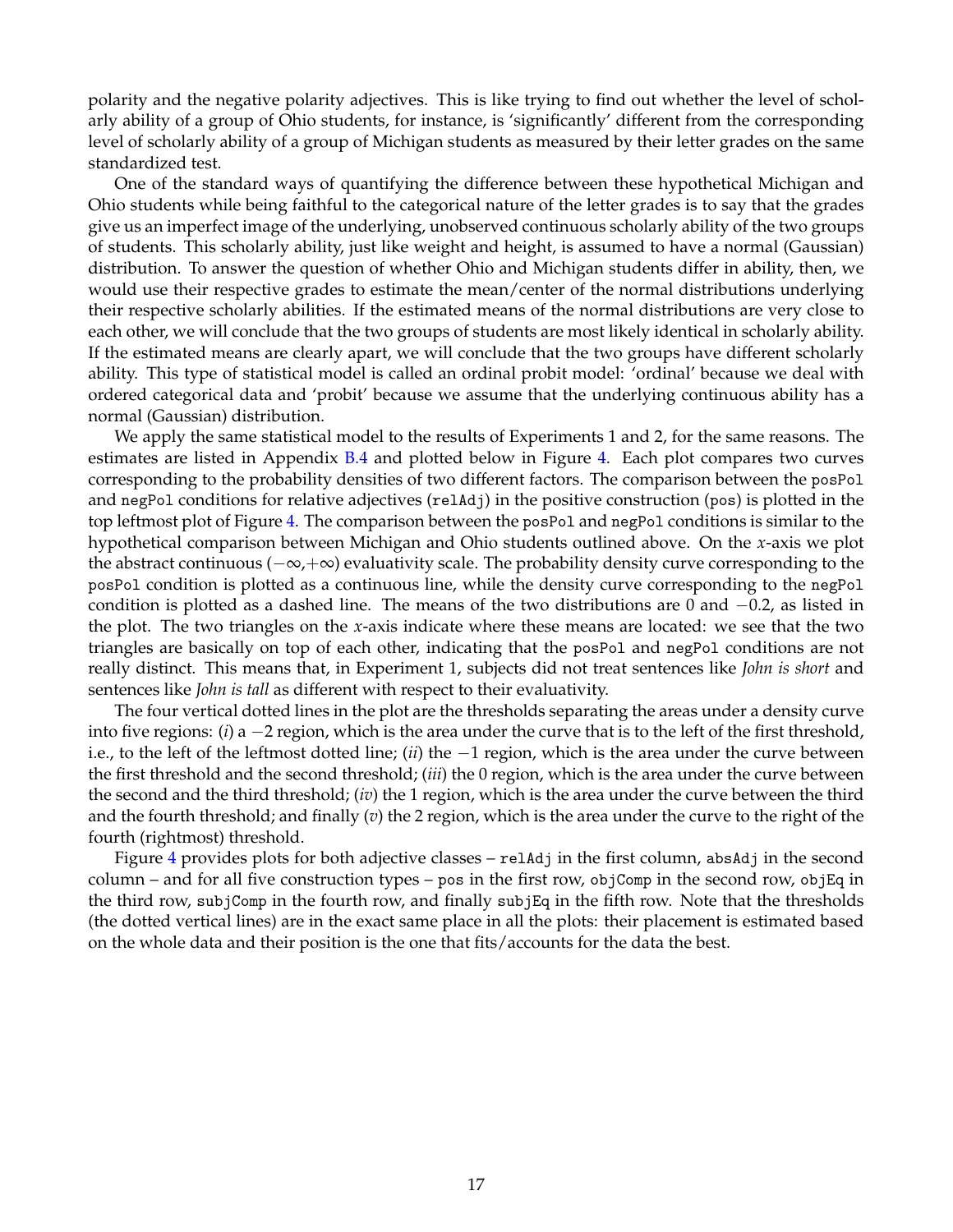polarity and the negative polarity adjectives. This is like trying to find out whether the level of scholarly ability of a group of Ohio students, for instance, is 'significantly' different from the corresponding level of scholarly ability of a group of Michigan students as measured by their letter grades on the same standardized test.

One of the standard ways of quantifying the difference between these hypothetical Michigan and Ohio students while being faithful to the categorical nature of the letter grades is to say that the grades give us an imperfect image of the underlying, unobserved continuous scholarly ability of the two groups of students. This scholarly ability, just like weight and height, is assumed to have a normal (Gaussian) distribution. To answer the question of whether Ohio and Michigan students differ in ability, then, we would use their respective grades to estimate the mean/center of the normal distributions underlying their respective scholarly abilities. If the estimated means of the normal distributions are very close to each other, we will conclude that the two groups of students are most likely identical in scholarly ability. If the estimated means are clearly apart, we will conclude that the two groups have different scholarly ability. This type of statistical model is called an ordinal probit model: 'ordinal' because we deal with ordered categorical data and 'probit' because we assume that the underlying continuous ability has a normal (Gaussian) distribution.

We apply the same statistical model to the results of Experiments 1 and 2, for the same reasons. The estimates are listed in Appendix B.4 and plotted below in Figure 4. Each plot compares two curves corresponding to the probability densities of two different factors. The comparison between the `posPol` and `negPol` conditions for relative adjectives (`relAdj`) in the positive construction (`pos`) is plotted in the top leftmost plot of Figure 4. The comparison between the `posPol` and `negPol` conditions is similar to the hypothetical comparison between Michigan and Ohio students outlined above. On the $x$-axis we plot the abstract continuous ($-\infty$,$+\infty$) evaluativity scale. The probability density curve corresponding to the `posPol` condition is plotted as a continuous line, while the density curve corresponding to the `negPol` condition is plotted as a dashed line. The means of the two distributions are 0 and $-0.2$, as listed in the plot. The two triangles on the $x$-axis indicate where these means are located: we see that the two triangles are basically on top of each other, indicating that the `posPol` and `negPol` conditions are not really distinct. This means that, in Experiment 1, subjects did not treat sentences like *John is short* and sentences like *John is tall* as different with respect to their evaluativity.

The four vertical dotted lines in the plot are the thresholds separating the areas under a density curve into five regions: (*i*) a $-2$ region, which is the area under the curve that is to the left of the first threshold, i.e., to the left of the leftmost dotted line; (*ii*) the $-1$ region, which is the area under the curve between the first threshold and the second threshold; (*iii*) the 0 region, which is the area under the curve between the second and the third threshold; (*iv*) the 1 region, which is the area under the curve between the third and the fourth threshold; and finally (*v*) the 2 region, which is the area under the curve to the right of the fourth (rightmost) threshold.

Figure 4 provides plots for both adjective classes – `relAdj` in the first column, `absAdj` in the second column – and for all five construction types – `pos` in the first row, `objComp` in the second row, `objEq` in the third row, `subjComp` in the fourth row, and finally `subjEq` in the fifth row. Note that the thresholds (the dotted vertical lines) are in the exact same place in all the plots: their placement is estimated based on the whole data and their position is the one that fits/accounts for the data the best.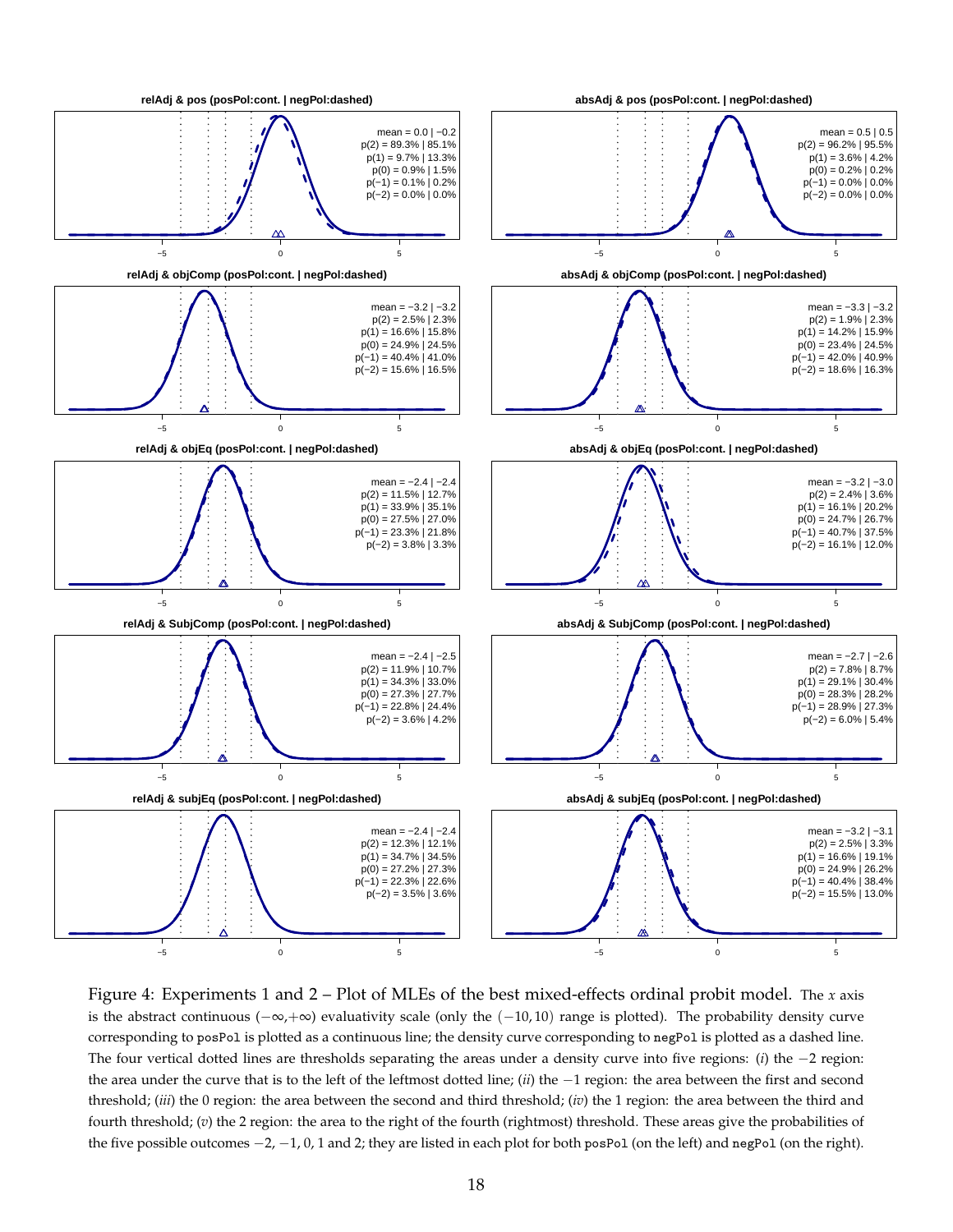**relAdj & pos (posPol:cont. | negPol:dashed)**

mean = 0.0 | −0.2
p(2) = 89.3% | 85.1%
p(1) = 9.7% | 13.3%
p(0) = 0.9% | 1.5%
p(−1) = 0.1% | 0.2%
p(−2) = 0.0% | 0.0%

**absAdj & pos (posPol:cont. | negPol:dashed)**

mean = 0.5 | 0.5
p(2) = 96.2% | 95.5%
p(1) = 3.6% | 4.2%
p(0) = 0.2% | 0.2%
p(−1) = 0.0% | 0.0%
p(−2) = 0.0% | 0.0%

**relAdj & objComp (posPol:cont. | negPol:dashed)**

mean = −3.2 | −3.2
p(2) = 2.5% | 2.3%
p(1) = 16.6% | 15.8%
p(0) = 24.9% | 24.5%
p(−1) = 40.4% | 41.0%
p(−2) = 15.6% | 16.5%

**absAdj & objComp (posPol:cont. | negPol:dashed)**

mean = −3.3 | −3.2
p(2) = 1.9% | 2.3%
p(1) = 14.2% | 15.9%
p(0) = 23.4% | 24.5%
p(−1) = 42.0% | 40.9%
p(−2) = 18.6% | 16.3%

**relAdj & objEq (posPol:cont. | negPol:dashed)**

mean = −2.4 | −2.4
p(2) = 11.5% | 12.7%
p(1) = 33.9% | 35.1%
p(0) = 27.5% | 27.0%
p(−1) = 23.3% | 21.8%
p(−2) = 3.8% | 3.3%

**absAdj & objEq (posPol:cont. | negPol:dashed)**

mean = −3.2 | −3.0
p(2) = 2.4% | 3.6%
p(1) = 16.1% | 20.2%
p(0) = 24.7% | 26.7%
p(−1) = 40.7% | 37.5%
p(−2) = 16.1% | 12.0%

**relAdj & SubjComp (posPol:cont. | negPol:dashed)**

mean = −2.4 | −2.5
p(2) = 11.9% | 10.7%
p(1) = 34.3% | 33.0%
p(0) = 27.3% | 27.7%
p(−1) = 22.8% | 24.4%
p(−2) = 3.6% | 4.2%

**absAdj & SubjComp (posPol:cont. | negPol:dashed)**

mean = −2.7 | −2.6
p(2) = 7.8% | 8.7%
p(1) = 29.1% | 30.4%
p(0) = 28.3% | 28.2%
p(−1) = 28.9% | 27.3%
p(−2) = 6.0% | 5.4%

**relAdj & subjEq (posPol:cont. | negPol:dashed)**

mean = −2.4 | −2.4
p(2) = 12.3% | 12.1%
p(1) = 34.7% | 34.5%
p(0) = 27.2% | 27.3%
p(−1) = 22.3% | 22.6%
p(−2) = 3.5% | 3.6%

**absAdj & subjEq (posPol:cont. | negPol:dashed)**

mean = −3.2 | −3.1
p(2) = 2.5% | 3.3%
p(1) = 16.6% | 19.1%
p(0) = 24.9% | 26.2%
p(−1) = 40.4% | 38.4%
p(−2) = 15.5% | 13.0%

Figure 4: Experiments 1 and 2 – Plot of MLEs of the best mixed-effects ordinal probit model. The $x$ axis is the abstract continuous $(-\infty, +\infty)$ evaluativity scale (only the $(-10, 10)$ range is plotted). The probability density curve corresponding to `posPol` is plotted as a continuous line; the density curve corresponding to `negPol` is plotted as a dashed line. The four vertical dotted lines are thresholds separating the areas under a density curve into five regions: (*i*) the $-2$ region: the area under the curve that is to the left of the leftmost dotted line; (*ii*) the $-1$ region: the area between the first and second threshold; (*iii*) the 0 region: the area between the second and third threshold; (*iv*) the 1 region: the area between the third and fourth threshold; (*v*) the 2 region: the area to the right of the fourth (rightmost) threshold. These areas give the probabilities of the five possible outcomes $-2$, $-1$, 0, 1 and 2; they are listed in each plot for both `posPol` (on the left) and `negPol` (on the right).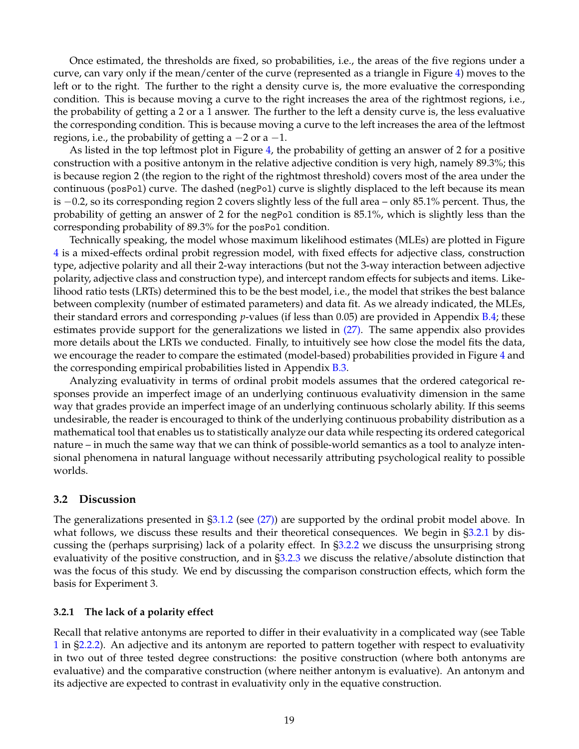Once estimated, the thresholds are fixed, so probabilities, i.e., the areas of the five regions under a curve, can vary only if the mean/center of the curve (represented as a triangle in Figure 4) moves to the left or to the right. The further to the right a density curve is, the more evaluative the corresponding condition. This is because moving a curve to the right increases the area of the rightmost regions, i.e., the probability of getting a 2 or a 1 answer. The further to the left a density curve is, the less evaluative the corresponding condition. This is because moving a curve to the left increases the area of the leftmost regions, i.e., the probability of getting a $-2$ or a $-1$.

As listed in the top leftmost plot in Figure 4, the probability of getting an answer of 2 for a positive construction with a positive antonym in the relative adjective condition is very high, namely 89.3%; this is because region 2 (the region to the right of the rightmost threshold) covers most of the area under the continuous (`posPol`) curve. The dashed (`negPol`) curve is slightly displaced to the left because its mean is $-0.2$, so its corresponding region 2 covers slightly less of the full area – only 85.1% percent. Thus, the probability of getting an answer of 2 for the `negPol` condition is 85.1%, which is slightly less than the corresponding probability of 89.3% for the `posPol` condition.

Technically speaking, the model whose maximum likelihood estimates (MLEs) are plotted in Figure 4 is a mixed-effects ordinal probit regression model, with fixed effects for adjective class, construction type, adjective polarity and all their 2-way interactions (but not the 3-way interaction between adjective polarity, adjective class and construction type), and intercept random effects for subjects and items. Likelihood ratio tests (LRTs) determined this to be the best model, i.e., the model that strikes the best balance between complexity (number of estimated parameters) and data fit. As we already indicated, the MLEs, their standard errors and corresponding $p$-values (if less than 0.05) are provided in Appendix B.4; these estimates provide support for the generalizations we listed in (27). The same appendix also provides more details about the LRTs we conducted. Finally, to intuitively see how close the model fits the data, we encourage the reader to compare the estimated (model-based) probabilities provided in Figure 4 and the corresponding empirical probabilities listed in Appendix B.3.

Analyzing evaluativity in terms of ordinal probit models assumes that the ordered categorical responses provide an imperfect image of an underlying continuous evaluativity dimension in the same way that grades provide an imperfect image of an underlying continuous scholarly ability. If this seems undesirable, the reader is encouraged to think of the underlying continuous probability distribution as a mathematical tool that enables us to statistically analyze our data while respecting its ordered categorical nature – in much the same way that we can think of possible-world semantics as a tool to analyze intensional phenomena in natural language without necessarily attributing psychological reality to possible worlds.

### 3.2 Discussion

The generalizations presented in §3.1.2 (see (27)) are supported by the ordinal probit model above. In what follows, we discuss these results and their theoretical consequences. We begin in §3.2.1 by discussing the (perhaps surprising) lack of a polarity effect. In §3.2.2 we discuss the unsurprising strong evaluativity of the positive construction, and in §3.2.3 we discuss the relative/absolute distinction that was the focus of this study. We end by discussing the comparison construction effects, which form the basis for Experiment 3.

#### 3.2.1 The lack of a polarity effect

Recall that relative antonyms are reported to differ in their evaluativity in a complicated way (see Table 1 in §2.2.2). An adjective and its antonym are reported to pattern together with respect to evaluativity in two out of three tested degree constructions: the positive construction (where both antonyms are evaluative) and the comparative construction (where neither antonym is evaluative). An antonym and its adjective are expected to contrast in evaluativity only in the equative construction.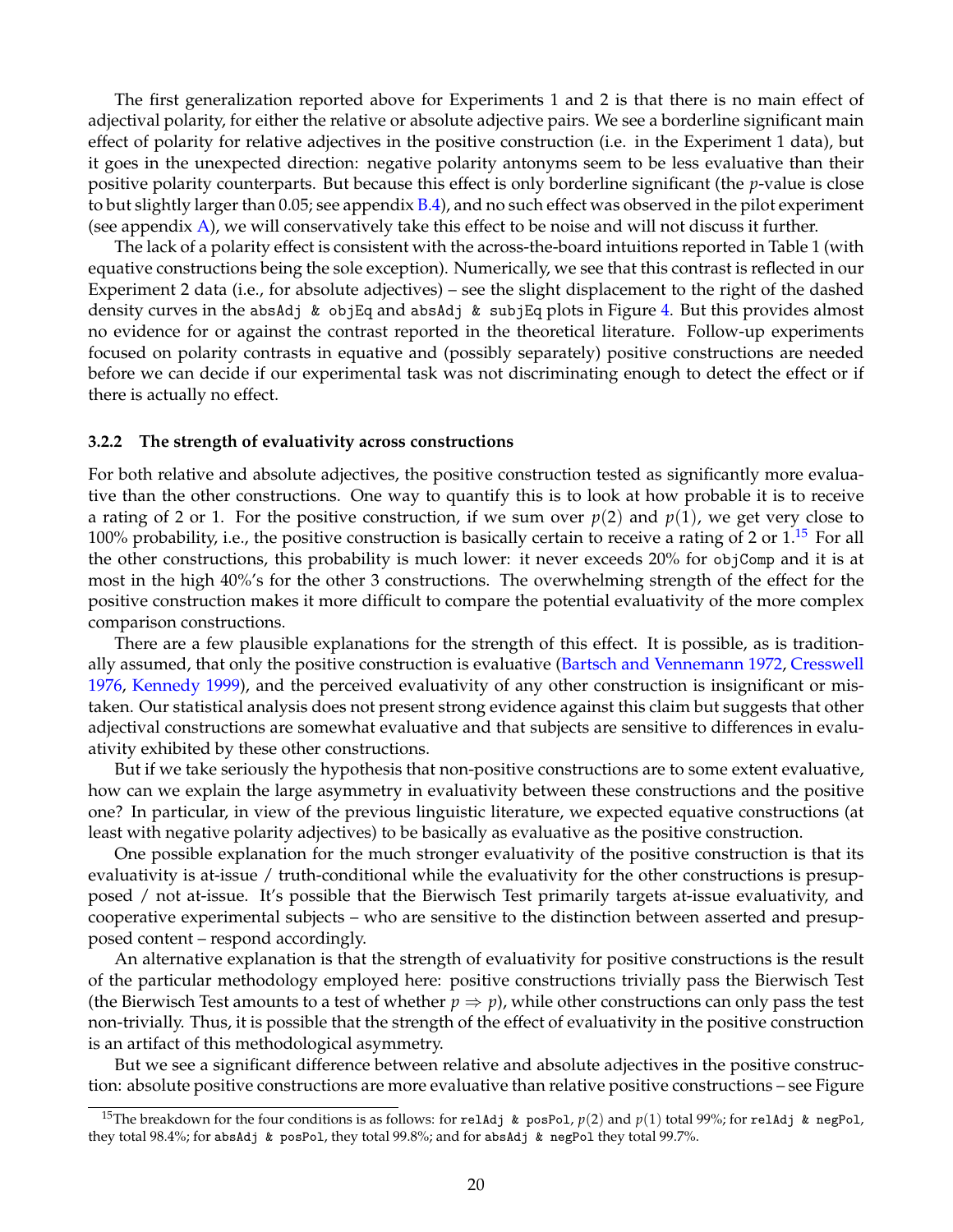The first generalization reported above for Experiments 1 and 2 is that there is no main effect of adjectival polarity, for either the relative or absolute adjective pairs. We see a borderline significant main effect of polarity for relative adjectives in the positive construction (i.e. in the Experiment 1 data), but it goes in the unexpected direction: negative polarity antonyms seem to be less evaluative than their positive polarity counterparts. But because this effect is only borderline significant (the $p$-value is close to but slightly larger than 0.05; see appendix B.4), and no such effect was observed in the pilot experiment (see appendix A), we will conservatively take this effect to be noise and will not discuss it further.

The lack of a polarity effect is consistent with the across-the-board intuitions reported in Table 1 (with equative constructions being the sole exception). Numerically, we see that this contrast is reflected in our Experiment 2 data (i.e., for absolute adjectives) – see the slight displacement to the right of the dashed density curves in the `absAdj & objEq` and `absAdj & subjEq` plots in Figure 4. But this provides almost no evidence for or against the contrast reported in the theoretical literature. Follow-up experiments focused on polarity contrasts in equative and (possibly separately) positive constructions are needed before we can decide if our experimental task was not discriminating enough to detect the effect or if there is actually no effect.

### 3.2.2 The strength of evaluativity across constructions

For both relative and absolute adjectives, the positive construction tested as significantly more evaluative than the other constructions. One way to quantify this is to look at how probable it is to receive a rating of 2 or 1. For the positive construction, if we sum over $p(2)$ and $p(1)$, we get very close to 100% probability, i.e., the positive construction is basically certain to receive a rating of 2 or 1.[15] For all the other constructions, this probability is much lower: it never exceeds 20% for `objComp` and it is at most in the high 40%'s for the other 3 constructions. The overwhelming strength of the effect for the positive construction makes it more difficult to compare the potential evaluativity of the more complex comparison constructions.

There are a few plausible explanations for the strength of this effect. It is possible, as is traditionally assumed, that only the positive construction is evaluative (Bartsch and Vennemann 1972, Cresswell 1976, Kennedy 1999), and the perceived evaluativity of any other construction is insignificant or mistaken. Our statistical analysis does not present strong evidence against this claim but suggests that other adjectival constructions are somewhat evaluative and that subjects are sensitive to differences in evaluativity exhibited by these other constructions.

But if we take seriously the hypothesis that non-positive constructions are to some extent evaluative, how can we explain the large asymmetry in evaluativity between these constructions and the positive one? In particular, in view of the previous linguistic literature, we expected equative constructions (at least with negative polarity adjectives) to be basically as evaluative as the positive construction.

One possible explanation for the much stronger evaluativity of the positive construction is that its evaluativity is at-issue / truth-conditional while the evaluativity for the other constructions is presupposed / not at-issue. It's possible that the Bierwisch Test primarily targets at-issue evaluativity, and cooperative experimental subjects – who are sensitive to the distinction between asserted and presupposed content – respond accordingly.

An alternative explanation is that the strength of evaluativity for positive constructions is the result of the particular methodology employed here: positive constructions trivially pass the Bierwisch Test (the Bierwisch Test amounts to a test of whether $p \Rightarrow p$), while other constructions can only pass the test non-trivially. Thus, it is possible that the strength of the effect of evaluativity in the positive construction is an artifact of this methodological asymmetry.

But we see a significant difference between relative and absolute adjectives in the positive construction: absolute positive constructions are more evaluative than relative positive constructions – see Figure

[15] The breakdown for the four conditions is as follows: for `relAdj & posPol`, $p(2)$ and $p(1)$ total 99%; for `relAdj & negPol`, they total 98.4%; for `absAdj & posPol`, they total 99.8%; and for `absAdj & negPol` they total 99.7%.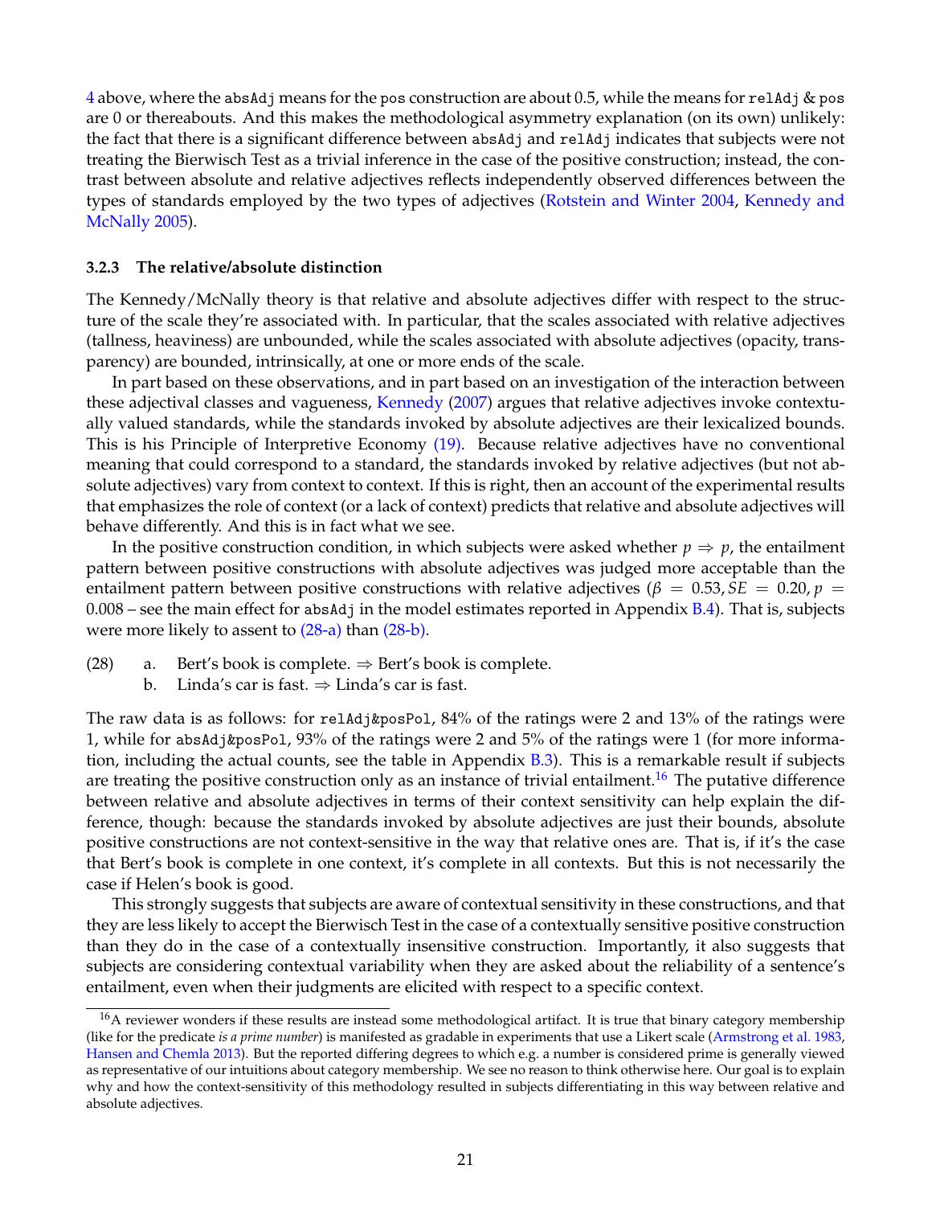4 above, where the `absAdj` means for the `pos` construction are about 0.5, while the means for `relAdj` & `pos` are 0 or thereabouts. And this makes the methodological asymmetry explanation (on its own) unlikely: the fact that there is a significant difference between `absAdj` and `relAdj` indicates that subjects were not treating the Bierwisch Test as a trivial inference in the case of the positive construction; instead, the contrast between absolute and relative adjectives reflects independently observed differences between the types of standards employed by the two types of adjectives (Rotstein and Winter 2004, Kennedy and McNally 2005).

### 3.2.3 The relative/absolute distinction

The Kennedy/McNally theory is that relative and absolute adjectives differ with respect to the structure of the scale they're associated with. In particular, that the scales associated with relative adjectives (tallness, heaviness) are unbounded, while the scales associated with absolute adjectives (opacity, transparency) are bounded, intrinsically, at one or more ends of the scale.

In part based on these observations, and in part based on an investigation of the interaction between these adjectival classes and vagueness, Kennedy (2007) argues that relative adjectives invoke contextually valued standards, while the standards invoked by absolute adjectives are their lexicalized bounds. This is his Principle of Interpretive Economy (19). Because relative adjectives have no conventional meaning that could correspond to a standard, the standards invoked by relative adjectives (but not absolute adjectives) vary from context to context. If this is right, then an account of the experimental results that emphasizes the role of context (or a lack of context) predicts that relative and absolute adjectives will behave differently. And this is in fact what we see.

In the positive construction condition, in which subjects were asked whether $p \Rightarrow p$, the entailment pattern between positive constructions with absolute adjectives was judged more acceptable than the entailment pattern between positive constructions with relative adjectives ($\beta = 0.53, SE = 0.20, p = 0.008$ – see the main effect for `absAdj` in the model estimates reported in Appendix B.4). That is, subjects were more likely to assent to (28-a) than (28-b).

(28)
  a. Bert's book is complete. $\Rightarrow$ Bert's book is complete.
  b. Linda's car is fast. $\Rightarrow$ Linda's car is fast.

The raw data is as follows: for `relAdj&posPol`, 84% of the ratings were 2 and 13% of the ratings were 1, while for `absAdj&posPol`, 93% of the ratings were 2 and 5% of the ratings were 1 (for more information, including the actual counts, see the table in Appendix B.3). This is a remarkable result if subjects are treating the positive construction only as an instance of trivial entailment.[16] The putative difference between relative and absolute adjectives in terms of their context sensitivity can help explain the difference, though: because the standards invoked by absolute adjectives are just their bounds, absolute positive constructions are not context-sensitive in the way that relative ones are. That is, if it's the case that Bert's book is complete in one context, it's complete in all contexts. But this is not necessarily the case if Helen's book is good.

This strongly suggests that subjects are aware of contextual sensitivity in these constructions, and that they are less likely to accept the Bierwisch Test in the case of a contextually sensitive positive construction than they do in the case of a contextually insensitive construction. Importantly, it also suggests that subjects are considering contextual variability when they are asked about the reliability of a sentence's entailment, even when their judgments are elicited with respect to a specific context.

[16] A reviewer wonders if these results are instead some methodological artifact. It is true that binary category membership (like for the predicate *is a prime number*) is manifested as gradable in experiments that use a Likert scale (Armstrong et al. 1983, Hansen and Chemla 2013). But the reported differing degrees to which e.g. a number is considered prime is generally viewed as representative of our intuitions about category membership. We see no reason to think otherwise here. Our goal is to explain why and how the context-sensitivity of this methodology resulted in subjects differentiating in this way between relative and absolute adjectives.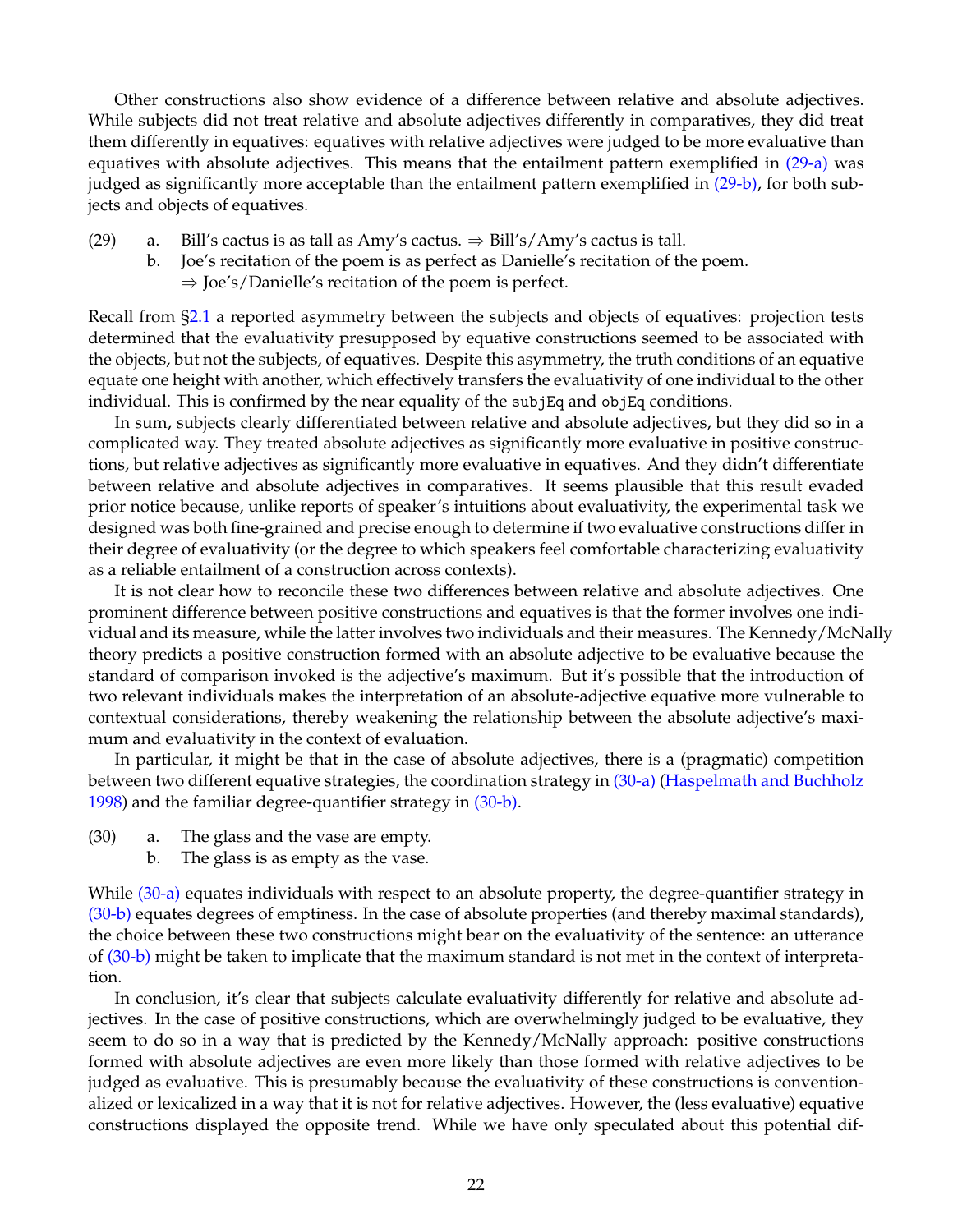Other constructions also show evidence of a difference between relative and absolute adjectives. While subjects did not treat relative and absolute adjectives differently in comparatives, they did treat them differently in equatives: equatives with relative adjectives were judged to be more evaluative than equatives with absolute adjectives. This means that the entailment pattern exemplified in (29-a) was judged as significantly more acceptable than the entailment pattern exemplified in (29-b), for both subjects and objects of equatives.

(29) a. Bill's cactus is as tall as Amy's cactus. ⇒ Bill's/Amy's cactus is tall.
     b. Joe's recitation of the poem is as perfect as Danielle's recitation of the poem.
        ⇒ Joe's/Danielle's recitation of the poem is perfect.

Recall from §2.1 a reported asymmetry between the subjects and objects of equatives: projection tests determined that the evaluativity presupposed by equative constructions seemed to be associated with the objects, but not the subjects, of equatives. Despite this asymmetry, the truth conditions of an equative equate one height with another, which effectively transfers the evaluativity of one individual to the other individual. This is confirmed by the near equality of the `subjEq` and `objEq` conditions.

In sum, subjects clearly differentiated between relative and absolute adjectives, but they did so in a complicated way. They treated absolute adjectives as significantly more evaluative in positive constructions, but relative adjectives as significantly more evaluative in equatives. And they didn't differentiate between relative and absolute adjectives in comparatives. It seems plausible that this result evaded prior notice because, unlike reports of speaker's intuitions about evaluativity, the experimental task we designed was both fine-grained and precise enough to determine if two evaluative constructions differ in their degree of evaluativity (or the degree to which speakers feel comfortable characterizing evaluativity as a reliable entailment of a construction across contexts).

It is not clear how to reconcile these two differences between relative and absolute adjectives. One prominent difference between positive constructions and equatives is that the former involves one individual and its measure, while the latter involves two individuals and their measures. The Kennedy/McNally theory predicts a positive construction formed with an absolute adjective to be evaluative because the standard of comparison invoked is the adjective's maximum. But it's possible that the introduction of two relevant individuals makes the interpretation of an absolute-adjective equative more vulnerable to contextual considerations, thereby weakening the relationship between the absolute adjective's maximum and evaluativity in the context of evaluation.

In particular, it might be that in the case of absolute adjectives, there is a (pragmatic) competition between two different equative strategies, the coordination strategy in (30-a) (Haspelmath and Buchholz 1998) and the familiar degree-quantifier strategy in (30-b).

(30) a. The glass and the vase are empty.
     b. The glass is as empty as the vase.

While (30-a) equates individuals with respect to an absolute property, the degree-quantifier strategy in (30-b) equates degrees of emptiness. In the case of absolute properties (and thereby maximal standards), the choice between these two constructions might bear on the evaluativity of the sentence: an utterance of (30-b) might be taken to implicate that the maximum standard is not met in the context of interpretation.

In conclusion, it's clear that subjects calculate evaluativity differently for relative and absolute adjectives. In the case of positive constructions, which are overwhelmingly judged to be evaluative, they seem to do so in a way that is predicted by the Kennedy/McNally approach: positive constructions formed with absolute adjectives are even more likely than those formed with relative adjectives to be judged as evaluative. This is presumably because the evaluativity of these constructions is conventionalized or lexicalized in a way that it is not for relative adjectives. However, the (less evaluative) equative constructions displayed the opposite trend. While we have only speculated about this potential dif-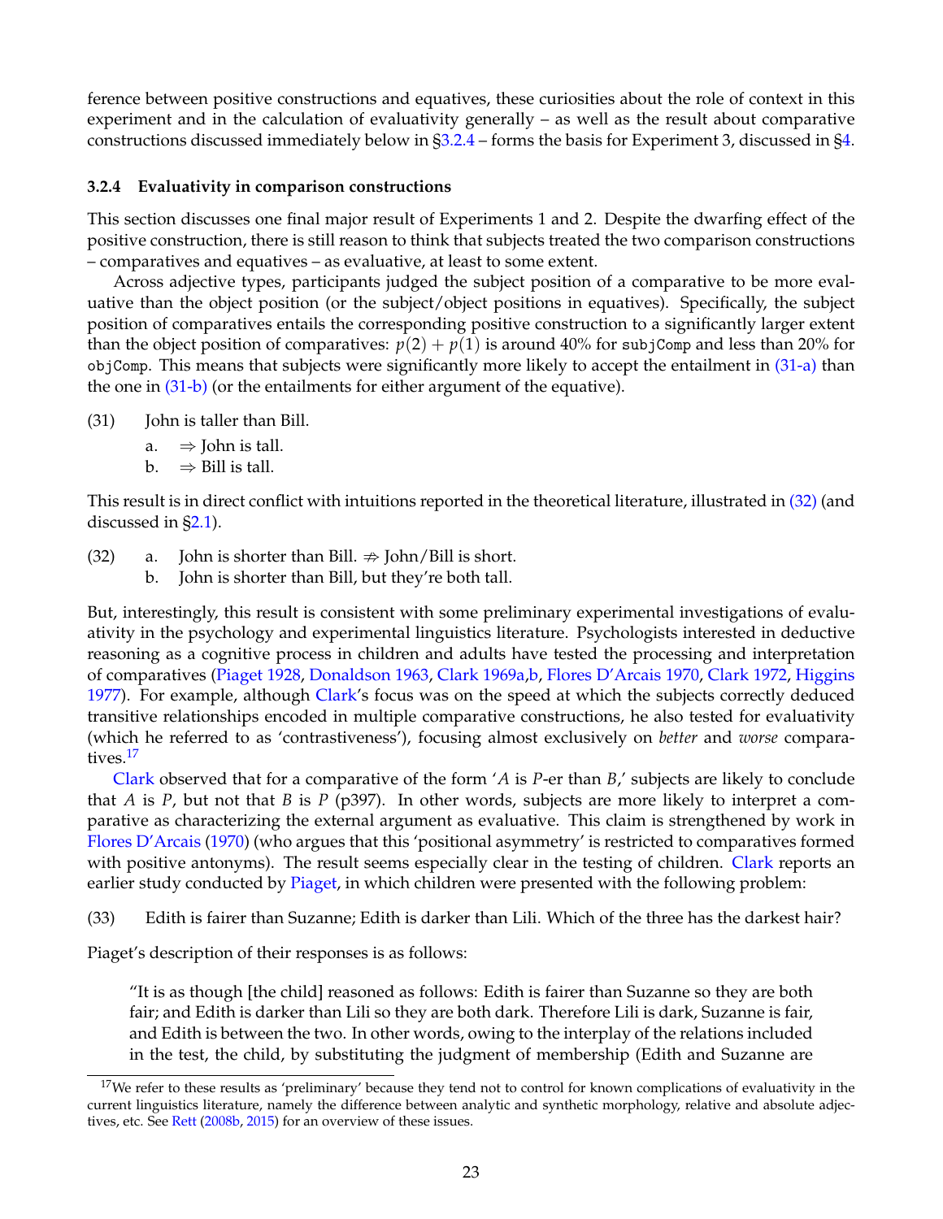ference between positive constructions and equatives, these curiosities about the role of context in this experiment and in the calculation of evaluativity generally – as well as the result about comparative constructions discussed immediately below in §3.2.4 – forms the basis for Experiment 3, discussed in §4.

#### 3.2.4 Evaluativity in comparison constructions

This section discusses one final major result of Experiments 1 and 2. Despite the dwarfing effect of the positive construction, there is still reason to think that subjects treated the two comparison constructions – comparatives and equatives – as evaluative, at least to some extent.

Across adjective types, participants judged the subject position of a comparative to be more evaluative than the object position (or the subject/object positions in equatives). Specifically, the subject position of comparatives entails the corresponding positive construction to a significantly larger extent than the object position of comparatives: $p(2) + p(1)$ is around 40% for `subjComp` and less than 20% for `objComp`. This means that subjects were significantly more likely to accept the entailment in (31-a) than the one in (31-b) (or the entailments for either argument of the equative).

(31) John is taller than Bill.
  a. $\Rightarrow$ John is tall.
  b. $\Rightarrow$ Bill is tall.

This result is in direct conflict with intuitions reported in the theoretical literature, illustrated in (32) (and discussed in §2.1).

(32) a. John is shorter than Bill. $\not\Rightarrow$ John/Bill is short.
  b. John is shorter than Bill, but they're both tall.

But, interestingly, this result is consistent with some preliminary experimental investigations of evaluativity in the psychology and experimental linguistics literature. Psychologists interested in deductive reasoning as a cognitive process in children and adults have tested the processing and interpretation of comparatives (Piaget 1928, Donaldson 1963, Clark 1969a,b, Flores D'Arcais 1970, Clark 1972, Higgins 1977). For example, although Clark's focus was on the speed at which the subjects correctly deduced transitive relationships encoded in multiple comparative constructions, he also tested for evaluativity (which he referred to as 'contrastiveness'), focusing almost exclusively on *better* and *worse* comparatives.[17]

Clark observed that for a comparative of the form '*A* is *P*-er than *B*,' subjects are likely to conclude that *A* is *P*, but not that *B* is *P* (p397). In other words, subjects are more likely to interpret a comparative as characterizing the external argument as evaluative. This claim is strengthened by work in Flores D'Arcais (1970) (who argues that this 'positional asymmetry' is restricted to comparatives formed with positive antonyms). The result seems especially clear in the testing of children. Clark reports an earlier study conducted by Piaget, in which children were presented with the following problem:

(33) Edith is fairer than Suzanne; Edith is darker than Lili. Which of the three has the darkest hair?

Piaget's description of their responses is as follows:

> "It is as though [the child] reasoned as follows: Edith is fairer than Suzanne so they are both fair; and Edith is darker than Lili so they are both dark. Therefore Lili is dark, Suzanne is fair, and Edith is between the two. In other words, owing to the interplay of the relations included in the test, the child, by substituting the judgment of membership (Edith and Suzanne are

---

[17] We refer to these results as 'preliminary' because they tend not to control for known complications of evaluativity in the current linguistics literature, namely the difference between analytic and synthetic morphology, relative and absolute adjectives, etc. See Rett (2008b, 2015) for an overview of these issues.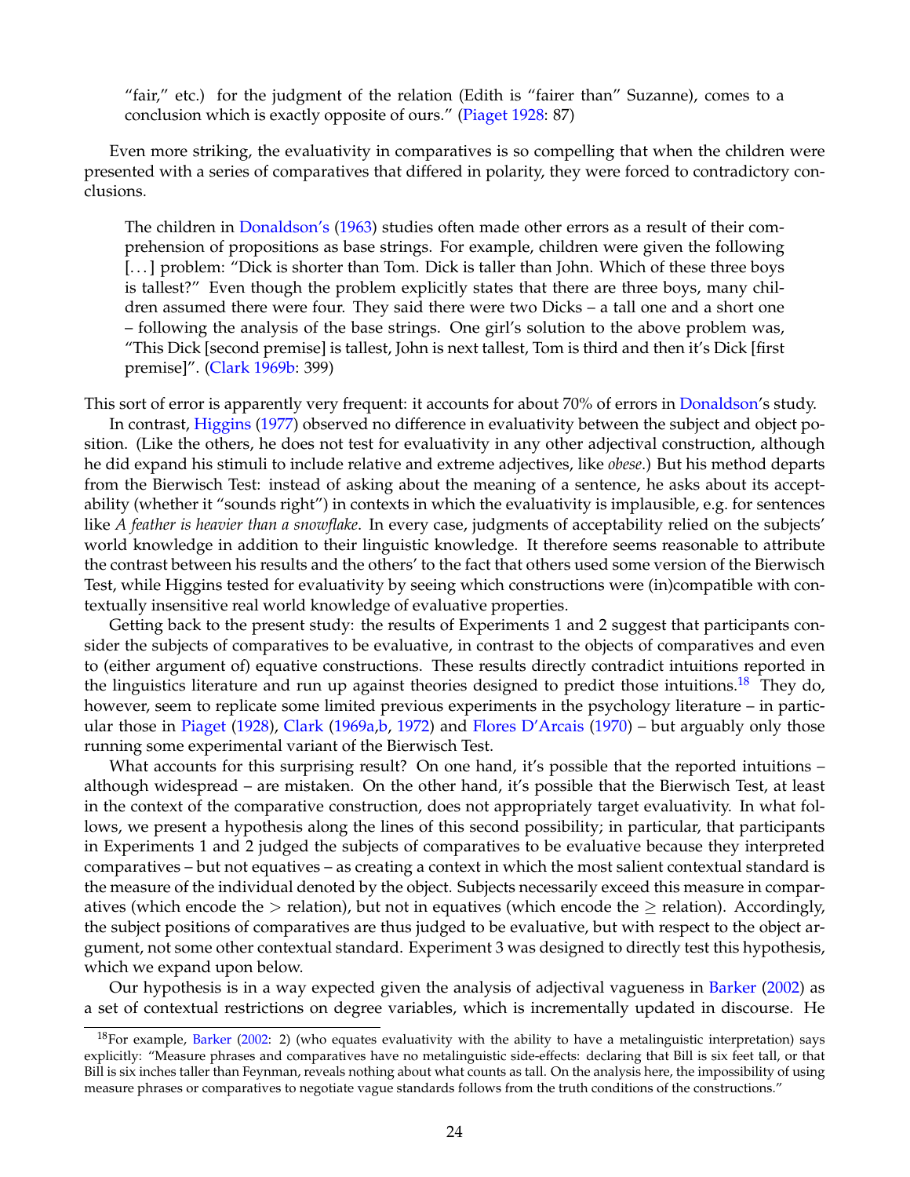> "fair," etc.) for the judgment of the relation (Edith is "fairer than" Suzanne), comes to a conclusion which is exactly opposite of ours." (Piaget 1928: 87)

Even more striking, the evaluativity in comparatives is so compelling that when the children were presented with a series of comparatives that differed in polarity, they were forced to contradictory conclusions.

> The children in Donaldson's (1963) studies often made other errors as a result of their comprehension of propositions as base strings. For example, children were given the following [...] problem: "Dick is shorter than Tom. Dick is taller than John. Which of these three boys is tallest?" Even though the problem explicitly states that there are three boys, many children assumed there were four. They said there were two Dicks – a tall one and a short one – following the analysis of the base strings. One girl's solution to the above problem was, "This Dick [second premise] is tallest, John is next tallest, Tom is third and then it's Dick [first premise]". (Clark 1969b: 399)

This sort of error is apparently very frequent: it accounts for about 70% of errors in Donaldson's study.

In contrast, Higgins (1977) observed no difference in evaluativity between the subject and object position. (Like the others, he does not test for evaluativity in any other adjectival construction, although he did expand his stimuli to include relative and extreme adjectives, like *obese*.) But his method departs from the Bierwisch Test: instead of asking about the meaning of a sentence, he asks about its acceptability (whether it "sounds right") in contexts in which the evaluativity is implausible, e.g. for sentences like *A feather is heavier than a snowflake*. In every case, judgments of acceptability relied on the subjects' world knowledge in addition to their linguistic knowledge. It therefore seems reasonable to attribute the contrast between his results and the others' to the fact that others used some version of the Bierwisch Test, while Higgins tested for evaluativity by seeing which constructions were (in)compatible with contextually insensitive real world knowledge of evaluative properties.

Getting back to the present study: the results of Experiments 1 and 2 suggest that participants consider the subjects of comparatives to be evaluative, in contrast to the objects of comparatives and even to (either argument of) equative constructions. These results directly contradict intuitions reported in the linguistics literature and run up against theories designed to predict those intuitions.[18] They do, however, seem to replicate some limited previous experiments in the psychology literature – in particular those in Piaget (1928), Clark (1969a,b, 1972) and Flores D'Arcais (1970) – but arguably only those running some experimental variant of the Bierwisch Test.

What accounts for this surprising result? On one hand, it's possible that the reported intuitions – although widespread – are mistaken. On the other hand, it's possible that the Bierwisch Test, at least in the context of the comparative construction, does not appropriately target evaluativity. In what follows, we present a hypothesis along the lines of this second possibility; in particular, that participants in Experiments 1 and 2 judged the subjects of comparatives to be evaluative because they interpreted comparatives – but not equatives – as creating a context in which the most salient contextual standard is the measure of the individual denoted by the object. Subjects necessarily exceed this measure in comparatives (which encode the $>$ relation), but not in equatives (which encode the $\geq$ relation). Accordingly, the subject positions of comparatives are thus judged to be evaluative, but with respect to the object argument, not some other contextual standard. Experiment 3 was designed to directly test this hypothesis, which we expand upon below.

Our hypothesis is in a way expected given the analysis of adjectival vagueness in Barker (2002) as a set of contextual restrictions on degree variables, which is incrementally updated in discourse. He

[18] For example, Barker (2002: 2) (who equates evaluativity with the ability to have a metalinguistic interpretation) says explicitly: "Measure phrases and comparatives have no metalinguistic side-effects: declaring that Bill is six feet tall, or that Bill is six inches taller than Feynman, reveals nothing about what counts as tall. On the analysis here, the impossibility of using measure phrases or comparatives to negotiate vague standards follows from the truth conditions of the constructions."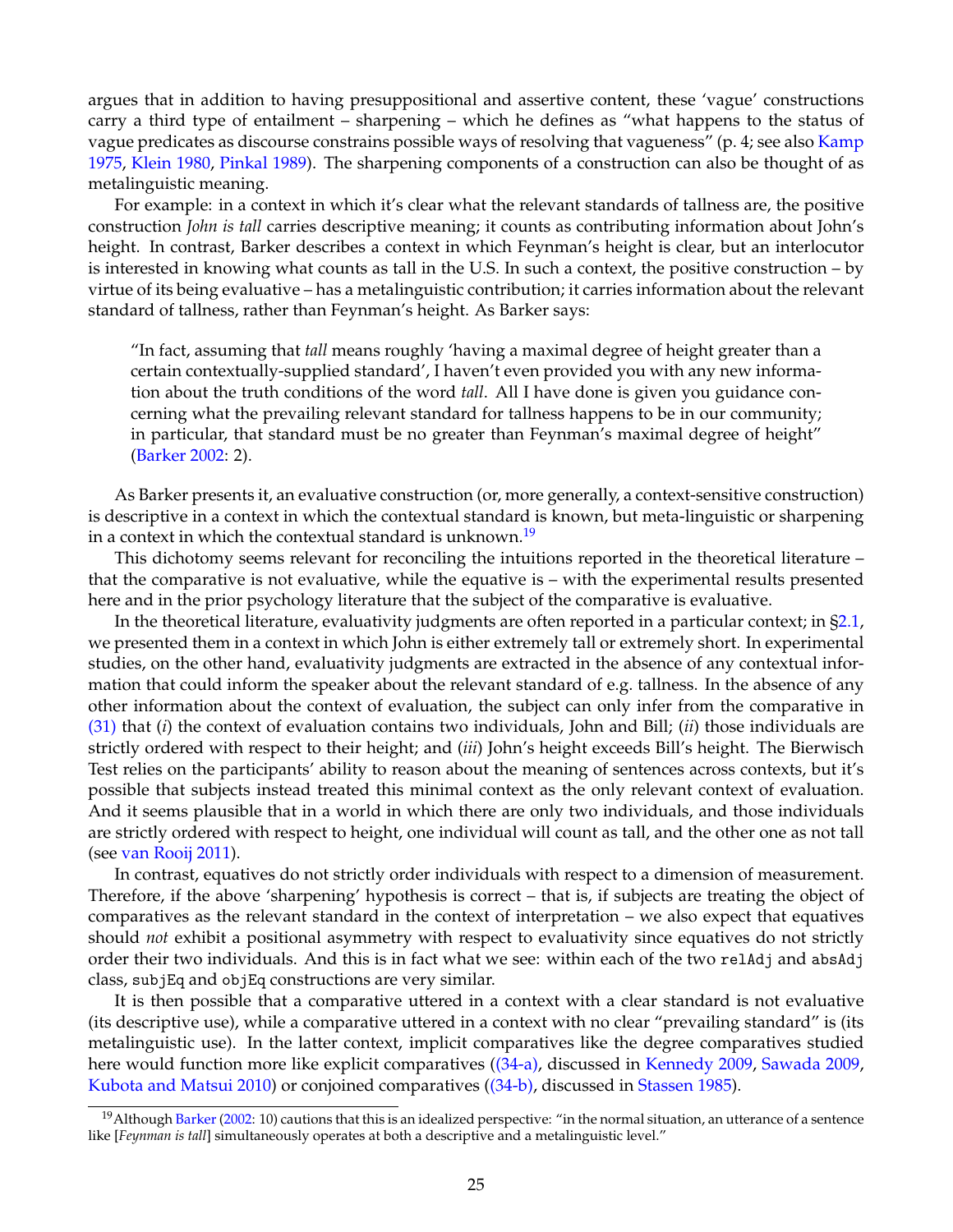argues that in addition to having presuppositional and assertive content, these 'vague' constructions carry a third type of entailment – sharpening – which he defines as "what happens to the status of vague predicates as discourse constrains possible ways of resolving that vagueness" (p. 4; see also Kamp 1975, Klein 1980, Pinkal 1989). The sharpening components of a construction can also be thought of as metalinguistic meaning.

For example: in a context in which it's clear what the relevant standards of tallness are, the positive construction *John is tall* carries descriptive meaning; it counts as contributing information about John's height. In contrast, Barker describes a context in which Feynman's height is clear, but an interlocutor is interested in knowing what counts as tall in the U.S. In such a context, the positive construction – by virtue of its being evaluative – has a metalinguistic contribution; it carries information about the relevant standard of tallness, rather than Feynman's height. As Barker says:

> "In fact, assuming that *tall* means roughly 'having a maximal degree of height greater than a certain contextually-supplied standard', I haven't even provided you with any new information about the truth conditions of the word *tall*. All I have done is given you guidance concerning what the prevailing relevant standard for tallness happens to be in our community; in particular, that standard must be no greater than Feynman's maximal degree of height" (Barker 2002: 2).

As Barker presents it, an evaluative construction (or, more generally, a context-sensitive construction) is descriptive in a context in which the contextual standard is known, but meta-linguistic or sharpening in a context in which the contextual standard is unknown.[19]

This dichotomy seems relevant for reconciling the intuitions reported in the theoretical literature – that the comparative is not evaluative, while the equative is – with the experimental results presented here and in the prior psychology literature that the subject of the comparative is evaluative.

In the theoretical literature, evaluativity judgments are often reported in a particular context; in §2.1, we presented them in a context in which John is either extremely tall or extremely short. In experimental studies, on the other hand, evaluativity judgments are extracted in the absence of any contextual information that could inform the speaker about the relevant standard of e.g. tallness. In the absence of any other information about the context of evaluation, the subject can only infer from the comparative in (31) that (*i*) the context of evaluation contains two individuals, John and Bill; (*ii*) those individuals are strictly ordered with respect to their height; and (*iii*) John's height exceeds Bill's height. The Bierwisch Test relies on the participants' ability to reason about the meaning of sentences across contexts, but it's possible that subjects instead treated this minimal context as the only relevant context of evaluation. And it seems plausible that in a world in which there are only two individuals, and those individuals are strictly ordered with respect to height, one individual will count as tall, and the other one as not tall (see van Rooij 2011).

In contrast, equatives do not strictly order individuals with respect to a dimension of measurement. Therefore, if the above 'sharpening' hypothesis is correct – that is, if subjects are treating the object of comparatives as the relevant standard in the context of interpretation – we also expect that equatives should *not* exhibit a positional asymmetry with respect to evaluativity since equatives do not strictly order their two individuals. And this is in fact what we see: within each of the two `relAdj` and `absAdj` class, `subjEq` and `objEq` constructions are very similar.

It is then possible that a comparative uttered in a context with a clear standard is not evaluative (its descriptive use), while a comparative uttered in a context with no clear "prevailing standard" is (its metalinguistic use). In the latter context, implicit comparatives like the degree comparatives studied here would function more like explicit comparatives ((34-a), discussed in Kennedy 2009, Sawada 2009, Kubota and Matsui 2010) or conjoined comparatives ((34-b), discussed in Stassen 1985).

[19] Although Barker (2002: 10) cautions that this is an idealized perspective: "in the normal situation, an utterance of a sentence like [*Feynman is tall*] simultaneously operates at both a descriptive and a metalinguistic level."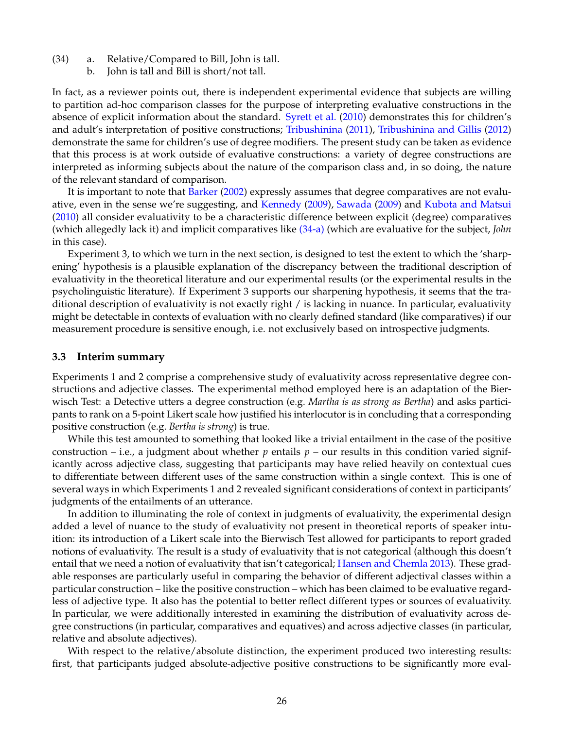(34) a. Relative/Compared to Bill, John is tall.
b. John is tall and Bill is short/not tall.

In fact, as a reviewer points out, there is independent experimental evidence that subjects are willing to partition ad-hoc comparison classes for the purpose of interpreting evaluative constructions in the absence of explicit information about the standard. Syrett et al. (2010) demonstrates this for children's and adult's interpretation of positive constructions; Tribushinina (2011), Tribushinina and Gillis (2012) demonstrate the same for children's use of degree modifiers. The present study can be taken as evidence that this process is at work outside of evaluative constructions: a variety of degree constructions are interpreted as informing subjects about the nature of the comparison class and, in so doing, the nature of the relevant standard of comparison.

It is important to note that Barker (2002) expressly assumes that degree comparatives are not evaluative, even in the sense we're suggesting, and Kennedy (2009), Sawada (2009) and Kubota and Matsui (2010) all consider evaluativity to be a characteristic difference between explicit (degree) comparatives (which allegedly lack it) and implicit comparatives like (34-a) (which are evaluative for the subject, *John* in this case).

Experiment 3, to which we turn in the next section, is designed to test the extent to which the 'sharpening' hypothesis is a plausible explanation of the discrepancy between the traditional description of evaluativity in the theoretical literature and our experimental results (or the experimental results in the psycholinguistic literature). If Experiment 3 supports our sharpening hypothesis, it seems that the traditional description of evaluativity is not exactly right / is lacking in nuance. In particular, evaluativity might be detectable in contexts of evaluation with no clearly defined standard (like comparatives) if our measurement procedure is sensitive enough, i.e. not exclusively based on introspective judgments.

### 3.3 Interim summary

Experiments 1 and 2 comprise a comprehensive study of evaluativity across representative degree constructions and adjective classes. The experimental method employed here is an adaptation of the Bierwisch Test: a Detective utters a degree construction (e.g. *Martha is as strong as Bertha*) and asks participants to rank on a 5-point Likert scale how justified his interlocutor is in concluding that a corresponding positive construction (e.g. *Bertha is strong*) is true.

While this test amounted to something that looked like a trivial entailment in the case of the positive construction – i.e., a judgment about whether $p$ entails $p$ – our results in this condition varied significantly across adjective class, suggesting that participants may have relied heavily on contextual cues to differentiate between different uses of the same construction within a single context. This is one of several ways in which Experiments 1 and 2 revealed significant considerations of context in participants' judgments of the entailments of an utterance.

In addition to illuminating the role of context in judgments of evaluativity, the experimental design added a level of nuance to the study of evaluativity not present in theoretical reports of speaker intuition: its introduction of a Likert scale into the Bierwisch Test allowed for participants to report graded notions of evaluativity. The result is a study of evaluativity that is not categorical (although this doesn't entail that we need a notion of evaluativity that isn't categorical; Hansen and Chemla 2013). These gradable responses are particularly useful in comparing the behavior of different adjectival classes within a particular construction – like the positive construction – which has been claimed to be evaluative regardless of adjective type. It also has the potential to better reflect different types or sources of evaluativity. In particular, we were additionally interested in examining the distribution of evaluativity across degree constructions (in particular, comparatives and equatives) and across adjective classes (in particular, relative and absolute adjectives).

With respect to the relative/absolute distinction, the experiment produced two interesting results: first, that participants judged absolute-adjective positive constructions to be significantly more eval-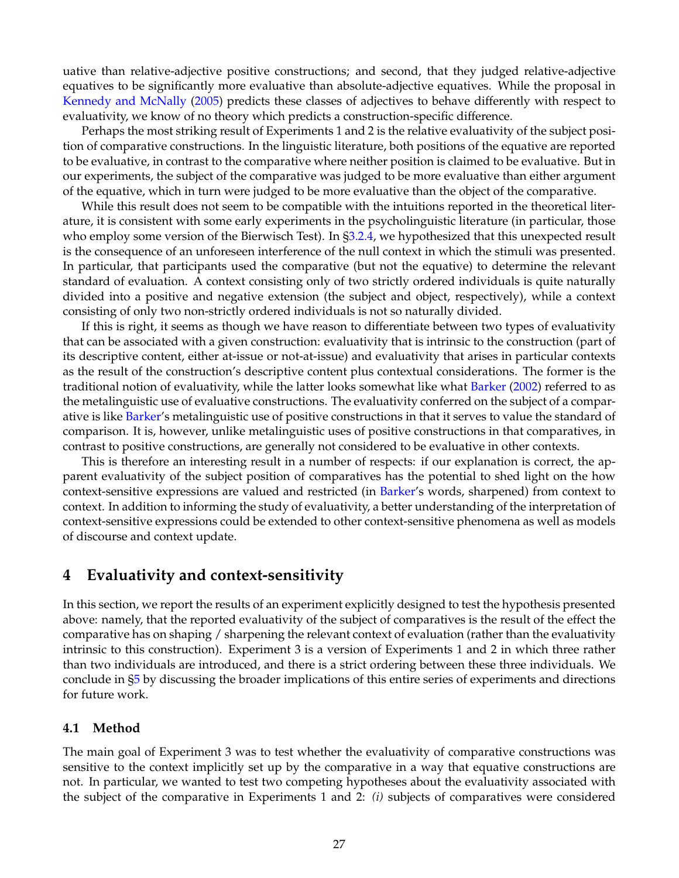uative than relative-adjective positive constructions; and second, that they judged relative-adjective equatives to be significantly more evaluative than absolute-adjective equatives. While the proposal in Kennedy and McNally (2005) predicts these classes of adjectives to behave differently with respect to evaluativity, we know of no theory which predicts a construction-specific difference.

Perhaps the most striking result of Experiments 1 and 2 is the relative evaluativity of the subject position of comparative constructions. In the linguistic literature, both positions of the equative are reported to be evaluative, in contrast to the comparative where neither position is claimed to be evaluative. But in our experiments, the subject of the comparative was judged to be more evaluative than either argument of the equative, which in turn were judged to be more evaluative than the object of the comparative.

While this result does not seem to be compatible with the intuitions reported in the theoretical literature, it is consistent with some early experiments in the psycholinguistic literature (in particular, those who employ some version of the Bierwisch Test). In §3.2.4, we hypothesized that this unexpected result is the consequence of an unforeseen interference of the null context in which the stimuli was presented. In particular, that participants used the comparative (but not the equative) to determine the relevant standard of evaluation. A context consisting only of two strictly ordered individuals is quite naturally divided into a positive and negative extension (the subject and object, respectively), while a context consisting of only two non-strictly ordered individuals is not so naturally divided.

If this is right, it seems as though we have reason to differentiate between two types of evaluativity that can be associated with a given construction: evaluativity that is intrinsic to the construction (part of its descriptive content, either at-issue or not-at-issue) and evaluativity that arises in particular contexts as the result of the construction's descriptive content plus contextual considerations. The former is the traditional notion of evaluativity, while the latter looks somewhat like what Barker (2002) referred to as the metalinguistic use of evaluative constructions. The evaluativity conferred on the subject of a comparative is like Barker's metalinguistic use of positive constructions in that it serves to value the standard of comparison. It is, however, unlike metalinguistic uses of positive constructions in that comparatives, in contrast to positive constructions, are generally not considered to be evaluative in other contexts.

This is therefore an interesting result in a number of respects: if our explanation is correct, the apparent evaluativity of the subject position of comparatives has the potential to shed light on the how context-sensitive expressions are valued and restricted (in Barker's words, sharpened) from context to context. In addition to informing the study of evaluativity, a better understanding of the interpretation of context-sensitive expressions could be extended to other context-sensitive phenomena as well as models of discourse and context update.

## 4 Evaluativity and context-sensitivity

In this section, we report the results of an experiment explicitly designed to test the hypothesis presented above: namely, that the reported evaluativity of the subject of comparatives is the result of the effect the comparative has on shaping / sharpening the relevant context of evaluation (rather than the evaluativity intrinsic to this construction). Experiment 3 is a version of Experiments 1 and 2 in which three rather than two individuals are introduced, and there is a strict ordering between these three individuals. We conclude in §5 by discussing the broader implications of this entire series of experiments and directions for future work.

### 4.1 Method

The main goal of Experiment 3 was to test whether the evaluativity of comparative constructions was sensitive to the context implicitly set up by the comparative in a way that equative constructions are not. In particular, we wanted to test two competing hypotheses about the evaluativity associated with the subject of the comparative in Experiments 1 and 2: *(i)* subjects of comparatives were considered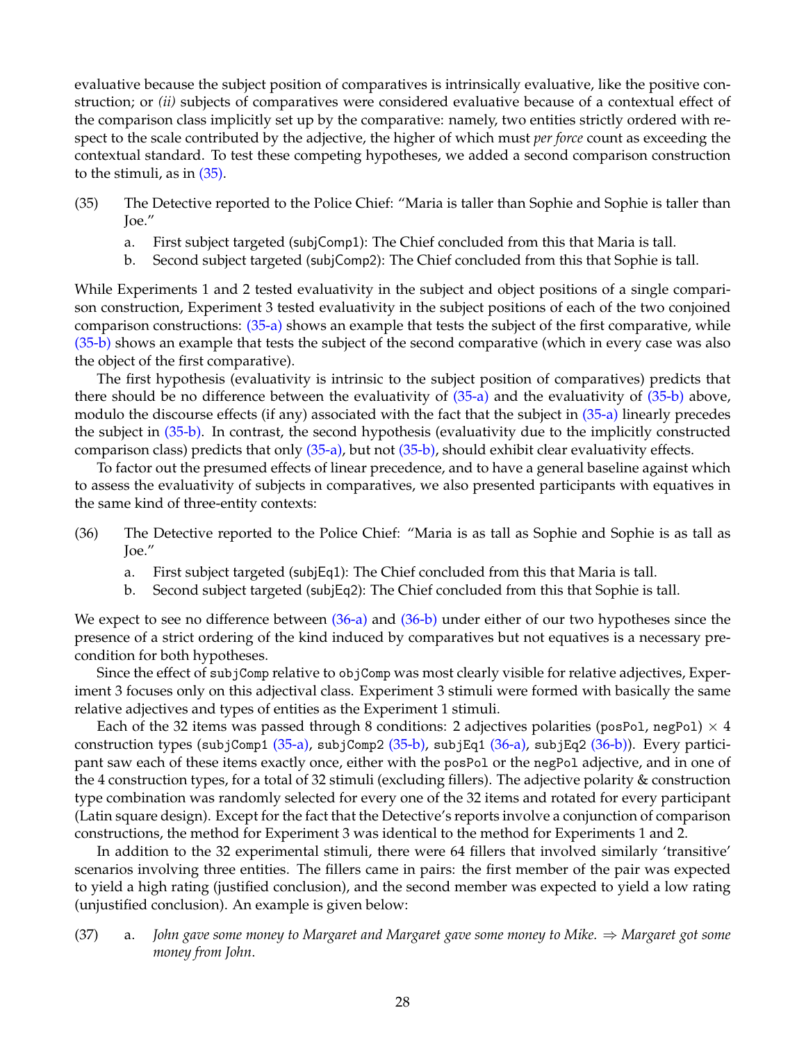evaluative because the subject position of comparatives is intrinsically evaluative, like the positive construction; or *(ii)* subjects of comparatives were considered evaluative because of a contextual effect of the comparison class implicitly set up by the comparative: namely, two entities strictly ordered with respect to the scale contributed by the adjective, the higher of which must *per force* count as exceeding the contextual standard. To test these competing hypotheses, we added a second comparison construction to the stimuli, as in (35).

(35) The Detective reported to the Police Chief: "Maria is taller than Sophie and Sophie is taller than Joe."

a. First subject targeted (`subjComp1`): The Chief concluded from this that Maria is tall.

b. Second subject targeted (`subjComp2`): The Chief concluded from this that Sophie is tall.

While Experiments 1 and 2 tested evaluativity in the subject and object positions of a single comparison construction, Experiment 3 tested evaluativity in the subject positions of each of the two conjoined comparison constructions: (35-a) shows an example that tests the subject of the first comparative, while (35-b) shows an example that tests the subject of the second comparative (which in every case was also the object of the first comparative).

The first hypothesis (evaluativity is intrinsic to the subject position of comparatives) predicts that there should be no difference between the evaluativity of (35-a) and the evaluativity of (35-b) above, modulo the discourse effects (if any) associated with the fact that the subject in (35-a) linearly precedes the subject in (35-b). In contrast, the second hypothesis (evaluativity due to the implicitly constructed comparison class) predicts that only (35-a), but not (35-b), should exhibit clear evaluativity effects.

To factor out the presumed effects of linear precedence, and to have a general baseline against which to assess the evaluativity of subjects in comparatives, we also presented participants with equatives in the same kind of three-entity contexts:

(36) The Detective reported to the Police Chief: "Maria is as tall as Sophie and Sophie is as tall as Joe."

a. First subject targeted (`subjEq1`): The Chief concluded from this that Maria is tall.

b. Second subject targeted (`subjEq2`): The Chief concluded from this that Sophie is tall.

We expect to see no difference between (36-a) and (36-b) under either of our two hypotheses since the presence of a strict ordering of the kind induced by comparatives but not equatives is a necessary precondition for both hypotheses.

Since the effect of `subjComp` relative to `objComp` was most clearly visible for relative adjectives, Experiment 3 focuses only on this adjectival class. Experiment 3 stimuli were formed with basically the same relative adjectives and types of entities as the Experiment 1 stimuli.

Each of the 32 items was passed through 8 conditions: 2 adjectives polarities (`posPol`, `negPol`) $\times$ 4 construction types (`subjComp1` (35-a), `subjComp2` (35-b), `subjEq1` (36-a), `subjEq2` (36-b)). Every participant saw each of these items exactly once, either with the `posPol` or the `negPol` adjective, and in one of the 4 construction types, for a total of 32 stimuli (excluding fillers). The adjective polarity & construction type combination was randomly selected for every one of the 32 items and rotated for every participant (Latin square design). Except for the fact that the Detective's reports involve a conjunction of comparison constructions, the method for Experiment 3 was identical to the method for Experiments 1 and 2.

In addition to the 32 experimental stimuli, there were 64 fillers that involved similarly 'transitive' scenarios involving three entities. The fillers came in pairs: the first member of the pair was expected to yield a high rating (justified conclusion), and the second member was expected to yield a low rating (unjustified conclusion). An example is given below:

(37) a. *John gave some money to Margaret and Margaret gave some money to Mike.* $\Rightarrow$ *Margaret got some money from John.*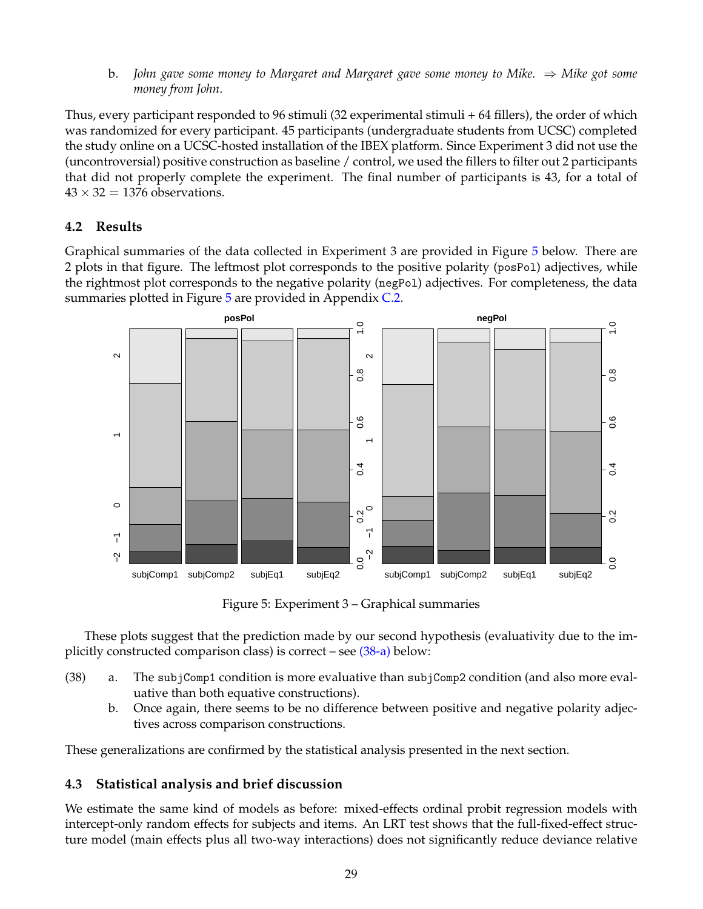b. *John gave some money to Margaret and Margaret gave some money to Mike.* ⇒ *Mike got some money from John*.

Thus, every participant responded to 96 stimuli (32 experimental stimuli + 64 fillers), the order of which was randomized for every participant. 45 participants (undergraduate students from UCSC) completed the study online on a UCSC-hosted installation of the IBEX platform. Since Experiment 3 did not use the (uncontroversial) positive construction as baseline / control, we used the fillers to filter out 2 participants that did not properly complete the experiment. The final number of participants is 43, for a total of $43 \times 32 = 1376$ observations.

### 4.2 Results

Graphical summaries of the data collected in Experiment 3 are provided in Figure 5 below. There are 2 plots in that figure. The leftmost plot corresponds to the positive polarity (`posPol`) adjectives, while the rightmost plot corresponds to the negative polarity (`negPol`) adjectives. For completeness, the data summaries plotted in Figure 5 are provided in Appendix C.2.

Figure 5: Experiment 3 – Graphical summaries

These plots suggest that the prediction made by our second hypothesis (evaluativity due to the implicitly constructed comparison class) is correct – see (38-a) below:

(38) a. The `subjComp1` condition is more evaluative than `subjComp2` condition (and also more evaluative than both equative constructions).

b. Once again, there seems to be no difference between positive and negative polarity adjectives across comparison constructions.

These generalizations are confirmed by the statistical analysis presented in the next section.

### 4.3 Statistical analysis and brief discussion

We estimate the same kind of models as before: mixed-effects ordinal probit regression models with intercept-only random effects for subjects and items. An LRT test shows that the full-fixed-effect structure model (main effects plus all two-way interactions) does not significantly reduce deviance relative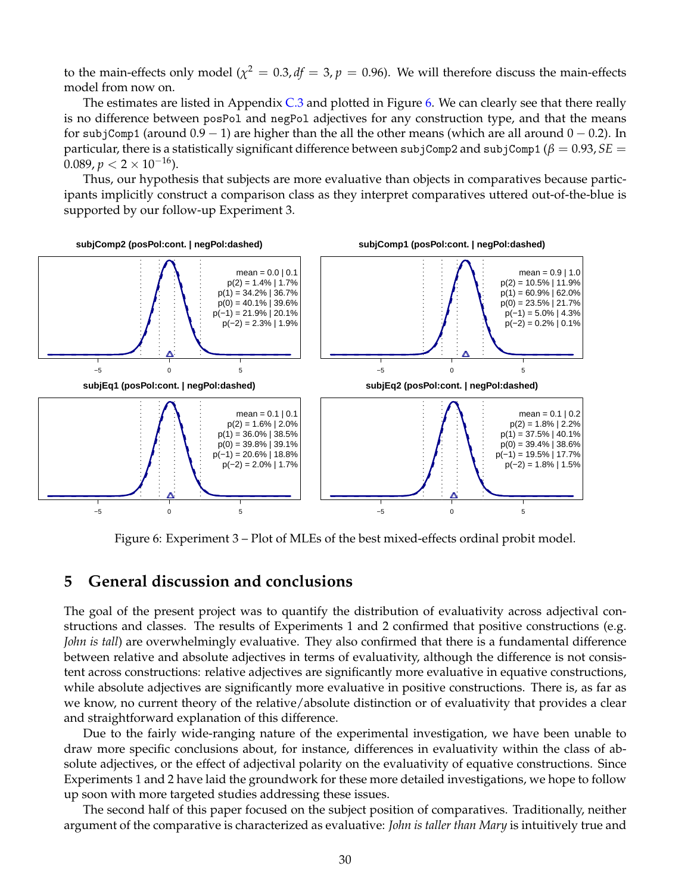to the main-effects only model ($\chi^2 = 0.3, df = 3, p = 0.96$). We will therefore discuss the main-effects model from now on.

The estimates are listed in Appendix C.3 and plotted in Figure 6. We can clearly see that there really is no difference between `posPol` and `negPol` adjectives for any construction type, and that the means for `subjComp1` (around $0.9 - 1$) are higher than the all the other means (which are all around $0 - 0.2$). In particular, there is a statistically significant difference between `subjComp2` and `subjComp1` ($\beta = 0.93, SE = 0.089, p < 2 \times 10^{-16}$).

Thus, our hypothesis that subjects are more evaluative than objects in comparatives because participants implicitly construct a comparison class as they interpret comparatives uttered out-of-the-blue is supported by our follow-up Experiment 3.

**subjComp2 (posPol:cont. | negPol:dashed)**

mean = 0.0 | 0.1
p(2) = 1.4% | 1.7%
p(1) = 34.2% | 36.7%
p(0) = 40.1% | 39.6%
p(−1) = 21.9% | 20.1%
p(−2) = 2.3% | 1.9%

**subjComp1 (posPol:cont. | negPol:dashed)**

mean = 0.9 | 1.0
p(2) = 10.5% | 11.9%
p(1) = 60.9% | 62.0%
p(0) = 23.5% | 21.7%
p(−1) = 5.0% | 4.3%
p(−2) = 0.2% | 0.1%

**subjEq1 (posPol:cont. | negPol:dashed)**

mean = 0.1 | 0.1
p(2) = 1.6% | 2.0%
p(1) = 36.0% | 38.5%
p(0) = 39.8% | 39.1%
p(−1) = 20.6% | 18.8%
p(−2) = 2.0% | 1.7%

**subjEq2 (posPol:cont. | negPol:dashed)**

mean = 0.1 | 0.2
p(2) = 1.8% | 2.2%
p(1) = 37.5% | 40.1%
p(0) = 39.4% | 38.6%
p(−1) = 19.5% | 17.7%
p(−2) = 1.8% | 1.5%

Figure 6: Experiment 3 – Plot of MLEs of the best mixed-effects ordinal probit model.

## 5 General discussion and conclusions

The goal of the present project was to quantify the distribution of evaluativity across adjectival constructions and classes. The results of Experiments 1 and 2 confirmed that positive constructions (e.g. *John is tall*) are overwhelmingly evaluative. They also confirmed that there is a fundamental difference between relative and absolute adjectives in terms of evaluativity, although the difference is not consistent across constructions: relative adjectives are significantly more evaluative in equative constructions, while absolute adjectives are significantly more evaluative in positive constructions. There is, as far as we know, no current theory of the relative/absolute distinction or of evaluativity that provides a clear and straightforward explanation of this difference.

Due to the fairly wide-ranging nature of the experimental investigation, we have been unable to draw more specific conclusions about, for instance, differences in evaluativity within the class of absolute adjectives, or the effect of adjectival polarity on the evaluativity of equative constructions. Since Experiments 1 and 2 have laid the groundwork for these more detailed investigations, we hope to follow up soon with more targeted studies addressing these issues.

The second half of this paper focused on the subject position of comparatives. Traditionally, neither argument of the comparative is characterized as evaluative: *John is taller than Mary* is intuitively true and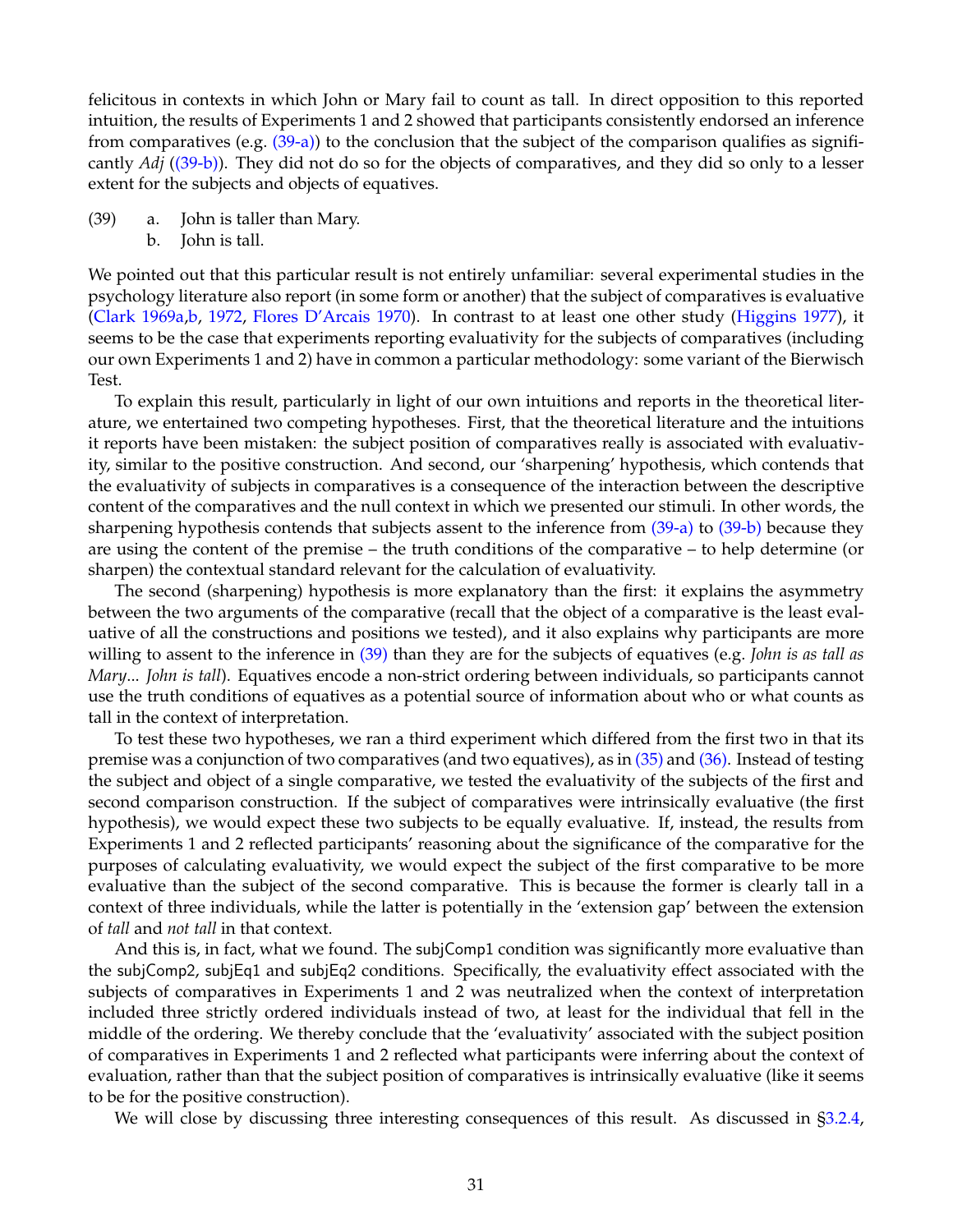felicitous in contexts in which John or Mary fail to count as tall. In direct opposition to this reported intuition, the results of Experiments 1 and 2 showed that participants consistently endorsed an inference from comparatives (e.g. (39-a)) to the conclusion that the subject of the comparison qualifies as significantly *Adj* ((39-b)). They did not do so for the objects of comparatives, and they did so only to a lesser extent for the subjects and objects of equatives.

(39) a. John is taller than Mary.
 b. John is tall.

We pointed out that this particular result is not entirely unfamiliar: several experimental studies in the psychology literature also report (in some form or another) that the subject of comparatives is evaluative (Clark 1969a,b, 1972, Flores D'Arcais 1970). In contrast to at least one other study (Higgins 1977), it seems to be the case that experiments reporting evaluativity for the subjects of comparatives (including our own Experiments 1 and 2) have in common a particular methodology: some variant of the Bierwisch Test.

To explain this result, particularly in light of our own intuitions and reports in the theoretical literature, we entertained two competing hypotheses. First, that the theoretical literature and the intuitions it reports have been mistaken: the subject position of comparatives really is associated with evaluativity, similar to the positive construction. And second, our 'sharpening' hypothesis, which contends that the evaluativity of subjects in comparatives is a consequence of the interaction between the descriptive content of the comparatives and the null context in which we presented our stimuli. In other words, the sharpening hypothesis contends that subjects assent to the inference from (39-a) to (39-b) because they are using the content of the premise – the truth conditions of the comparative – to help determine (or sharpen) the contextual standard relevant for the calculation of evaluativity.

The second (sharpening) hypothesis is more explanatory than the first: it explains the asymmetry between the two arguments of the comparative (recall that the object of a comparative is the least evaluative of all the constructions and positions we tested), and it also explains why participants are more willing to assent to the inference in (39) than they are for the subjects of equatives (e.g. *John is as tall as Mary... John is tall*). Equatives encode a non-strict ordering between individuals, so participants cannot use the truth conditions of equatives as a potential source of information about who or what counts as tall in the context of interpretation.

To test these two hypotheses, we ran a third experiment which differed from the first two in that its premise was a conjunction of two comparatives (and two equatives), as in (35) and (36). Instead of testing the subject and object of a single comparative, we tested the evaluativity of the subjects of the first and second comparison construction. If the subject of comparatives were intrinsically evaluative (the first hypothesis), we would expect these two subjects to be equally evaluative. If, instead, the results from Experiments 1 and 2 reflected participants' reasoning about the significance of the comparative for the purposes of calculating evaluativity, we would expect the subject of the first comparative to be more evaluative than the subject of the second comparative. This is because the former is clearly tall in a context of three individuals, while the latter is potentially in the 'extension gap' between the extension of *tall* and *not tall* in that context.

And this is, in fact, what we found. The subjComp1 condition was significantly more evaluative than the subjComp2, subjEq1 and subjEq2 conditions. Specifically, the evaluativity effect associated with the subjects of comparatives in Experiments 1 and 2 was neutralized when the context of interpretation included three strictly ordered individuals instead of two, at least for the individual that fell in the middle of the ordering. We thereby conclude that the 'evaluativity' associated with the subject position of comparatives in Experiments 1 and 2 reflected what participants were inferring about the context of evaluation, rather than that the subject position of comparatives is intrinsically evaluative (like it seems to be for the positive construction).

We will close by discussing three interesting consequences of this result. As discussed in §3.2.4,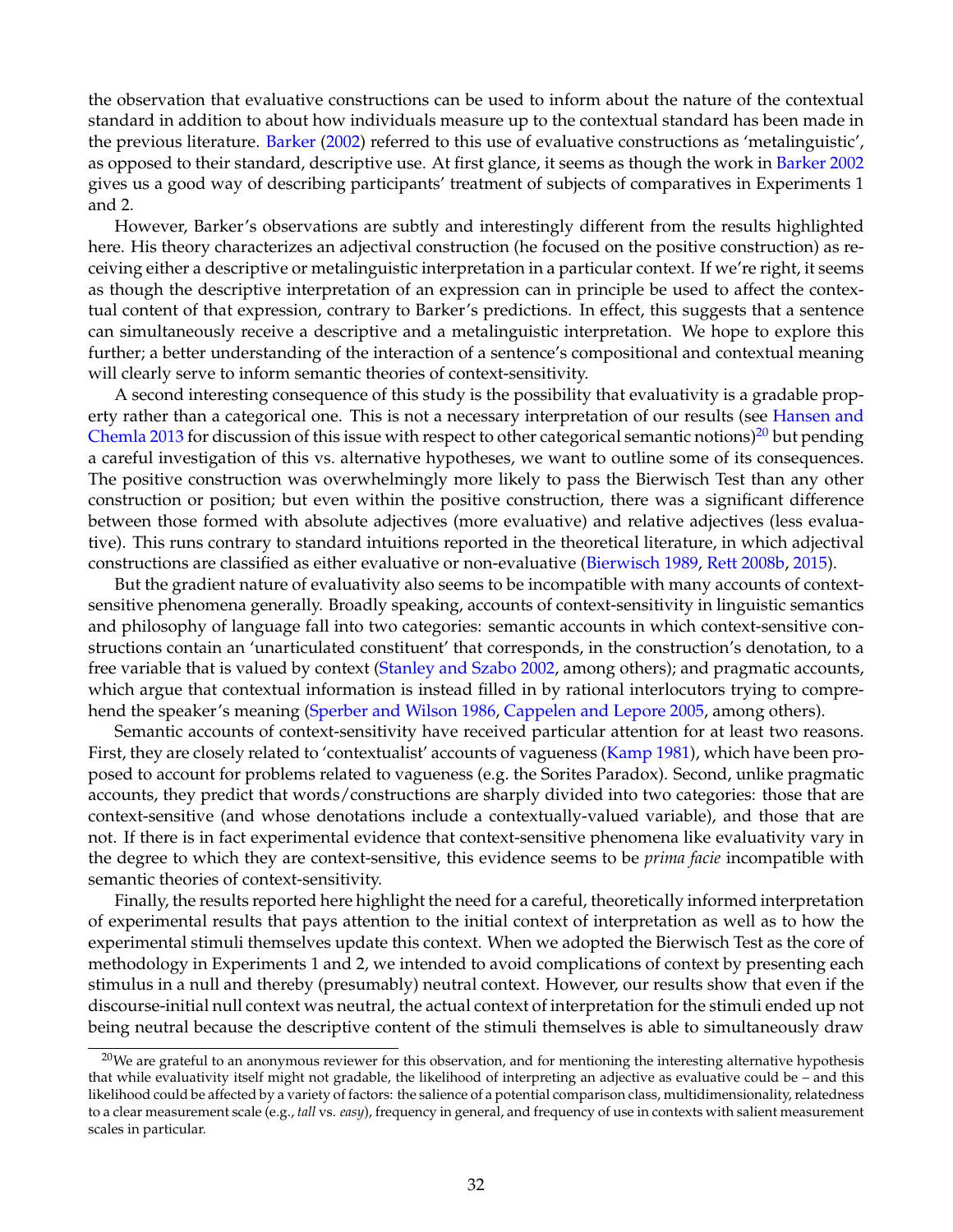the observation that evaluative constructions can be used to inform about the nature of the contextual standard in addition to about how individuals measure up to the contextual standard has been made in the previous literature. Barker (2002) referred to this use of evaluative constructions as 'metalinguistic', as opposed to their standard, descriptive use. At first glance, it seems as though the work in Barker 2002 gives us a good way of describing participants' treatment of subjects of comparatives in Experiments 1 and 2.

However, Barker's observations are subtly and interestingly different from the results highlighted here. His theory characterizes an adjectival construction (he focused on the positive construction) as receiving either a descriptive or metalinguistic interpretation in a particular context. If we're right, it seems as though the descriptive interpretation of an expression can in principle be used to affect the contextual content of that expression, contrary to Barker's predictions. In effect, this suggests that a sentence can simultaneously receive a descriptive and a metalinguistic interpretation. We hope to explore this further; a better understanding of the interaction of a sentence's compositional and contextual meaning will clearly serve to inform semantic theories of context-sensitivity.

A second interesting consequence of this study is the possibility that evaluativity is a gradable property rather than a categorical one. This is not a necessary interpretation of our results (see Hansen and Chemla 2013 for discussion of this issue with respect to other categorical semantic notions)[20] but pending a careful investigation of this vs. alternative hypotheses, we want to outline some of its consequences. The positive construction was overwhelmingly more likely to pass the Bierwisch Test than any other construction or position; but even within the positive construction, there was a significant difference between those formed with absolute adjectives (more evaluative) and relative adjectives (less evaluative). This runs contrary to standard intuitions reported in the theoretical literature, in which adjectival constructions are classified as either evaluative or non-evaluative (Bierwisch 1989, Rett 2008b, 2015).

But the gradient nature of evaluativity also seems to be incompatible with many accounts of context-sensitive phenomena generally. Broadly speaking, accounts of context-sensitivity in linguistic semantics and philosophy of language fall into two categories: semantic accounts in which context-sensitive constructions contain an 'unarticulated constituent' that corresponds, in the construction's denotation, to a free variable that is valued by context (Stanley and Szabo 2002, among others); and pragmatic accounts, which argue that contextual information is instead filled in by rational interlocutors trying to comprehend the speaker's meaning (Sperber and Wilson 1986, Cappelen and Lepore 2005, among others).

Semantic accounts of context-sensitivity have received particular attention for at least two reasons. First, they are closely related to 'contextualist' accounts of vagueness (Kamp 1981), which have been proposed to account for problems related to vagueness (e.g. the Sorites Paradox). Second, unlike pragmatic accounts, they predict that words/constructions are sharply divided into two categories: those that are context-sensitive (and whose denotations include a contextually-valued variable), and those that are not. If there is in fact experimental evidence that context-sensitive phenomena like evaluativity vary in the degree to which they are context-sensitive, this evidence seems to be *prima facie* incompatible with semantic theories of context-sensitivity.

Finally, the results reported here highlight the need for a careful, theoretically informed interpretation of experimental results that pays attention to the initial context of interpretation as well as to how the experimental stimuli themselves update this context. When we adopted the Bierwisch Test as the core of methodology in Experiments 1 and 2, we intended to avoid complications of context by presenting each stimulus in a null and thereby (presumably) neutral context. However, our results show that even if the discourse-initial null context was neutral, the actual context of interpretation for the stimuli ended up not being neutral because the descriptive content of the stimuli themselves is able to simultaneously draw

[20] We are grateful to an anonymous reviewer for this observation, and for mentioning the interesting alternative hypothesis that while evaluativity itself might not gradable, the likelihood of interpreting an adjective as evaluative could be – and this likelihood could be affected by a variety of factors: the salience of a potential comparison class, multidimensionality, relatedness to a clear measurement scale (e.g., *tall* vs. *easy*), frequency in general, and frequency of use in contexts with salient measurement scales in particular.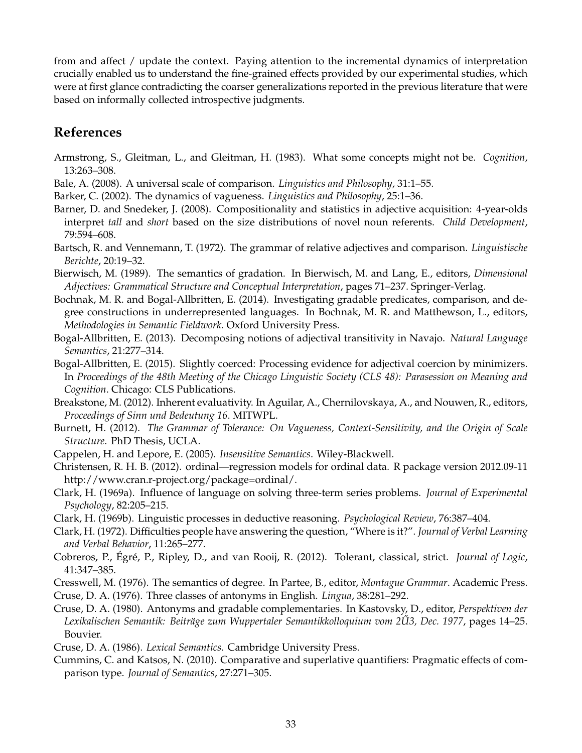from and affect / update the context. Paying attention to the incremental dynamics of interpretation crucially enabled us to understand the fine-grained effects provided by our experimental studies, which were at first glance contradicting the coarser generalizations reported in the previous literature that were based on informally collected introspective judgments.

## References

Armstrong, S., Gleitman, L., and Gleitman, H. (1983). What some concepts might not be. *Cognition*, 13:263–308.

Bale, A. (2008). A universal scale of comparison. *Linguistics and Philosophy*, 31:1–55.

Barker, C. (2002). The dynamics of vagueness. *Linguistics and Philosophy*, 25:1–36.

Barner, D. and Snedeker, J. (2008). Compositionality and statistics in adjective acquisition: 4-year-olds interpret *tall* and *short* based on the size distributions of novel noun referents. *Child Development*, 79:594–608.

Bartsch, R. and Vennemann, T. (1972). The grammar of relative adjectives and comparison. *Linguistische Berichte*, 20:19–32.

Bierwisch, M. (1989). The semantics of gradation. In Bierwisch, M. and Lang, E., editors, *Dimensional Adjectives: Grammatical Structure and Conceptual Interpretation*, pages 71–237. Springer-Verlag.

Bochnak, M. R. and Bogal-Allbritten, E. (2014). Investigating gradable predicates, comparison, and degree constructions in underrepresented languages. In Bochnak, M. R. and Matthewson, L., editors, *Methodologies in Semantic Fieldwork*. Oxford University Press.

Bogal-Allbritten, E. (2013). Decomposing notions of adjectival transitivity in Navajo. *Natural Language Semantics*, 21:277–314.

Bogal-Allbritten, E. (2015). Slightly coerced: Processing evidence for adjectival coercion by minimizers. In *Proceedings of the 48th Meeting of the Chicago Linguistic Society (CLS 48): Parasession on Meaning and Cognition*. Chicago: CLS Publications.

Breakstone, M. (2012). Inherent evaluativity. In Aguilar, A., Chernilovskaya, A., and Nouwen, R., editors, *Proceedings of Sinn und Bedeutung 16*. MITWPL.

Burnett, H. (2012). *The Grammar of Tolerance: On Vagueness, Context-Sensitivity, and the Origin of Scale Structure*. PhD Thesis, UCLA.

Cappelen, H. and Lepore, E. (2005). *Insensitive Semantics*. Wiley-Blackwell.

Christensen, R. H. B. (2012). ordinal—regression models for ordinal data. R package version 2012.09-11 http://www.cran.r-project.org/package=ordinal/.

Clark, H. (1969a). Influence of language on solving three-term series problems. *Journal of Experimental Psychology*, 82:205–215.

Clark, H. (1969b). Linguistic processes in deductive reasoning. *Psychological Review*, 76:387–404.

Clark, H. (1972). Difficulties people have answering the question, "Where is it?". *Journal of Verbal Learning and Verbal Behavior*, 11:265–277.

Cobreros, P., Égré, P., Ripley, D., and van Rooij, R. (2012). Tolerant, classical, strict. *Journal of Logic*, 41:347–385.

Cresswell, M. (1976). The semantics of degree. In Partee, B., editor, *Montague Grammar*. Academic Press.

Cruse, D. A. (1976). Three classes of antonyms in English. *Lingua*, 38:281–292.

Cruse, D. A. (1980). Antonyms and gradable complementaries. In Kastovsky, D., editor, *Perspektiven der Lexikalischen Semantik: Beiträge zum Wuppertaler Semantikkolloquium vom 2Ű3, Dec. 1977*, pages 14–25. Bouvier.

Cruse, D. A. (1986). *Lexical Semantics*. Cambridge University Press.

Cummins, C. and Katsos, N. (2010). Comparative and superlative quantifiers: Pragmatic effects of comparison type. *Journal of Semantics*, 27:271–305.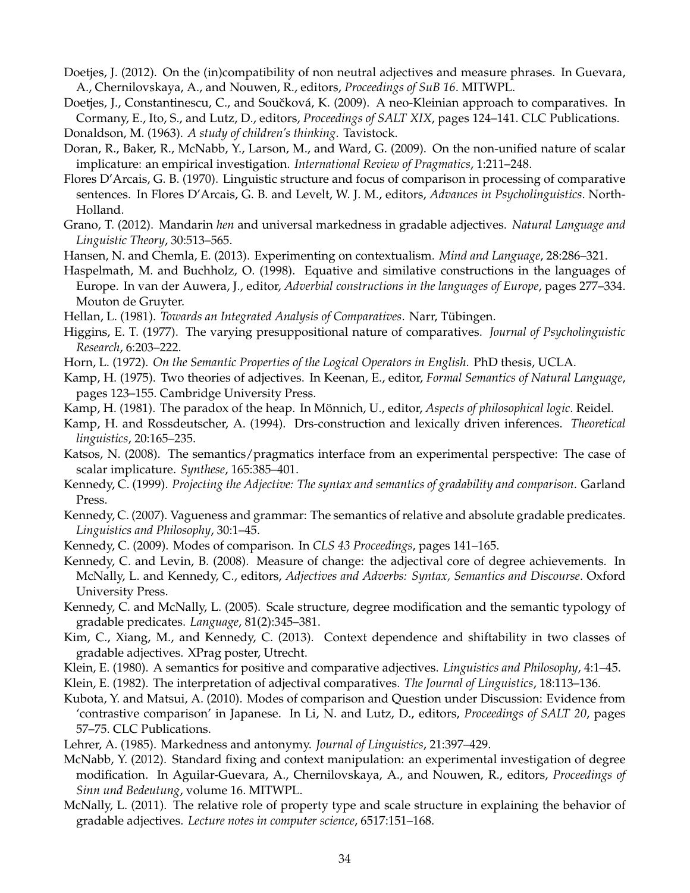Doetjes, J. (2012). On the (in)compatibility of non neutral adjectives and measure phrases. In Guevara, A., Chernilovskaya, A., and Nouwen, R., editors, *Proceedings of SuB 16*. MITWPL.

Doetjes, J., Constantinescu, C., and Součková, K. (2009). A neo-Kleinian approach to comparatives. In Cormany, E., Ito, S., and Lutz, D., editors, *Proceedings of SALT XIX*, pages 124–141. CLC Publications.

Donaldson, M. (1963). *A study of children's thinking*. Tavistock.

Doran, R., Baker, R., McNabb, Y., Larson, M., and Ward, G. (2009). On the non-unified nature of scalar implicature: an empirical investigation. *International Review of Pragmatics*, 1:211–248.

Flores D'Arcais, G. B. (1970). Linguistic structure and focus of comparison in processing of comparative sentences. In Flores D'Arcais, G. B. and Levelt, W. J. M., editors, *Advances in Psycholinguistics*. North-Holland.

Grano, T. (2012). Mandarin *hen* and universal markedness in gradable adjectives. *Natural Language and Linguistic Theory*, 30:513–565.

Hansen, N. and Chemla, E. (2013). Experimenting on contextualism. *Mind and Language*, 28:286–321.

Haspelmath, M. and Buchholz, O. (1998). Equative and similative constructions in the languages of Europe. In van der Auwera, J., editor, *Adverbial constructions in the languages of Europe*, pages 277–334. Mouton de Gruyter.

Hellan, L. (1981). *Towards an Integrated Analysis of Comparatives*. Narr, Tübingen.

Higgins, E. T. (1977). The varying presuppositional nature of comparatives. *Journal of Psycholinguistic Research*, 6:203–222.

Horn, L. (1972). *On the Semantic Properties of the Logical Operators in English*. PhD thesis, UCLA.

Kamp, H. (1975). Two theories of adjectives. In Keenan, E., editor, *Formal Semantics of Natural Language*, pages 123–155. Cambridge University Press.

Kamp, H. (1981). The paradox of the heap. In Mönnich, U., editor, *Aspects of philosophical logic*. Reidel.

Kamp, H. and Rossdeutscher, A. (1994). Drs-construction and lexically driven inferences. *Theoretical linguistics*, 20:165–235.

Katsos, N. (2008). The semantics/pragmatics interface from an experimental perspective: The case of scalar implicature. *Synthese*, 165:385–401.

Kennedy, C. (1999). *Projecting the Adjective: The syntax and semantics of gradability and comparison*. Garland Press.

Kennedy, C. (2007). Vagueness and grammar: The semantics of relative and absolute gradable predicates. *Linguistics and Philosophy*, 30:1–45.

Kennedy, C. (2009). Modes of comparison. In *CLS 43 Proceedings*, pages 141–165.

Kennedy, C. and Levin, B. (2008). Measure of change: the adjectival core of degree achievements. In McNally, L. and Kennedy, C., editors, *Adjectives and Adverbs: Syntax, Semantics and Discourse*. Oxford University Press.

Kennedy, C. and McNally, L. (2005). Scale structure, degree modification and the semantic typology of gradable predicates. *Language*, 81(2):345–381.

Kim, C., Xiang, M., and Kennedy, C. (2013). Context dependence and shiftability in two classes of gradable adjectives. XPrag poster, Utrecht.

Klein, E. (1980). A semantics for positive and comparative adjectives. *Linguistics and Philosophy*, 4:1–45.

Klein, E. (1982). The interpretation of adjectival comparatives. *The Journal of Linguistics*, 18:113–136.

Kubota, Y. and Matsui, A. (2010). Modes of comparison and Question under Discussion: Evidence from 'contrastive comparison' in Japanese. In Li, N. and Lutz, D., editors, *Proceedings of SALT 20*, pages 57–75. CLC Publications.

Lehrer, A. (1985). Markedness and antonymy. *Journal of Linguistics*, 21:397–429.

McNabb, Y. (2012). Standard fixing and context manipulation: an experimental investigation of degree modification. In Aguilar-Guevara, A., Chernilovskaya, A., and Nouwen, R., editors, *Proceedings of Sinn und Bedeutung*, volume 16. MITWPL.

McNally, L. (2011). The relative role of property type and scale structure in explaining the behavior of gradable adjectives. *Lecture notes in computer science*, 6517:151–168.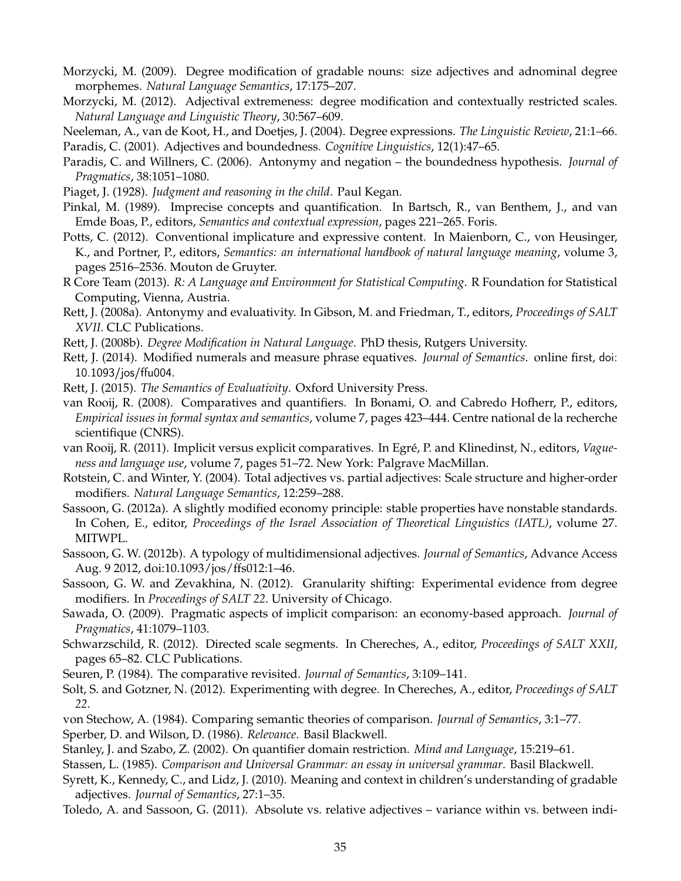Morzycki, M. (2009). Degree modification of gradable nouns: size adjectives and adnominal degree morphemes. *Natural Language Semantics*, 17:175–207.

Morzycki, M. (2012). Adjectival extremeness: degree modification and contextually restricted scales. *Natural Language and Linguistic Theory*, 30:567–609.

Neeleman, A., van de Koot, H., and Doetjes, J. (2004). Degree expressions. *The Linguistic Review*, 21:1–66.

Paradis, C. (2001). Adjectives and boundedness. *Cognitive Linguistics*, 12(1):47–65.

Paradis, C. and Willners, C. (2006). Antonymy and negation – the boundedness hypothesis. *Journal of Pragmatics*, 38:1051–1080.

Piaget, J. (1928). *Judgment and reasoning in the child*. Paul Kegan.

Pinkal, M. (1989). Imprecise concepts and quantification. In Bartsch, R., van Benthem, J., and van Emde Boas, P., editors, *Semantics and contextual expression*, pages 221–265. Foris.

Potts, C. (2012). Conventional implicature and expressive content. In Maienborn, C., von Heusinger, K., and Portner, P., editors, *Semantics: an international handbook of natural language meaning*, volume 3, pages 2516–2536. Mouton de Gruyter.

R Core Team (2013). *R: A Language and Environment for Statistical Computing*. R Foundation for Statistical Computing, Vienna, Austria.

Rett, J. (2008a). Antonymy and evaluativity. In Gibson, M. and Friedman, T., editors, *Proceedings of SALT XVII*. CLC Publications.

Rett, J. (2008b). *Degree Modification in Natural Language*. PhD thesis, Rutgers University.

Rett, J. (2014). Modified numerals and measure phrase equatives. *Journal of Semantics*. online first, doi: 10.1093/jos/ffu004.

Rett, J. (2015). *The Semantics of Evaluativity*. Oxford University Press.

van Rooij, R. (2008). Comparatives and quantifiers. In Bonami, O. and Cabredo Hofherr, P., editors, *Empirical issues in formal syntax and semantics*, volume 7, pages 423–444. Centre national de la recherche scientifique (CNRS).

van Rooij, R. (2011). Implicit versus explicit comparatives. In Egré, P. and Klinedinst, N., editors, *Vagueness and language use*, volume 7, pages 51–72. New York: Palgrave MacMillan.

Rotstein, C. and Winter, Y. (2004). Total adjectives vs. partial adjectives: Scale structure and higher-order modifiers. *Natural Language Semantics*, 12:259–288.

Sassoon, G. (2012a). A slightly modified economy principle: stable properties have nonstable standards. In Cohen, E., editor, *Proceedings of the Israel Association of Theoretical Linguistics (IATL)*, volume 27. MITWPL.

Sassoon, G. W. (2012b). A typology of multidimensional adjectives. *Journal of Semantics*, Advance Access Aug. 9 2012, doi:10.1093/jos/ffs012:1–46.

Sassoon, G. W. and Zevakhina, N. (2012). Granularity shifting: Experimental evidence from degree modifiers. In *Proceedings of SALT 22*. University of Chicago.

Sawada, O. (2009). Pragmatic aspects of implicit comparison: an economy-based approach. *Journal of Pragmatics*, 41:1079–1103.

Schwarzschild, R. (2012). Directed scale segments. In Chereches, A., editor, *Proceedings of SALT XXII*, pages 65–82. CLC Publications.

Seuren, P. (1984). The comparative revisited. *Journal of Semantics*, 3:109–141.

Solt, S. and Gotzner, N. (2012). Experimenting with degree. In Chereches, A., editor, *Proceedings of SALT 22*.

von Stechow, A. (1984). Comparing semantic theories of comparison. *Journal of Semantics*, 3:1–77.

Sperber, D. and Wilson, D. (1986). *Relevance*. Basil Blackwell.

Stanley, J. and Szabo, Z. (2002). On quantifier domain restriction. *Mind and Language*, 15:219–61.

Stassen, L. (1985). *Comparison and Universal Grammar: an essay in universal grammar*. Basil Blackwell.

Syrett, K., Kennedy, C., and Lidz, J. (2010). Meaning and context in children's understanding of gradable adjectives. *Journal of Semantics*, 27:1–35.

Toledo, A. and Sassoon, G. (2011). Absolute vs. relative adjectives – variance within vs. between indi-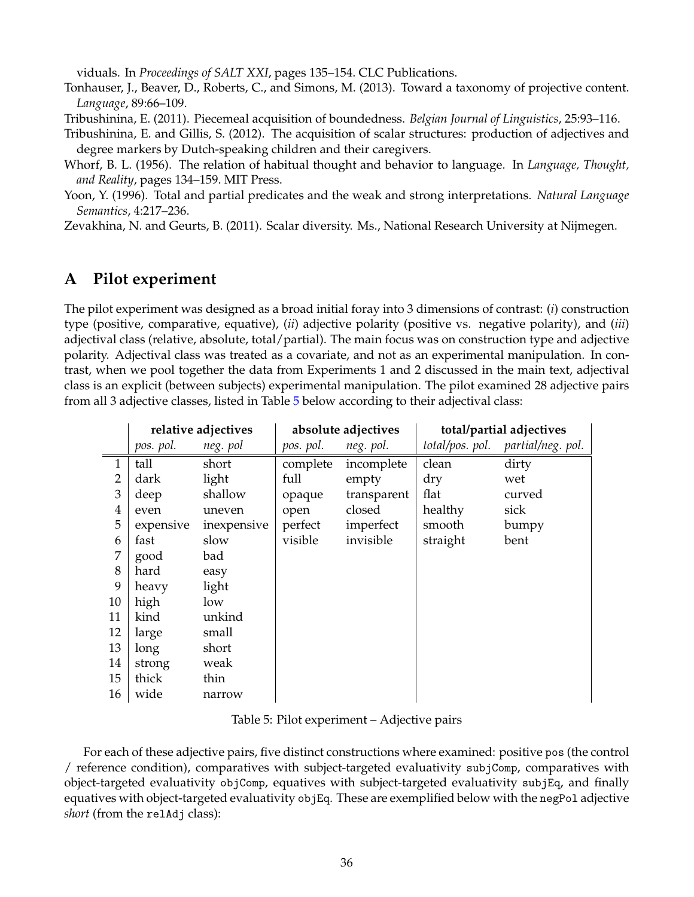viduals. In *Proceedings of SALT XXI*, pages 135–154. CLC Publications.

Tonhauser, J., Beaver, D., Roberts, C., and Simons, M. (2013). Toward a taxonomy of projective content. *Language*, 89:66–109.

Tribushinina, E. (2011). Piecemeal acquisition of boundedness. *Belgian Journal of Linguistics*, 25:93–116.

Tribushinina, E. and Gillis, S. (2012). The acquisition of scalar structures: production of adjectives and degree markers by Dutch-speaking children and their caregivers.

Whorf, B. L. (1956). The relation of habitual thought and behavior to language. In *Language, Thought, and Reality*, pages 134–159. MIT Press.

Yoon, Y. (1996). Total and partial predicates and the weak and strong interpretations. *Natural Language Semantics*, 4:217–236.

Zevakhina, N. and Geurts, B. (2011). Scalar diversity. Ms., National Research University at Nijmegen.

## A Pilot experiment

The pilot experiment was designed as a broad initial foray into 3 dimensions of contrast: (*i*) construction type (positive, comparative, equative), (*ii*) adjective polarity (positive vs. negative polarity), and (*iii*) adjectival class (relative, absolute, total/partial). The main focus was on construction type and adjective polarity. Adjectival class was treated as a covariate, and not as an experimental manipulation. In contrast, when we pool together the data from Experiments 1 and 2 discussed in the main text, adjectival class is an explicit (between subjects) experimental manipulation. The pilot examined 28 adjective pairs from all 3 adjective classes, listed in Table 5 below according to their adjectival class:

| | **relative adjectives** | | **absolute adjectives** | | **total/partial adjectives** | |
|---|---|---|---|---|---|---|
| | *pos. pol.* | *neg. pol* | *pos. pol.* | *neg. pol.* | *total/pos. pol.* | *partial/neg. pol.* |
| 1 | tall | short | complete | incomplete | clean | dirty |
| 2 | dark | light | full | empty | dry | wet |
| 3 | deep | shallow | opaque | transparent | flat | curved |
| 4 | even | uneven | open | closed | healthy | sick |
| 5 | expensive | inexpensive | perfect | imperfect | smooth | bumpy |
| 6 | fast | slow | visible | invisible | straight | bent |
| 7 | good | bad | | | | |
| 8 | hard | easy | | | | |
| 9 | heavy | light | | | | |
| 10 | high | low | | | | |
| 11 | kind | unkind | | | | |
| 12 | large | small | | | | |
| 13 | long | short | | | | |
| 14 | strong | weak | | | | |
| 15 | thick | thin | | | | |
| 16 | wide | narrow | | | | |

Table 5: Pilot experiment – Adjective pairs

For each of these adjective pairs, five distinct constructions where examined: positive `pos` (the control / reference condition), comparatives with subject-targeted evaluativity `subjComp`, comparatives with object-targeted evaluativity `objComp`, equatives with subject-targeted evaluativity `subjEq`, and finally equatives with object-targeted evaluativity `objEq`. These are exemplified below with the `negPol` adjective *short* (from the `relAdj` class):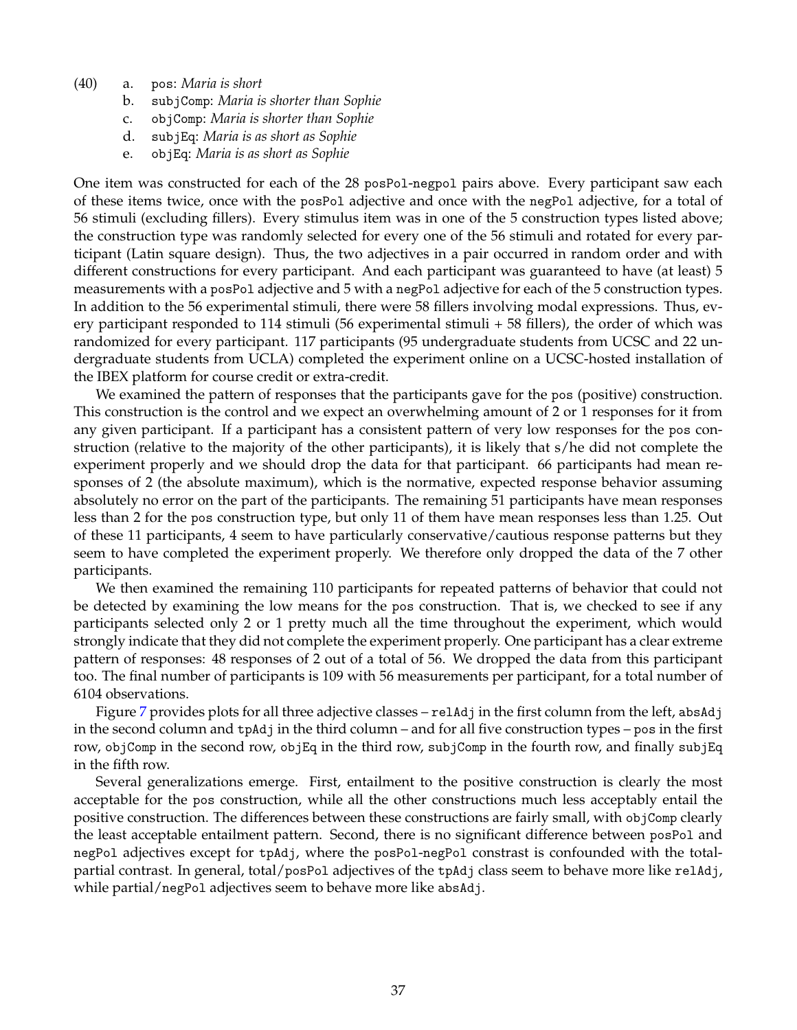(40)
  a. `pos`: *Maria is short*
  b. `subjComp`: *Maria is shorter than Sophie*
  c. `objComp`: *Maria is shorter than Sophie*
  d. `subjEq`: *Maria is as short as Sophie*
  e. `objEq`: *Maria is as short as Sophie*

One item was constructed for each of the 28 `posPol`-`negpol` pairs above. Every participant saw each of these items twice, once with the `posPol` adjective and once with the `negPol` adjective, for a total of 56 stimuli (excluding fillers). Every stimulus item was in one of the 5 construction types listed above; the construction type was randomly selected for every one of the 56 stimuli and rotated for every participant (Latin square design). Thus, the two adjectives in a pair occurred in random order and with different constructions for every participant. And each participant was guaranteed to have (at least) 5 measurements with a `posPol` adjective and 5 with a `negPol` adjective for each of the 5 construction types. In addition to the 56 experimental stimuli, there were 58 fillers involving modal expressions. Thus, every participant responded to 114 stimuli (56 experimental stimuli + 58 fillers), the order of which was randomized for every participant. 117 participants (95 undergraduate students from UCSC and 22 undergraduate students from UCLA) completed the experiment online on a UCSC-hosted installation of the IBEX platform for course credit or extra-credit.

We examined the pattern of responses that the participants gave for the `pos` (positive) construction. This construction is the control and we expect an overwhelming amount of 2 or 1 responses for it from any given participant. If a participant has a consistent pattern of very low responses for the `pos` construction (relative to the majority of the other participants), it is likely that s/he did not complete the experiment properly and we should drop the data for that participant. 66 participants had mean responses of 2 (the absolute maximum), which is the normative, expected response behavior assuming absolutely no error on the part of the participants. The remaining 51 participants have mean responses less than 2 for the `pos` construction type, but only 11 of them have mean responses less than 1.25. Out of these 11 participants, 4 seem to have particularly conservative/cautious response patterns but they seem to have completed the experiment properly. We therefore only dropped the data of the 7 other participants.

We then examined the remaining 110 participants for repeated patterns of behavior that could not be detected by examining the low means for the `pos` construction. That is, we checked to see if any participants selected only 2 or 1 pretty much all the time throughout the experiment, which would strongly indicate that they did not complete the experiment properly. One participant has a clear extreme pattern of responses: 48 responses of 2 out of a total of 56. We dropped the data from this participant too. The final number of participants is 109 with 56 measurements per participant, for a total number of 6104 observations.

Figure 7 provides plots for all three adjective classes – `relAdj` in the first column from the left, `absAdj` in the second column and `tpAdj` in the third column – and for all five construction types – `pos` in the first row, `objComp` in the second row, `objEq` in the third row, `subjComp` in the fourth row, and finally `subjEq` in the fifth row.

Several generalizations emerge. First, entailment to the positive construction is clearly the most acceptable for the `pos` construction, while all the other constructions much less acceptably entail the positive construction. The differences between these constructions are fairly small, with `objComp` clearly the least acceptable entailment pattern. Second, there is no significant difference between `posPol` and `negPol` adjectives except for `tpAdj`, where the `posPol`-`negPol` constrast is confounded with the total-partial contrast. In general, total/`posPol` adjectives of the `tpAdj` class seem to behave more like `relAdj`, while partial/`negPol` adjectives seem to behave more like `absAdj`.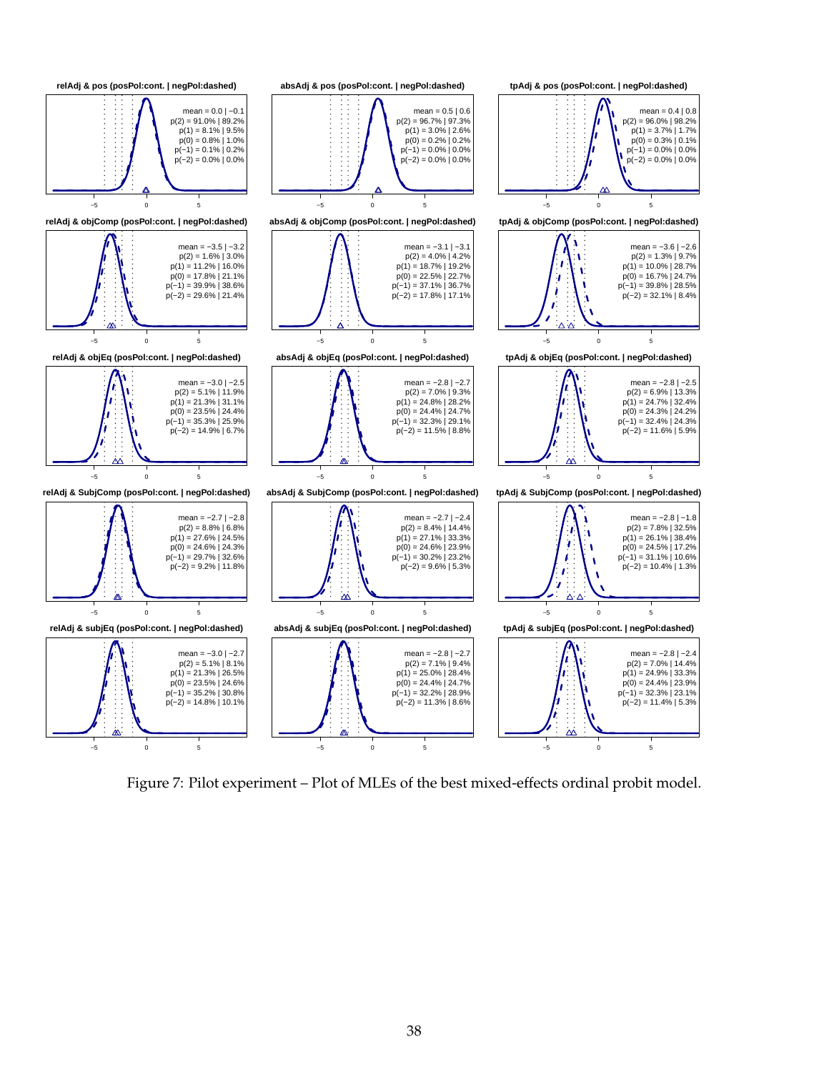**relAdj & pos (posPol:cont. | negPol:dashed)**

mean = 0.0 | −0.1
p(2) = 91.0% | 89.2%
p(1) = 8.1% | 9.5%
p(0) = 0.8% | 1.0%
p(−1) = 0.1% | 0.2%
p(−2) = 0.0% | 0.0%

**absAdj & pos (posPol:cont. | negPol:dashed)**

mean = 0.5 | 0.6
p(2) = 96.7% | 97.3%
p(1) = 3.0% | 2.6%
p(0) = 0.2% | 0.2%
p(−1) = 0.0% | 0.0%
p(−2) = 0.0% | 0.0%

**tpAdj & pos (posPol:cont. | negPol:dashed)**

mean = 0.4 | 0.8
p(2) = 96.0% | 98.2%
p(1) = 3.7% | 1.7%
p(0) = 0.3% | 0.1%
p(−1) = 0.0% | 0.0%
p(−2) = 0.0% | 0.0%

**relAdj & objComp (posPol:cont. | negPol:dashed)**

mean = −3.5 | −3.2
p(2) = 1.6% | 3.0%
p(1) = 11.2% | 16.0%
p(0) = 17.8% | 21.1%
p(−1) = 39.9% | 38.6%
p(−2) = 29.6% | 21.4%

**absAdj & objComp (posPol:cont. | negPol:dashed)**

mean = −3.1 | −3.1
p(2) = 4.0% | 4.2%
p(1) = 18.7% | 19.2%
p(0) = 22.5% | 22.7%
p(−1) = 37.1% | 36.7%
p(−2) = 17.8% | 17.1%

**tpAdj & objComp (posPol:cont. | negPol:dashed)**

mean = −3.6 | −2.6
p(2) = 1.3% | 9.7%
p(1) = 10.0% | 28.7%
p(0) = 16.7% | 24.7%
p(−1) = 39.8% | 28.5%
p(−2) = 32.1% | 8.4%

**relAdj & objEq (posPol:cont. | negPol:dashed)**

mean = −3.0 | −2.5
p(2) = 5.1% | 11.9%
p(1) = 21.3% | 31.1%
p(0) = 23.5% | 24.4%
p(−1) = 35.3% | 25.9%
p(−2) = 14.9% | 6.7%

**absAdj & objEq (posPol:cont. | negPol:dashed)**

mean = −2.8 | −2.7
p(2) = 7.0% | 9.3%
p(1) = 24.8% | 28.2%
p(0) = 24.4% | 24.7%
p(−1) = 32.3% | 29.1%
p(−2) = 11.5% | 8.8%

**tpAdj & objEq (posPol:cont. | negPol:dashed)**

mean = −2.8 | −2.5
p(2) = 6.9% | 13.3%
p(1) = 24.7% | 32.4%
p(0) = 24.3% | 24.2%
p(−1) = 32.4% | 24.3%
p(−2) = 11.6% | 5.9%

**relAdj & SubjComp (posPol:cont. | negPol:dashed)**

mean = −2.7 | −2.8
p(2) = 8.8% | 6.8%
p(1) = 27.6% | 24.5%
p(0) = 24.6% | 24.3%
p(−1) = 29.7% | 32.6%
p(−2) = 9.2% | 11.8%

**absAdj & SubjComp (posPol:cont. | negPol:dashed)**

mean = −2.7 | −2.4
p(2) = 8.4% | 14.4%
p(1) = 27.1% | 33.3%
p(0) = 24.6% | 23.9%
p(−1) = 30.2% | 23.2%
p(−2) = 9.6% | 5.3%

**tpAdj & SubjComp (posPol:cont. | negPol:dashed)**

mean = −2.8 | −1.8
p(2) = 7.8% | 32.5%
p(1) = 26.1% | 38.4%
p(0) = 24.5% | 17.2%
p(−1) = 31.1% | 10.6%
p(−2) = 10.4% | 1.3%

**relAdj & subjEq (posPol:cont. | negPol:dashed)**

mean = −3.0 | −2.7
p(2) = 5.1% | 8.1%
p(1) = 21.3% | 26.5%
p(0) = 23.5% | 24.6%
p(−1) = 35.2% | 30.8%
p(−2) = 14.8% | 10.1%

**absAdj & subjEq (posPol:cont. | negPol:dashed)**

mean = −2.8 | −2.7
p(2) = 7.1% | 9.4%
p(1) = 25.0% | 28.4%
p(0) = 24.4% | 24.7%
p(−1) = 32.2% | 28.9%
p(−2) = 11.3% | 8.6%

**tpAdj & subjEq (posPol:cont. | negPol:dashed)**

mean = −2.8 | −2.4
p(2) = 7.0% | 14.4%
p(1) = 24.9% | 33.3%
p(0) = 24.4% | 23.9%
p(−1) = 32.3% | 23.1%
p(−2) = 11.4% | 5.3%

Figure 7: Pilot experiment – Plot of MLEs of the best mixed-effects ordinal probit model.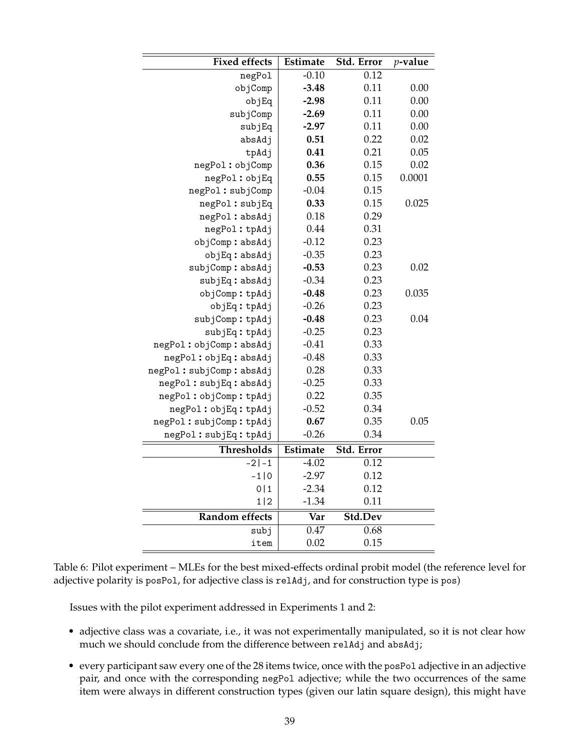| Fixed effects | Estimate | Std. Error | $p$-value |
|---|---|---|---|
| negPol | -0.10 | 0.12 | |
| objComp | **-3.48** | 0.11 | 0.00 |
| objEq | **-2.98** | 0.11 | 0.00 |
| subjComp | **-2.69** | 0.11 | 0.00 |
| subjEq | **-2.97** | 0.11 | 0.00 |
| absAdj | **0.51** | 0.22 | 0.02 |
| tpAdj | **0.41** | 0.21 | 0.05 |
| negPol : objComp | **0.36** | 0.15 | 0.02 |
| negPol : objEq | **0.55** | 0.15 | 0.0001 |
| negPol : subjComp | -0.04 | 0.15 | |
| negPol : subjEq | **0.33** | 0.15 | 0.025 |
| negPol : absAdj | 0.18 | 0.29 | |
| negPol : tpAdj | 0.44 | 0.31 | |
| objComp : absAdj | -0.12 | 0.23 | |
| objEq : absAdj | -0.35 | 0.23 | |
| subjComp : absAdj | **-0.53** | 0.23 | 0.02 |
| subjEq : absAdj | -0.34 | 0.23 | |
| objComp : tpAdj | **-0.48** | 0.23 | 0.035 |
| objEq : tpAdj | -0.26 | 0.23 | |
| subjComp : tpAdj | **-0.48** | 0.23 | 0.04 |
| subjEq : tpAdj | -0.25 | 0.23 | |
| negPol : objComp : absAdj | -0.41 | 0.33 | |
| negPol : objEq : absAdj | -0.48 | 0.33 | |
| negPol : subjComp : absAdj | 0.28 | 0.33 | |
| negPol : subjEq : absAdj | -0.25 | 0.33 | |
| negPol : objComp : tpAdj | 0.22 | 0.35 | |
| negPol : objEq : tpAdj | -0.52 | 0.34 | |
| negPol : subjComp : tpAdj | **0.67** | 0.35 | 0.05 |
| negPol : subjEq : tpAdj | -0.26 | 0.34 | |
| **Thresholds** | **Estimate** | **Std. Error** | |
| -2\|-1 | -4.02 | 0.12 | |
| -1\|0 | -2.97 | 0.12 | |
| 0\|1 | -2.34 | 0.12 | |
| 1\|2 | -1.34 | 0.11 | |
| **Random effects** | **Var** | **Std.Dev** | |
| subj | 0.47 | 0.68 | |
| item | 0.02 | 0.15 | |

Table 6: Pilot experiment – MLEs for the best mixed-effects ordinal probit model (the reference level for adjective polarity is posPol, for adjective class is relAdj, and for construction type is pos)

Issues with the pilot experiment addressed in Experiments 1 and 2:

- adjective class was a covariate, i.e., it was not experimentally manipulated, so it is not clear how much we should conclude from the difference between relAdj and absAdj;
- every participant saw every one of the 28 items twice, once with the posPol adjective in an adjective pair, and once with the corresponding negPol adjective; while the two occurrences of the same item were always in different construction types (given our latin square design), this might have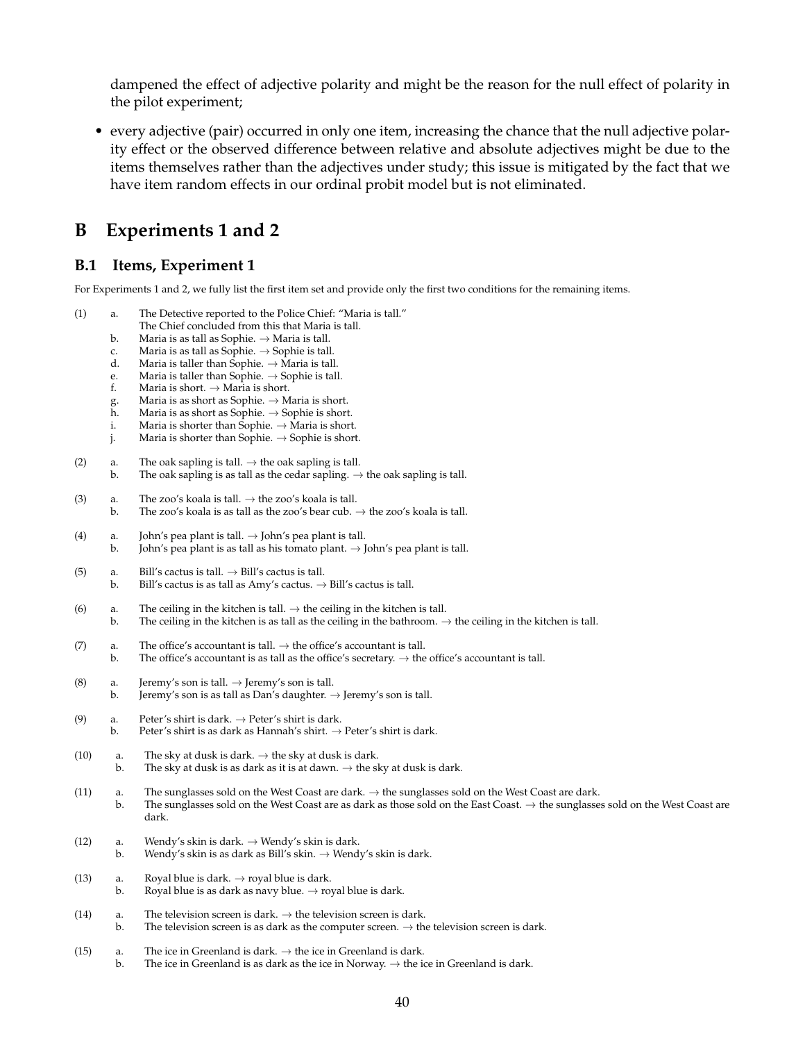dampened the effect of adjective polarity and might be the reason for the null effect of polarity in the pilot experiment;

- every adjective (pair) occurred in only one item, increasing the chance that the null adjective polarity effect or the observed difference between relative and absolute adjectives might be due to the items themselves rather than the adjectives under study; this issue is mitigated by the fact that we have item random effects in our ordinal probit model but is not eliminated.

# B Experiments 1 and 2

## B.1 Items, Experiment 1

For Experiments 1 and 2, we fully list the first item set and provide only the first two conditions for the remaining items.

(1)
  a. The Detective reported to the Police Chief: "Maria is tall."
     The Chief concluded from this that Maria is tall.
  b. Maria is as tall as Sophie. → Maria is tall.
  c. Maria is as tall as Sophie. → Sophie is tall.
  d. Maria is taller than Sophie. → Maria is tall.
  e. Maria is taller than Sophie. → Sophie is tall.
  f. Maria is short. → Maria is short.
  g. Maria is as short as Sophie. → Maria is short.
  h. Maria is as short as Sophie. → Sophie is short.
  i. Maria is shorter than Sophie. → Maria is short.
  j. Maria is shorter than Sophie. → Sophie is short.

(2)
  a. The oak sapling is tall. → the oak sapling is tall.
  b. The oak sapling is as tall as the cedar sapling. → the oak sapling is tall.

(3)
  a. The zoo's koala is tall. → the zoo's koala is tall.
  b. The zoo's koala is as tall as the zoo's bear cub. → the zoo's koala is tall.

(4)
  a. John's pea plant is tall. → John's pea plant is tall.
  b. John's pea plant is as tall as his tomato plant. → John's pea plant is tall.

(5)
  a. Bill's cactus is tall. → Bill's cactus is tall.
  b. Bill's cactus is as tall as Amy's cactus. → Bill's cactus is tall.

(6)
  a. The ceiling in the kitchen is tall. → the ceiling in the kitchen is tall.
  b. The ceiling in the kitchen is as tall as the ceiling in the bathroom. → the ceiling in the kitchen is tall.

(7)
  a. The office's accountant is tall. → the office's accountant is tall.
  b. The office's accountant is as tall as the office's secretary. → the office's accountant is tall.

(8)
  a. Jeremy's son is tall. → Jeremy's son is tall.
  b. Jeremy's son is as tall as Dan's daughter. → Jeremy's son is tall.

(9)
  a. Peter's shirt is dark. → Peter's shirt is dark.
  b. Peter's shirt is as dark as Hannah's shirt. → Peter's shirt is dark.

(10)
  a. The sky at dusk is dark. → the sky at dusk is dark.
  b. The sky at dusk is as dark as it is at dawn. → the sky at dusk is dark.

(11)
  a. The sunglasses sold on the West Coast are dark. → the sunglasses sold on the West Coast are dark.
  b. The sunglasses sold on the West Coast are as dark as those sold on the East Coast. → the sunglasses sold on the West Coast are dark.

(12)
  a. Wendy's skin is dark. → Wendy's skin is dark.
  b. Wendy's skin is as dark as Bill's skin. → Wendy's skin is dark.

(13)
  a. Royal blue is dark. → royal blue is dark.
  b. Royal blue is as dark as navy blue. → royal blue is dark.

(14)
  a. The television screen is dark. → the television screen is dark.
  b. The television screen is as dark as the computer screen. → the television screen is dark.

(15)
  a. The ice in Greenland is dark. → the ice in Greenland is dark.
  b. The ice in Greenland is as dark as the ice in Norway. → the ice in Greenland is dark.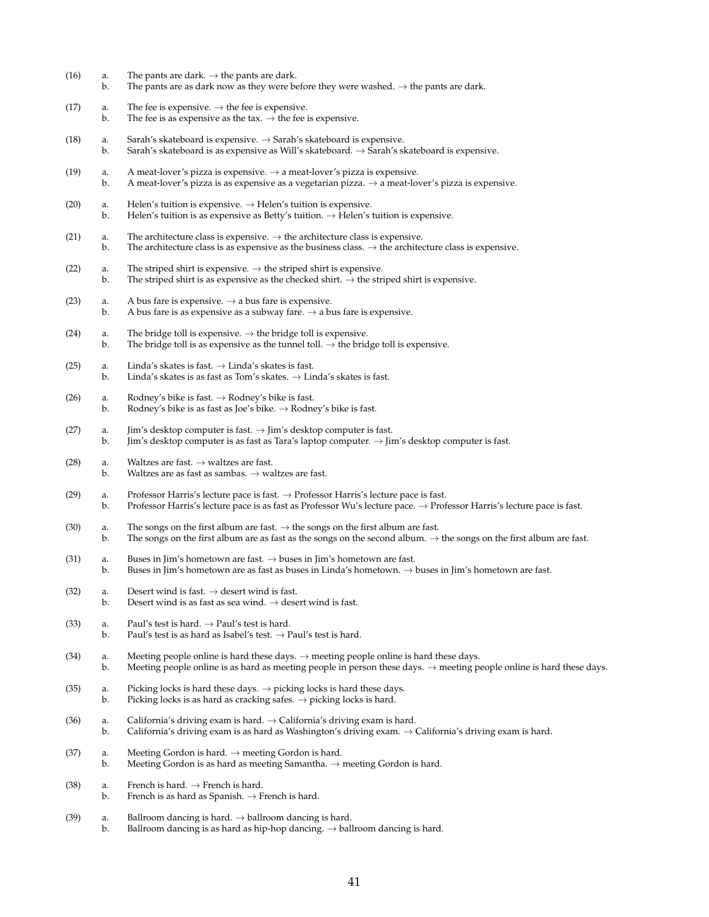(16) a. The pants are dark. → the pants are dark.
b. The pants are as dark now as they were before they were washed. → the pants are dark.

(17) a. The fee is expensive. → the fee is expensive.
b. The fee is as expensive as the tax. → the fee is expensive.

(18) a. Sarah's skateboard is expensive. → Sarah's skateboard is expensive.
b. Sarah's skateboard is as expensive as Will's skateboard. → Sarah's skateboard is expensive.

(19) a. A meat-lover's pizza is expensive. → a meat-lover's pizza is expensive.
b. A meat-lover's pizza is as expensive as a vegetarian pizza. → a meat-lover's pizza is expensive.

(20) a. Helen's tuition is expensive. → Helen's tuition is expensive.
b. Helen's tuition is as expensive as Betty's tuition. → Helen's tuition is expensive.

(21) a. The architecture class is expensive. → the architecture class is expensive.
b. The architecture class is as expensive as the business class. → the architecture class is expensive.

(22) a. The striped shirt is expensive. → the striped shirt is expensive.
b. The striped shirt is as expensive as the checked shirt. → the striped shirt is expensive.

(23) a. A bus fare is expensive. → a bus fare is expensive.
b. A bus fare is as expensive as a subway fare. → a bus fare is expensive.

(24) a. The bridge toll is expensive. → the bridge toll is expensive.
b. The bridge toll is as expensive as the tunnel toll. → the bridge toll is expensive.

(25) a. Linda's skates is fast. → Linda's skates is fast.
b. Linda's skates is as fast as Tom's skates. → Linda's skates is fast.

(26) a. Rodney's bike is fast. → Rodney's bike is fast.
b. Rodney's bike is as fast as Joe's bike. → Rodney's bike is fast.

(27) a. Jim's desktop computer is fast. → Jim's desktop computer is fast.
b. Jim's desktop computer is as fast as Tara's laptop computer. → Jim's desktop computer is fast.

(28) a. Waltzes are fast. → waltzes are fast.
b. Waltzes are as fast as sambas. → waltzes are fast.

(29) a. Professor Harris's lecture pace is fast. → Professor Harris's lecture pace is fast.
b. Professor Harris's lecture pace is as fast as Professor Wu's lecture pace. → Professor Harris's lecture pace is fast.

(30) a. The songs on the first album are fast. → the songs on the first album are fast.
b. The songs on the first album are as fast as the songs on the second album. → the songs on the first album are fast.

(31) a. Buses in Jim's hometown are fast. → buses in Jim's hometown are fast.
b. Buses in Jim's hometown are as fast as buses in Linda's hometown. → buses in Jim's hometown are fast.

(32) a. Desert wind is fast. → desert wind is fast.
b. Desert wind is as fast as sea wind. → desert wind is fast.

(33) a. Paul's test is hard. → Paul's test is hard.
b. Paul's test is as hard as Isabel's test. → Paul's test is hard.

(34) a. Meeting people online is hard these days. → meeting people online is hard these days.
b. Meeting people online is as hard as meeting people in person these days. → meeting people online is hard these days.

(35) a. Picking locks is hard these days. → picking locks is hard these days.
b. Picking locks is as hard as cracking safes. → picking locks is hard.

(36) a. California's driving exam is hard. → California's driving exam is hard.
b. California's driving exam is as hard as Washington's driving exam. → California's driving exam is hard.

(37) a. Meeting Gordon is hard. → meeting Gordon is hard.
b. Meeting Gordon is as hard as meeting Samantha. → meeting Gordon is hard.

(38) a. French is hard. → French is hard.
b. French is as hard as Spanish. → French is hard.

(39) a. Ballroom dancing is hard. → ballroom dancing is hard.
b. Ballroom dancing is as hard as hip-hop dancing. → ballroom dancing is hard.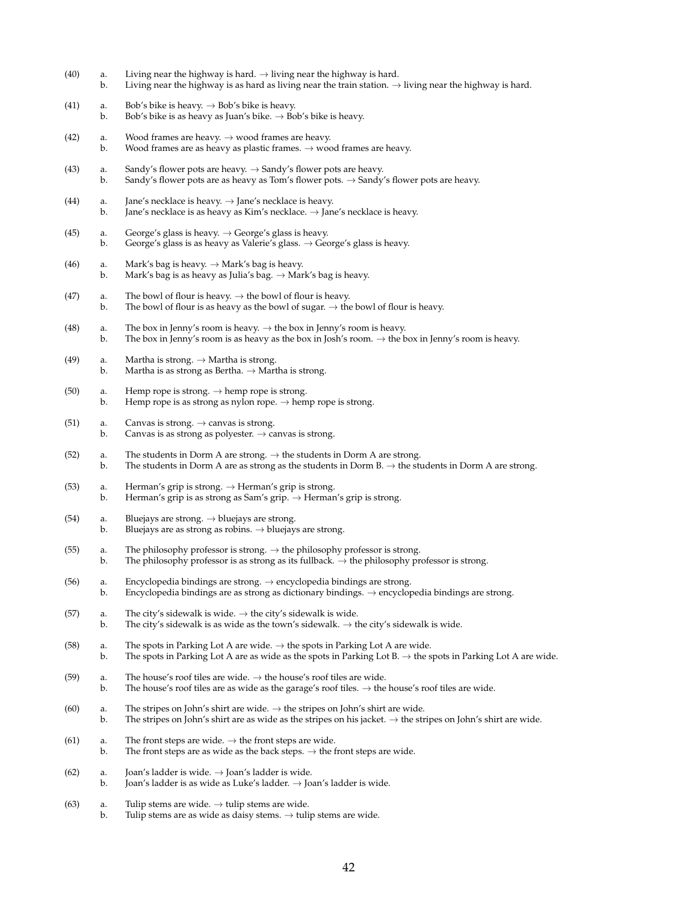(40) a. Living near the highway is hard. → living near the highway is hard.
b. Living near the highway is as hard as living near the train station. → living near the highway is hard.

(41) a. Bob's bike is heavy. → Bob's bike is heavy.
b. Bob's bike is as heavy as Juan's bike. → Bob's bike is heavy.

(42) a. Wood frames are heavy. → wood frames are heavy.
b. Wood frames are as heavy as plastic frames. → wood frames are heavy.

(43) a. Sandy's flower pots are heavy. → Sandy's flower pots are heavy.
b. Sandy's flower pots are as heavy as Tom's flower pots. → Sandy's flower pots are heavy.

(44) a. Jane's necklace is heavy. → Jane's necklace is heavy.
b. Jane's necklace is as heavy as Kim's necklace. → Jane's necklace is heavy.

(45) a. George's glass is heavy. → George's glass is heavy.
b. George's glass is as heavy as Valerie's glass. → George's glass is heavy.

(46) a. Mark's bag is heavy. → Mark's bag is heavy.
b. Mark's bag is as heavy as Julia's bag. → Mark's bag is heavy.

(47) a. The bowl of flour is heavy. → the bowl of flour is heavy.
b. The bowl of flour is as heavy as the bowl of sugar. → the bowl of flour is heavy.

(48) a. The box in Jenny's room is heavy. → the box in Jenny's room is heavy.
b. The box in Jenny's room is as heavy as the box in Josh's room. → the box in Jenny's room is heavy.

(49) a. Martha is strong. → Martha is strong.
b. Martha is as strong as Bertha. → Martha is strong.

(50) a. Hemp rope is strong. → hemp rope is strong.
b. Hemp rope is as strong as nylon rope. → hemp rope is strong.

(51) a. Canvas is strong. → canvas is strong.
b. Canvas is as strong as polyester. → canvas is strong.

(52) a. The students in Dorm A are strong. → the students in Dorm A are strong.
b. The students in Dorm A are as strong as the students in Dorm B. → the students in Dorm A are strong.

(53) a. Herman's grip is strong. → Herman's grip is strong.
b. Herman's grip is as strong as Sam's grip. → Herman's grip is strong.

(54) a. Bluejays are strong. → bluejays are strong.
b. Bluejays are as strong as robins. → bluejays are strong.

(55) a. The philosophy professor is strong. → the philosophy professor is strong.
b. The philosophy professor is as strong as its fullback. → the philosophy professor is strong.

(56) a. Encyclopedia bindings are strong. → encyclopedia bindings are strong.
b. Encyclopedia bindings are as strong as dictionary bindings. → encyclopedia bindings are strong.

(57) a. The city's sidewalk is wide. → the city's sidewalk is wide.
b. The city's sidewalk is as wide as the town's sidewalk. → the city's sidewalk is wide.

(58) a. The spots in Parking Lot A are wide. → the spots in Parking Lot A are wide.
b. The spots in Parking Lot A are as wide as the spots in Parking Lot B. → the spots in Parking Lot A are wide.

(59) a. The house's roof tiles are wide. → the house's roof tiles are wide.
b. The house's roof tiles are as wide as the garage's roof tiles. → the house's roof tiles are wide.

(60) a. The stripes on John's shirt are wide. → the stripes on John's shirt are wide.
b. The stripes on John's shirt are as wide as the stripes on his jacket. → the stripes on John's shirt are wide.

(61) a. The front steps are wide. → the front steps are wide.
b. The front steps are as wide as the back steps. → the front steps are wide.

(62) a. Joan's ladder is wide. → Joan's ladder is wide.
b. Joan's ladder is as wide as Luke's ladder. → Joan's ladder is wide.

(63) a. Tulip stems are wide. → tulip stems are wide.
b. Tulip stems are as wide as daisy stems. → tulip stems are wide.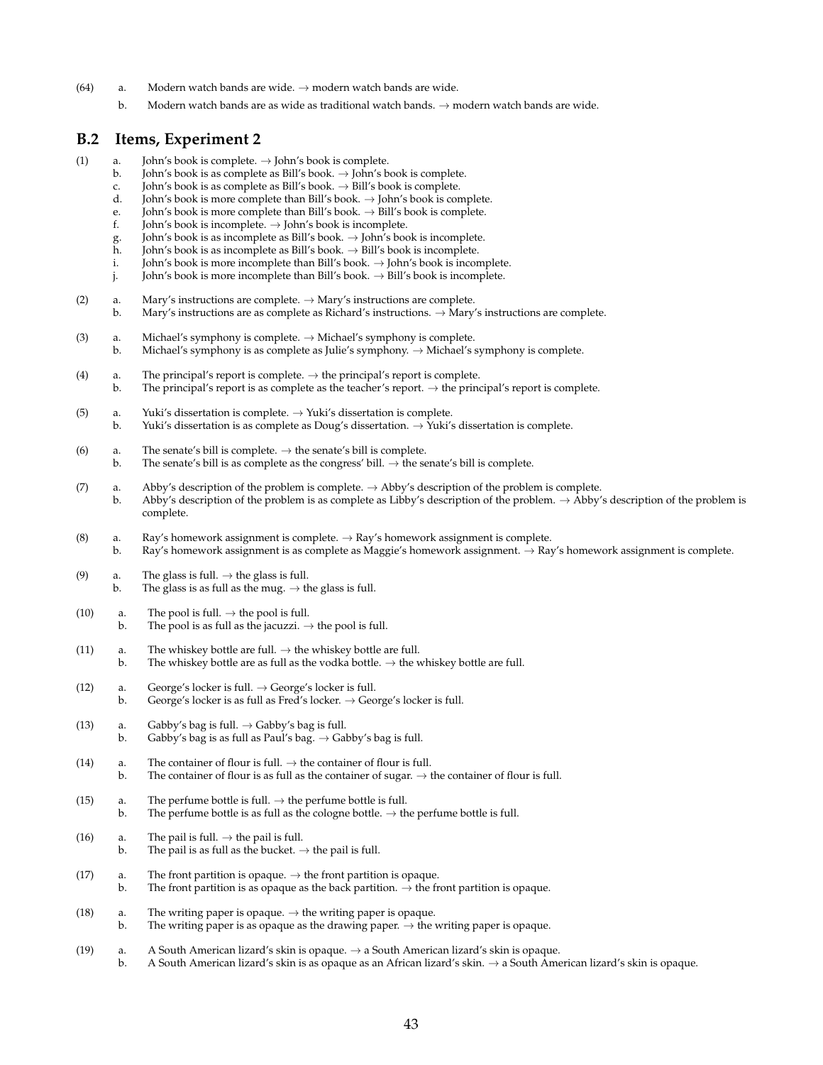(64) a. Modern watch bands are wide. → modern watch bands are wide.
b. Modern watch bands are as wide as traditional watch bands. → modern watch bands are wide.

## B.2 Items, Experiment 2

(1) a. John's book is complete. → John's book is complete.
b. John's book is as complete as Bill's book. → John's book is complete.
c. John's book is as complete as Bill's book. → Bill's book is complete.
d. John's book is more complete than Bill's book. → John's book is complete.
e. John's book is more complete than Bill's book. → Bill's book is complete.
f. John's book is incomplete. → John's book is incomplete.
g. John's book is as incomplete as Bill's book. → John's book is incomplete.
h. John's book is as incomplete as Bill's book. → Bill's book is incomplete.
i. John's book is more incomplete than Bill's book. → John's book is incomplete.
j. John's book is more incomplete than Bill's book. → Bill's book is incomplete.

(2) a. Mary's instructions are complete. → Mary's instructions are complete.
b. Mary's instructions are as complete as Richard's instructions. → Mary's instructions are complete.

(3) a. Michael's symphony is complete. → Michael's symphony is complete.
b. Michael's symphony is as complete as Julie's symphony. → Michael's symphony is complete.

(4) a. The principal's report is complete. → the principal's report is complete.
b. The principal's report is as complete as the teacher's report. → the principal's report is complete.

(5) a. Yuki's dissertation is complete. → Yuki's dissertation is complete.
b. Yuki's dissertation is as complete as Doug's dissertation. → Yuki's dissertation is complete.

(6) a. The senate's bill is complete. → the senate's bill is complete.
b. The senate's bill is as complete as the congress' bill. → the senate's bill is complete.

(7) a. Abby's description of the problem is complete. → Abby's description of the problem is complete.
b. Abby's description of the problem is as complete as Libby's description of the problem. → Abby's description of the problem is complete.

(8) a. Ray's homework assignment is complete. → Ray's homework assignment is complete.
b. Ray's homework assignment is as complete as Maggie's homework assignment. → Ray's homework assignment is complete.

(9) a. The glass is full. → the glass is full.
b. The glass is as full as the mug. → the glass is full.

(10) a. The pool is full. → the pool is full.
b. The pool is as full as the jacuzzi. → the pool is full.

(11) a. The whiskey bottle are full. → the whiskey bottle are full.
b. The whiskey bottle are as full as the vodka bottle. → the whiskey bottle are full.

(12) a. George's locker is full. → George's locker is full.
b. George's locker is as full as Fred's locker. → George's locker is full.

(13) a. Gabby's bag is full. → Gabby's bag is full.
b. Gabby's bag is as full as Paul's bag. → Gabby's bag is full.

(14) a. The container of flour is full. → the container of flour is full.
b. The container of flour is as full as the container of sugar. → the container of flour is full.

(15) a. The perfume bottle is full. → the perfume bottle is full.
b. The perfume bottle is as full as the cologne bottle. → the perfume bottle is full.

(16) a. The pail is full. → the pail is full.
b. The pail is as full as the bucket. → the pail is full.

(17) a. The front partition is opaque. → the front partition is opaque.
b. The front partition is as opaque as the back partition. → the front partition is opaque.

(18) a. The writing paper is opaque. → the writing paper is opaque.
b. The writing paper is as opaque as the drawing paper. → the writing paper is opaque.

(19) a. A South American lizard's skin is opaque. → a South American lizard's skin is opaque.
b. A South American lizard's skin is as opaque as an African lizard's skin. → a South American lizard's skin is opaque.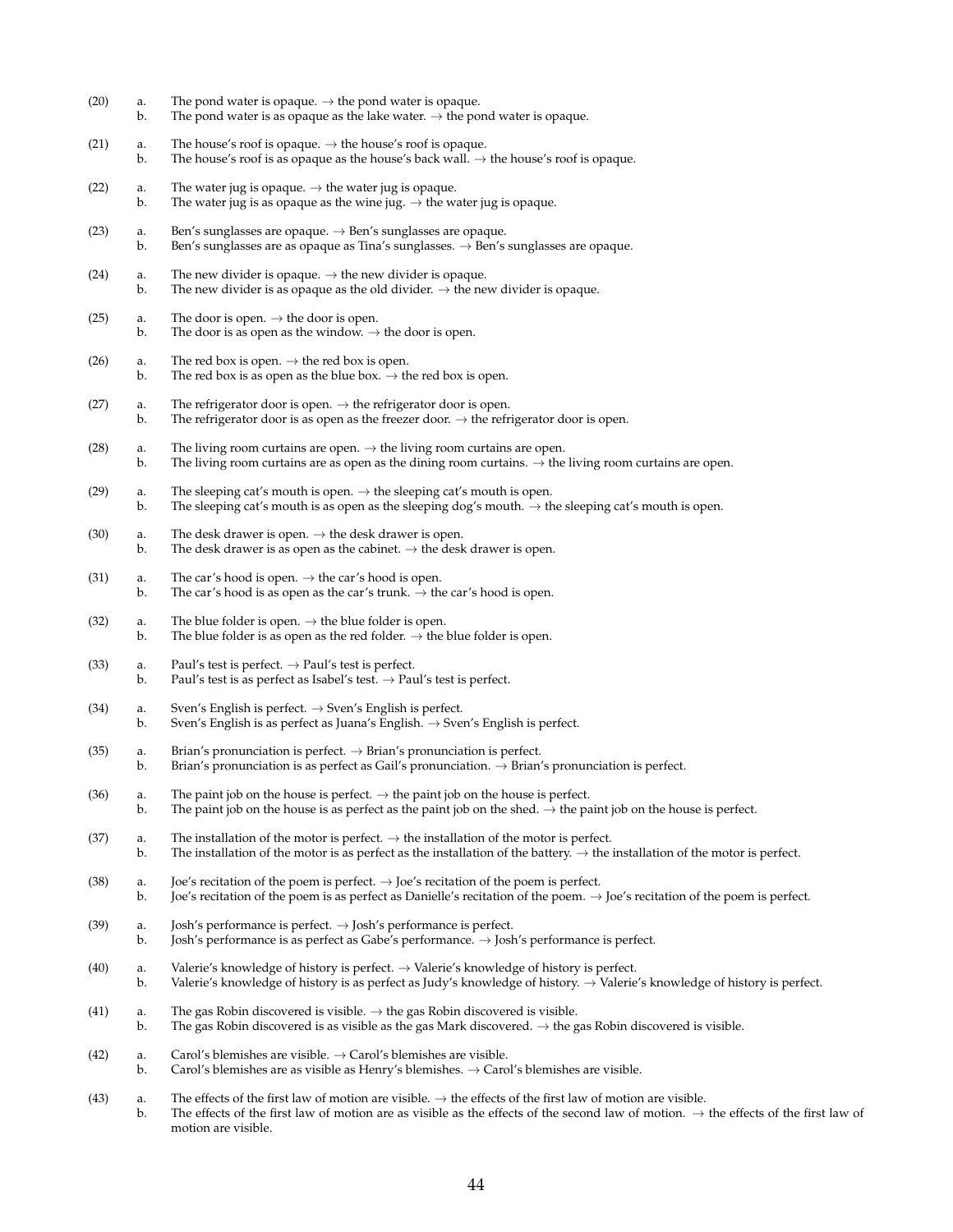(20) a. The pond water is opaque. → the pond water is opaque.
b. The pond water is as opaque as the lake water. → the pond water is opaque.

(21) a. The house's roof is opaque. → the house's roof is opaque.
b. The house's roof is as opaque as the house's back wall. → the house's roof is opaque.

(22) a. The water jug is opaque. → the water jug is opaque.
b. The water jug is as opaque as the wine jug. → the water jug is opaque.

(23) a. Ben's sunglasses are opaque. → Ben's sunglasses are opaque.
b. Ben's sunglasses are as opaque as Tina's sunglasses. → Ben's sunglasses are opaque.

(24) a. The new divider is opaque. → the new divider is opaque.
b. The new divider is as opaque as the old divider. → the new divider is opaque.

(25) a. The door is open. → the door is open.
b. The door is as open as the window. → the door is open.

(26) a. The red box is open. → the red box is open.
b. The red box is as open as the blue box. → the red box is open.

(27) a. The refrigerator door is open. → the refrigerator door is open.
b. The refrigerator door is as open as the freezer door. → the refrigerator door is open.

(28) a. The living room curtains are open. → the living room curtains are open.
b. The living room curtains are as open as the dining room curtains. → the living room curtains are open.

(29) a. The sleeping cat's mouth is open. → the sleeping cat's mouth is open.
b. The sleeping cat's mouth is as open as the sleeping dog's mouth. → the sleeping cat's mouth is open.

(30) a. The desk drawer is open. → the desk drawer is open.
b. The desk drawer is as open as the cabinet. → the desk drawer is open.

(31) a. The car's hood is open. → the car's hood is open.
b. The car's hood is as open as the car's trunk. → the car's hood is open.

(32) a. The blue folder is open. → the blue folder is open.
b. The blue folder is as open as the red folder. → the blue folder is open.

(33) a. Paul's test is perfect. → Paul's test is perfect.
b. Paul's test is as perfect as Isabel's test. → Paul's test is perfect.

(34) a. Sven's English is perfect. → Sven's English is perfect.
b. Sven's English is as perfect as Juana's English. → Sven's English is perfect.

(35) a. Brian's pronunciation is perfect. → Brian's pronunciation is perfect.
b. Brian's pronunciation is as perfect as Gail's pronunciation. → Brian's pronunciation is perfect.

(36) a. The paint job on the house is perfect. → the paint job on the house is perfect.
b. The paint job on the house is as perfect as the paint job on the shed. → the paint job on the house is perfect.

(37) a. The installation of the motor is perfect. → the installation of the motor is perfect.
b. The installation of the motor is as perfect as the installation of the battery. → the installation of the motor is perfect.

(38) a. Joe's recitation of the poem is perfect. → Joe's recitation of the poem is perfect.
b. Joe's recitation of the poem is as perfect as Danielle's recitation of the poem. → Joe's recitation of the poem is perfect.

(39) a. Josh's performance is perfect. → Josh's performance is perfect.
b. Josh's performance is as perfect as Gabe's performance. → Josh's performance is perfect.

(40) a. Valerie's knowledge of history is perfect. → Valerie's knowledge of history is perfect.
b. Valerie's knowledge of history is as perfect as Judy's knowledge of history. → Valerie's knowledge of history is perfect.

(41) a. The gas Robin discovered is visible. → the gas Robin discovered is visible.
b. The gas Robin discovered is as visible as the gas Mark discovered. → the gas Robin discovered is visible.

(42) a. Carol's blemishes are visible. → Carol's blemishes are visible.
b. Carol's blemishes are as visible as Henry's blemishes. → Carol's blemishes are visible.

(43) a. The effects of the first law of motion are visible. → the effects of the first law of motion are visible.
b. The effects of the first law of motion are as visible as the effects of the second law of motion. → the effects of the first law of motion are visible.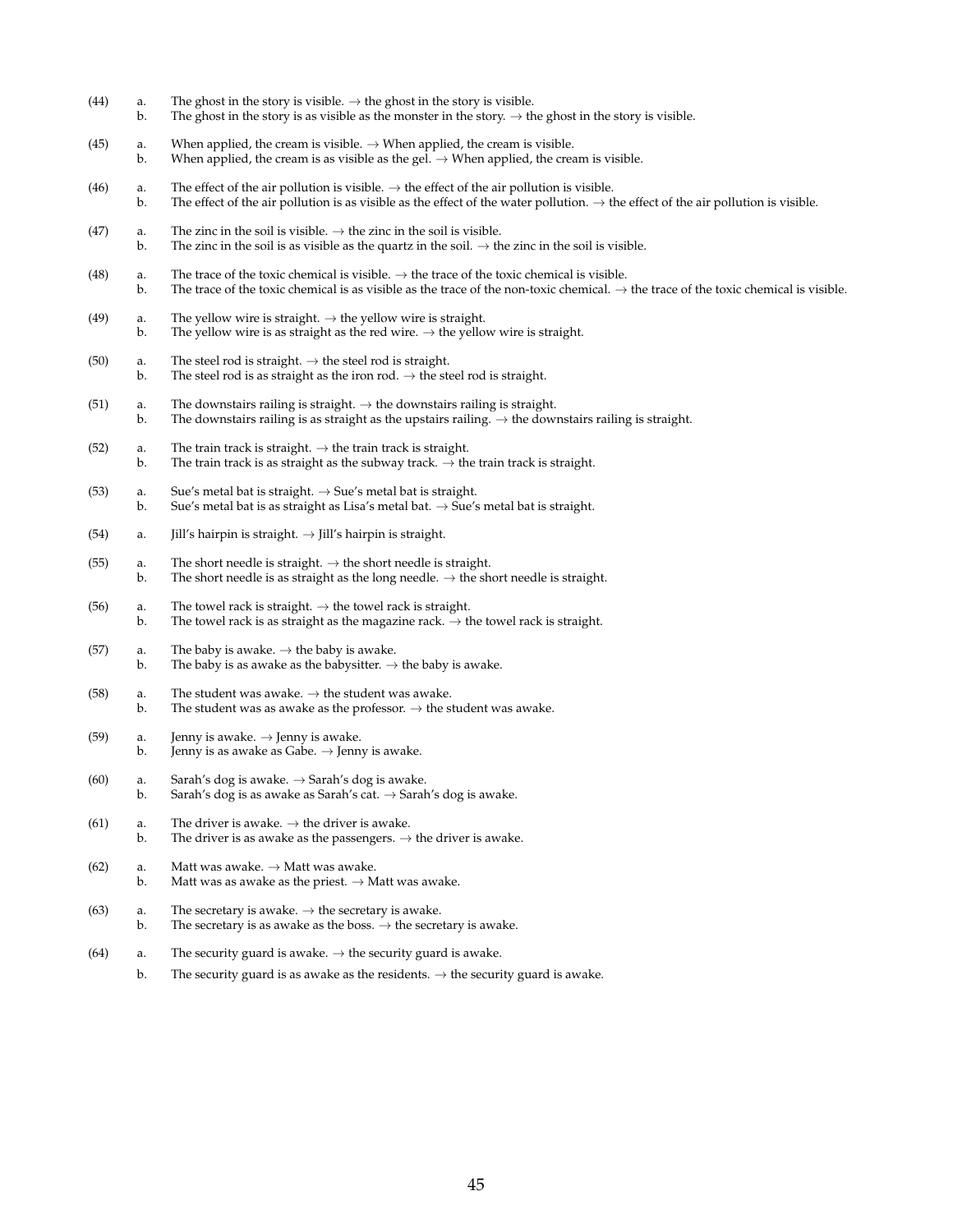(44) a. The ghost in the story is visible. → the ghost in the story is visible.
b. The ghost in the story is as visible as the monster in the story. → the ghost in the story is visible.

(45) a. When applied, the cream is visible. → When applied, the cream is visible.
b. When applied, the cream is as visible as the gel. → When applied, the cream is visible.

(46) a. The effect of the air pollution is visible. → the effect of the air pollution is visible.
b. The effect of the air pollution is as visible as the effect of the water pollution. → the effect of the air pollution is visible.

(47) a. The zinc in the soil is visible. → the zinc in the soil is visible.
b. The zinc in the soil is as visible as the quartz in the soil. → the zinc in the soil is visible.

(48) a. The trace of the toxic chemical is visible. → the trace of the toxic chemical is visible.
b. The trace of the toxic chemical is as visible as the trace of the non-toxic chemical. → the trace of the toxic chemical is visible.

(49) a. The yellow wire is straight. → the yellow wire is straight.
b. The yellow wire is as straight as the red wire. → the yellow wire is straight.

(50) a. The steel rod is straight. → the steel rod is straight.
b. The steel rod is as straight as the iron rod. → the steel rod is straight.

(51) a. The downstairs railing is straight. → the downstairs railing is straight.
b. The downstairs railing is as straight as the upstairs railing. → the downstairs railing is straight.

(52) a. The train track is straight. → the train track is straight.
b. The train track is as straight as the subway track. → the train track is straight.

(53) a. Sue's metal bat is straight. → Sue's metal bat is straight.
b. Sue's metal bat is as straight as Lisa's metal bat. → Sue's metal bat is straight.

(54) a. Jill's hairpin is straight. → Jill's hairpin is straight.

(55) a. The short needle is straight. → the short needle is straight.
b. The short needle is as straight as the long needle. → the short needle is straight.

(56) a. The towel rack is straight. → the towel rack is straight.
b. The towel rack is as straight as the magazine rack. → the towel rack is straight.

(57) a. The baby is awake. → the baby is awake.
b. The baby is as awake as the babysitter. → the baby is awake.

(58) a. The student was awake. → the student was awake.
b. The student was as awake as the professor. → the student was awake.

(59) a. Jenny is awake. → Jenny is awake.
b. Jenny is as awake as Gabe. → Jenny is awake.

(60) a. Sarah's dog is awake. → Sarah's dog is awake.
b. Sarah's dog is as awake as Sarah's cat. → Sarah's dog is awake.

(61) a. The driver is awake. → the driver is awake.
b. The driver is as awake as the passengers. → the driver is awake.

(62) a. Matt was awake. → Matt was awake.
b. Matt was as awake as the priest. → Matt was awake.

(63) a. The secretary is awake. → the secretary is awake.
b. The secretary is as awake as the boss. → the secretary is awake.

(64) a. The security guard is awake. → the security guard is awake.
b. The security guard is as awake as the residents. → the security guard is awake.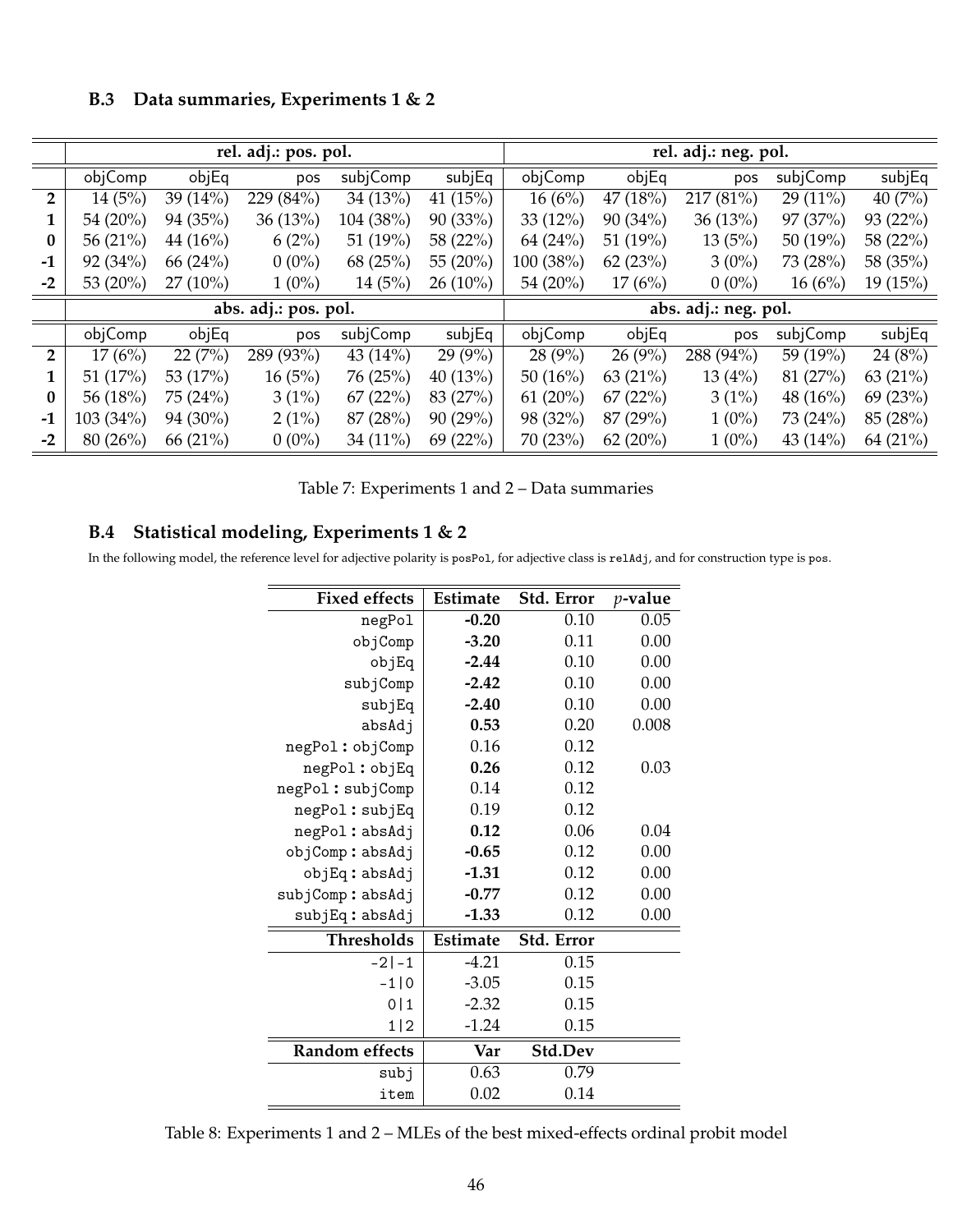### B.3 Data summaries, Experiments 1 & 2

| | rel. adj.: pos. pol. | | | | | rel. adj.: neg. pol. | | | | |
|---|---|---|---|---|---|---|---|---|---|---|
| | objComp | objEq | pos | subjComp | subjEq | objComp | objEq | pos | subjComp | subjEq |
| **2** | 14 (5%) | 39 (14%) | 229 (84%) | 34 (13%) | 41 (15%) | 16 (6%) | 47 (18%) | 217 (81%) | 29 (11%) | 40 (7%) |
| **1** | 54 (20%) | 94 (35%) | 36 (13%) | 104 (38%) | 90 (33%) | 33 (12%) | 90 (34%) | 36 (13%) | 97 (37%) | 93 (22%) |
| **0** | 56 (21%) | 44 (16%) | 6 (2%) | 51 (19%) | 58 (22%) | 64 (24%) | 51 (19%) | 13 (5%) | 50 (19%) | 58 (22%) |
| **-1** | 92 (34%) | 66 (24%) | 0 (0%) | 68 (25%) | 55 (20%) | 100 (38%) | 62 (23%) | 3 (0%) | 73 (28%) | 58 (35%) |
| **-2** | 53 (20%) | 27 (10%) | 1 (0%) | 14 (5%) | 26 (10%) | 54 (20%) | 17 (6%) | 0 (0%) | 16 (6%) | 19 (15%) |
| | **abs. adj.: pos. pol.** | | | | | **abs. adj.: neg. pol.** | | | | |
| | objComp | objEq | pos | subjComp | subjEq | objComp | objEq | pos | subjComp | subjEq |
| **2** | 17 (6%) | 22 (7%) | 289 (93%) | 43 (14%) | 29 (9%) | 28 (9%) | 26 (9%) | 288 (94%) | 59 (19%) | 24 (8%) |
| **1** | 51 (17%) | 53 (17%) | 16 (5%) | 76 (25%) | 40 (13%) | 50 (16%) | 63 (21%) | 13 (4%) | 81 (27%) | 63 (21%) |
| **0** | 56 (18%) | 75 (24%) | 3 (1%) | 67 (22%) | 83 (27%) | 61 (20%) | 67 (22%) | 3 (1%) | 48 (16%) | 69 (23%) |
| **-1** | 103 (34%) | 94 (30%) | 2 (1%) | 87 (28%) | 90 (29%) | 98 (32%) | 87 (29%) | 1 (0%) | 73 (24%) | 85 (28%) |
| **-2** | 80 (26%) | 66 (21%) | 0 (0%) | 34 (11%) | 69 (22%) | 70 (23%) | 62 (20%) | 1 (0%) | 43 (14%) | 64 (21%) |

Table 7: Experiments 1 and 2 – Data summaries

### B.4 Statistical modeling, Experiments 1 & 2

In the following model, the reference level for adjective polarity is posPol, for adjective class is relAdj, and for construction type is pos.

| Fixed effects | Estimate | Std. Error | $p$-value |
|---|---|---|---|
| negPol | **-0.20** | 0.10 | 0.05 |
| objComp | **-3.20** | 0.11 | 0.00 |
| objEq | **-2.44** | 0.10 | 0.00 |
| subjComp | **-2.42** | 0.10 | 0.00 |
| subjEq | **-2.40** | 0.10 | 0.00 |
| absAdj | **0.53** | 0.20 | 0.008 |
| negPol : objComp | 0.16 | 0.12 | |
| negPol : objEq | **0.26** | 0.12 | 0.03 |
| negPol : subjComp | 0.14 | 0.12 | |
| negPol : subjEq | 0.19 | 0.12 | |
| negPol : absAdj | **0.12** | 0.06 | 0.04 |
| objComp : absAdj | **-0.65** | 0.12 | 0.00 |
| objEq : absAdj | **-1.31** | 0.12 | 0.00 |
| subjComp : absAdj | **-0.77** | 0.12 | 0.00 |
| subjEq : absAdj | **-1.33** | 0.12 | 0.00 |
| **Thresholds** | **Estimate** | **Std. Error** | |
| -2\|-1 | -4.21 | 0.15 | |
| -1\|0 | -3.05 | 0.15 | |
| 0\|1 | -2.32 | 0.15 | |
| 1\|2 | -1.24 | 0.15 | |
| **Random effects** | **Var** | **Std.Dev** | |
| subj | 0.63 | 0.79 | |
| item | 0.02 | 0.14 | |

Table 8: Experiments 1 and 2 – MLEs of the best mixed-effects ordinal probit model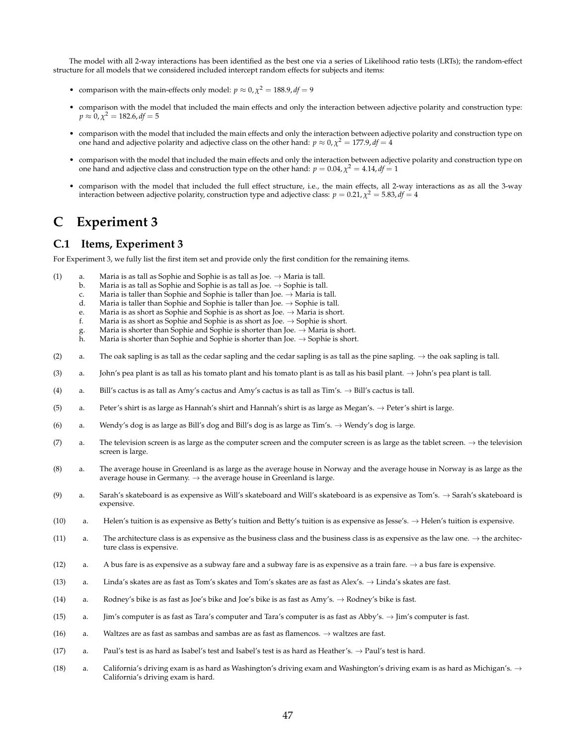The model with all 2-way interactions has been identified as the best one via a series of Likelihood ratio tests (LRTs); the random-effect structure for all models that we considered included intercept random effects for subjects and items:

- comparison with the main-effects only model: $p \approx 0, \chi^2 = 188.9, df = 9$
- comparison with the model that included the main effects and only the interaction between adjective polarity and construction type: $p \approx 0, \chi^2 = 182.6, df = 5$
- comparison with the model that included the main effects and only the interaction between adjective polarity and construction type on one hand and adjective polarity and adjective class on the other hand: $p \approx 0, \chi^2 = 177.9, df = 4$
- comparison with the model that included the main effects and only the interaction between adjective polarity and construction type on one hand and adjective class and construction type on the other hand: $p = 0.04, \chi^2 = 4.14, df = 1$
- comparison with the model that included the full effect structure, i.e., the main effects, all 2-way interactions as as all the 3-way interaction between adjective polarity, construction type and adjective class: $p = 0.21, \chi^2 = 5.83, df = 4$

# C Experiment 3

## C.1 Items, Experiment 3

For Experiment 3, we fully list the first item set and provide only the first condition for the remaining items.

(1)
a. Maria is as tall as Sophie and Sophie is as tall as Joe. → Maria is tall.
b. Maria is as tall as Sophie and Sophie is as tall as Joe. → Sophie is tall.
c. Maria is taller than Sophie and Sophie is taller than Joe. → Maria is tall.
d. Maria is taller than Sophie and Sophie is taller than Joe. → Sophie is tall.
e. Maria is as short as Sophie and Sophie is as short as Joe. → Maria is short.
f. Maria is as short as Sophie and Sophie is as short as Joe. → Sophie is short.
g. Maria is shorter than Sophie and Sophie is shorter than Joe. → Maria is short.
h. Maria is shorter than Sophie and Sophie is shorter than Joe. → Sophie is short.

(2) a. The oak sapling is as tall as the cedar sapling and the cedar sapling is as tall as the pine sapling. → the oak sapling is tall.

(3) a. John's pea plant is as tall as his tomato plant and his tomato plant is as tall as his basil plant. → John's pea plant is tall.

(4) a. Bill's cactus is as tall as Amy's cactus and Amy's cactus is as tall as Tim's. → Bill's cactus is tall.

(5) a. Peter's shirt is as large as Hannah's shirt and Hannah's shirt is as large as Megan's. → Peter's shirt is large.

(6) a. Wendy's dog is as large as Bill's dog and Bill's dog is as large as Tim's. → Wendy's dog is large.

(7) a. The television screen is as large as the computer screen and the computer screen is as large as the tablet screen. → the television screen is large.

(8) a. The average house in Greenland is as large as the average house in Norway and the average house in Norway is as large as the average house in Germany. → the average house in Greenland is large.

(9) a. Sarah's skateboard is as expensive as Will's skateboard and Will's skateboard is as expensive as Tom's. → Sarah's skateboard is expensive.

(10) a. Helen's tuition is as expensive as Betty's tuition and Betty's tuition is as expensive as Jesse's. → Helen's tuition is expensive.

(11) a. The architecture class is as expensive as the business class and the business class is as expensive as the law one. → the architecture class is expensive.

(12) a. A bus fare is as expensive as a subway fare and a subway fare is as expensive as a train fare. → a bus fare is expensive.

(13) a. Linda's skates are as fast as Tom's skates and Tom's skates are as fast as Alex's. → Linda's skates are fast.

(14) a. Rodney's bike is as fast as Joe's bike and Joe's bike is as fast as Amy's. → Rodney's bike is fast.

(15) a. Jim's computer is as fast as Tara's computer and Tara's computer is as fast as Abby's. → Jim's computer is fast.

(16) a. Waltzes are as fast as sambas and sambas are as fast as flamencos. → waltzes are fast.

(17) a. Paul's test is as hard as Isabel's test and Isabel's test is as hard as Heather's. → Paul's test is hard.

(18) a. California's driving exam is as hard as Washington's driving exam and Washington's driving exam is as hard as Michigan's. → California's driving exam is hard.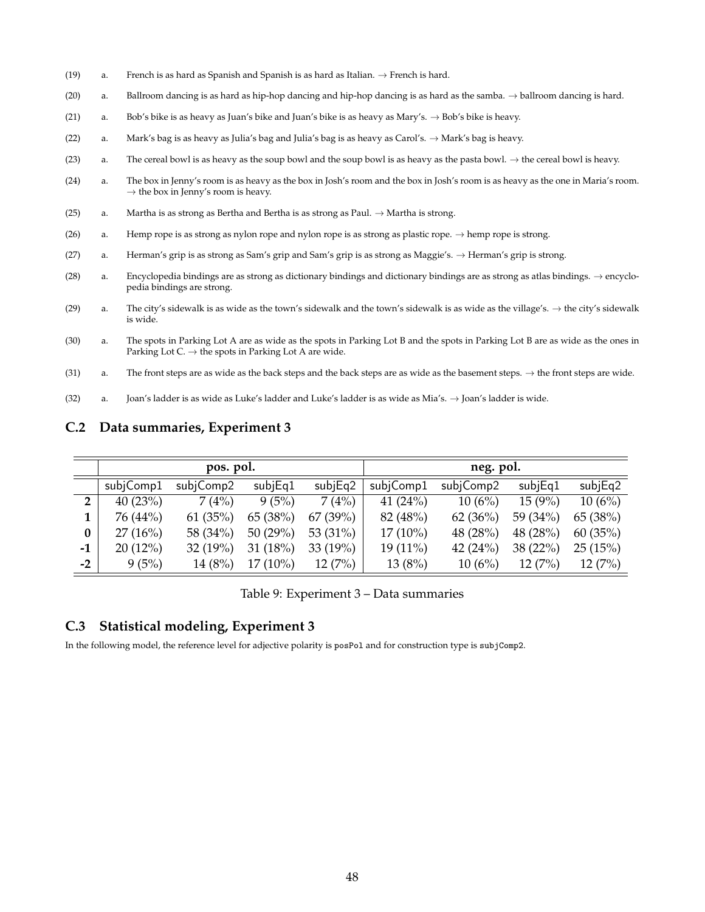(19) a. French is as hard as Spanish and Spanish is as hard as Italian. → French is hard.

(20) a. Ballroom dancing is as hard as hip-hop dancing and hip-hop dancing is as hard as the samba. → ballroom dancing is hard.

(21) a. Bob's bike is as heavy as Juan's bike and Juan's bike is as heavy as Mary's. → Bob's bike is heavy.

(22) a. Mark's bag is as heavy as Julia's bag and Julia's bag is as heavy as Carol's. → Mark's bag is heavy.

(23) a. The cereal bowl is as heavy as the soup bowl and the soup bowl is as heavy as the pasta bowl. → the cereal bowl is heavy.

(24) a. The box in Jenny's room is as heavy as the box in Josh's room and the box in Josh's room is as heavy as the one in Maria's room. → the box in Jenny's room is heavy.

(25) a. Martha is as strong as Bertha and Bertha is as strong as Paul. → Martha is strong.

(26) a. Hemp rope is as strong as nylon rope and nylon rope is as strong as plastic rope. → hemp rope is strong.

(27) a. Herman's grip is as strong as Sam's grip and Sam's grip is as strong as Maggie's. → Herman's grip is strong.

(28) a. Encyclopedia bindings are as strong as dictionary bindings and dictionary bindings are as strong as atlas bindings. → encyclopedia bindings are strong.

(29) a. The city's sidewalk is as wide as the town's sidewalk and the town's sidewalk is as wide as the village's. → the city's sidewalk is wide.

(30) a. The spots in Parking Lot A are as wide as the spots in Parking Lot B and the spots in Parking Lot B are as wide as the ones in Parking Lot C. → the spots in Parking Lot A are wide.

(31) a. The front steps are as wide as the back steps and the back steps are as wide as the basement steps. → the front steps are wide.

(32) a. Joan's ladder is as wide as Luke's ladder and Luke's ladder is as wide as Mia's. → Joan's ladder is wide.

## C.2 Data summaries, Experiment 3

| | **pos. pol.** | | | | **neg. pol.** | | | |
|---|---|---|---|---|---|---|---|---|
| | subjComp1 | subjComp2 | subjEq1 | subjEq2 | subjComp1 | subjComp2 | subjEq1 | subjEq2 |
| **2** | 40 (23%) | 7 (4%) | 9 (5%) | 7 (4%) | 41 (24%) | 10 (6%) | 15 (9%) | 10 (6%) |
| **1** | 76 (44%) | 61 (35%) | 65 (38%) | 67 (39%) | 82 (48%) | 62 (36%) | 59 (34%) | 65 (38%) |
| **0** | 27 (16%) | 58 (34%) | 50 (29%) | 53 (31%) | 17 (10%) | 48 (28%) | 48 (28%) | 60 (35%) |
| **-1** | 20 (12%) | 32 (19%) | 31 (18%) | 33 (19%) | 19 (11%) | 42 (24%) | 38 (22%) | 25 (15%) |
| **-2** | 9 (5%) | 14 (8%) | 17 (10%) | 12 (7%) | 13 (8%) | 10 (6%) | 12 (7%) | 12 (7%) |

Table 9: Experiment 3 – Data summaries

## C.3 Statistical modeling, Experiment 3

In the following model, the reference level for adjective polarity is `posPol` and for construction type is `subjComp2`.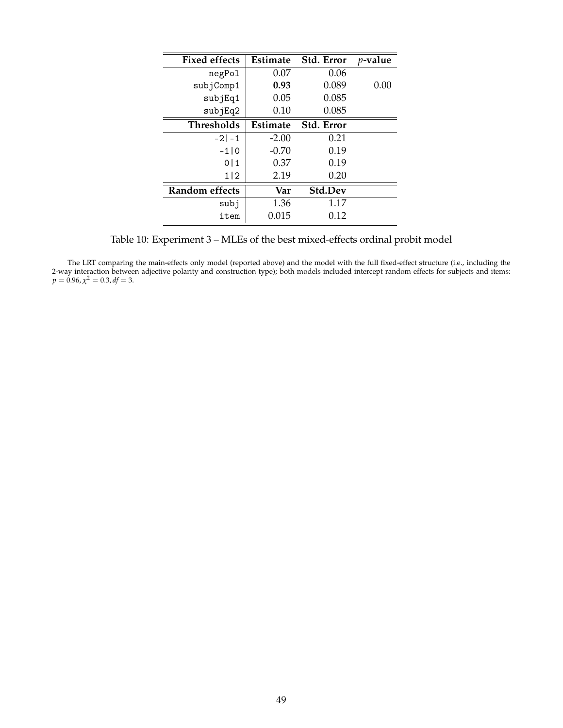| **Fixed effects** | **Estimate** | **Std. Error** | ***p*-value** |
|---|---|---|---|
| negPol | 0.07 | 0.06 | |
| subjComp1 | **0.93** | 0.089 | 0.00 |
| subjEq1 | 0.05 | 0.085 | |
| subjEq2 | 0.10 | 0.085 | |
| **Thresholds** | **Estimate** | **Std. Error** | |
| -2\|-1 | -2.00 | 0.21 | |
| -1\|0 | -0.70 | 0.19 | |
| 0\|1 | 0.37 | 0.19 | |
| 1\|2 | 2.19 | 0.20 | |
| **Random effects** | **Var** | **Std.Dev** | |
| subj | 1.36 | 1.17 | |
| item | 0.015 | 0.12 | |

Table 10: Experiment 3 – MLEs of the best mixed-effects ordinal probit model

The LRT comparing the main-effects only model (reported above) and the model with the full fixed-effect structure (i.e., including the 2-way interaction between adjective polarity and construction type); both models included intercept random effects for subjects and items: $p = 0.96, \chi^2 = 0.3, df = 3$.